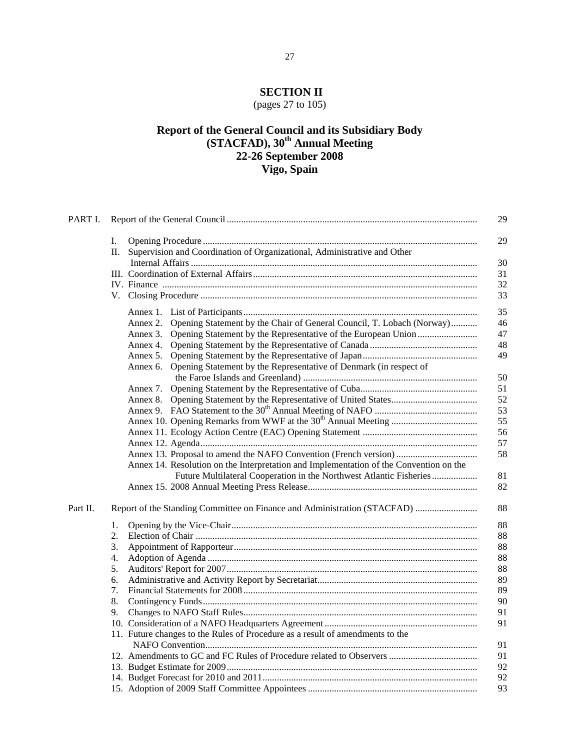# SECTION II

(pages 27 to 105)

## Report of the General Council and its Subsidiary Body (STACFAD), 30th Annual Meeting
## 22-26 September 2008
## Vigo, Spain

| | | |
|---|---|---|
| PART I. | Report of the General Council | 29 |
| | I. Opening Procedure | 29 |
| | II. Supervision and Coordination of Organizational, Administrative and Other Internal Affairs | 30 |
| | III. Coordination of External Affairs | 31 |
| | IV. Finance | 32 |
| | V. Closing Procedure | 33 |
| | Annex 1. List of Participants | 35 |
| | Annex 2. Opening Statement by the Chair of General Council, T. Lobach (Norway) | 46 |
| | Annex 3. Opening Statement by the Representative of the European Union | 47 |
| | Annex 4. Opening Statement by the Representative of Canada | 48 |
| | Annex 5. Opening Statement by the Representative of Japan | 49 |
| | Annex 6. Opening Statement by the Representative of Denmark (in respect of the Faroe Islands and Greenland) | 50 |
| | Annex 7. Opening Statement by the Representative of Cuba | 51 |
| | Annex 8. Opening Statement by the Representative of United States | 52 |
| | Annex 9. FAO Statement to the 30th Annual Meeting of NAFO | 53 |
| | Annex 10. Opening Remarks from WWF at the 30th Annual Meeting | 55 |
| | Annex 11. Ecology Action Centre (EAC) Opening Statement | 56 |
| | Annex 12. Agenda | 57 |
| | Annex 13. Proposal to amend the NAFO Convention (French version) | 58 |
| | Annex 14. Resolution on the Interpretation and Implementation of the Convention on the Future Multilateral Cooperation in the Northwest Atlantic Fisheries | 81 |
| | Annex 15. 2008 Annual Meeting Press Release | 82 |
| Part II. | Report of the Standing Committee on Finance and Administration (STACFAD) | 88 |
| | 1. Opening by the Vice-Chair | 88 |
| | 2. Election of Chair | 88 |
| | 3. Appointment of Rapporteur | 88 |
| | 4. Adoption of Agenda | 88 |
| | 5. Auditors' Report for 2007 | 88 |
| | 6. Administrative and Activity Report by Secretariat | 89 |
| | 7. Financial Statements for 2008 | 89 |
| | 8. Contingency Funds | 90 |
| | 9. Changes to NAFO Staff Rules | 91 |
| | 10. Consideration of a NAFO Headquarters Agreement | 91 |
| | 11. Future changes to the Rules of Procedure as a result of amendments to the NAFO Convention | 91 |
| | 12. Amendments to GC and FC Rules of Procedure related to Observers | 91 |
| | 13. Budget Estimate for 2009 | 92 |
| | 14. Budget Forecast for 2010 and 2011 | 92 |
| | 15. Adoption of 2009 Staff Committee Appointees | 93 |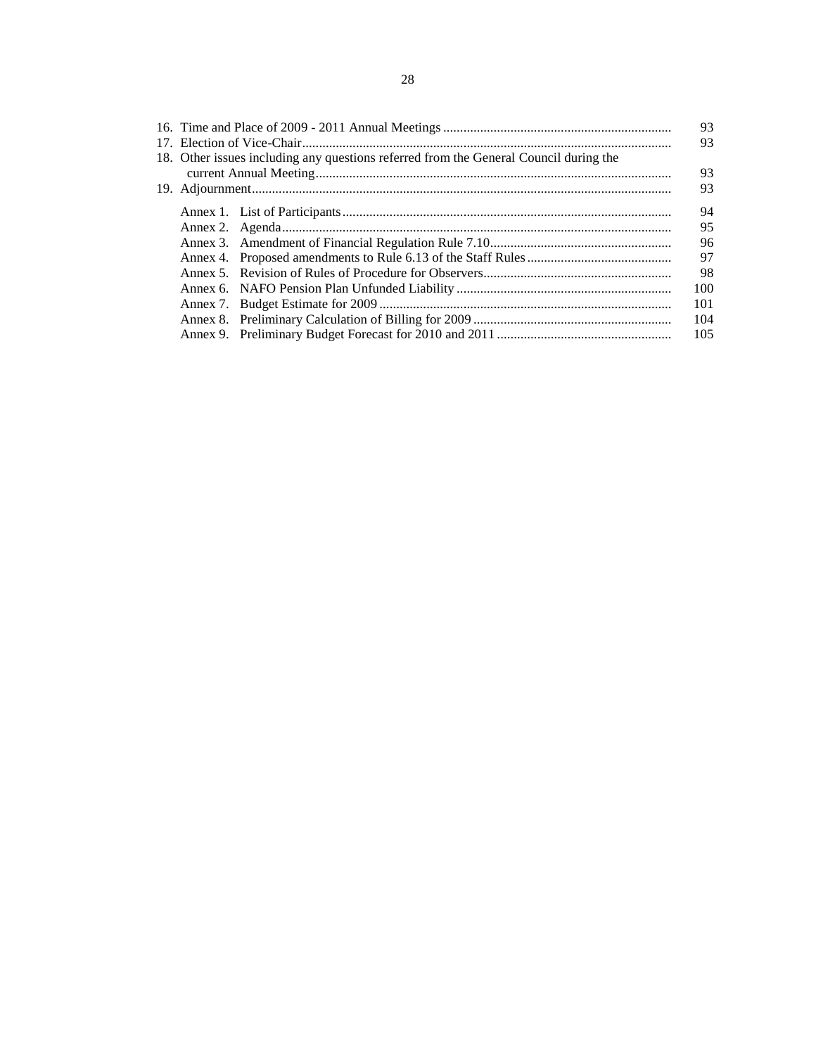| | |
|---|---|
| 16. Time and Place of 2009 - 2011 Annual Meetings | 93 |
| 17. Election of Vice-Chair | 93 |
| 18. Other issues including any questions referred from the General Council during the current Annual Meeting | 93 |
| 19. Adjournment | 93 |
| Annex 1. List of Participants | 94 |
| Annex 2. Agenda | 95 |
| Annex 3. Amendment of Financial Regulation Rule 7.10 | 96 |
| Annex 4. Proposed amendments to Rule 6.13 of the Staff Rules | 97 |
| Annex 5. Revision of Rules of Procedure for Observers | 98 |
| Annex 6. NAFO Pension Plan Unfunded Liability | 100 |
| Annex 7. Budget Estimate for 2009 | 101 |
| Annex 8. Preliminary Calculation of Billing for 2009 | 104 |
| Annex 9. Preliminary Budget Forecast for 2010 and 2011 | 105 |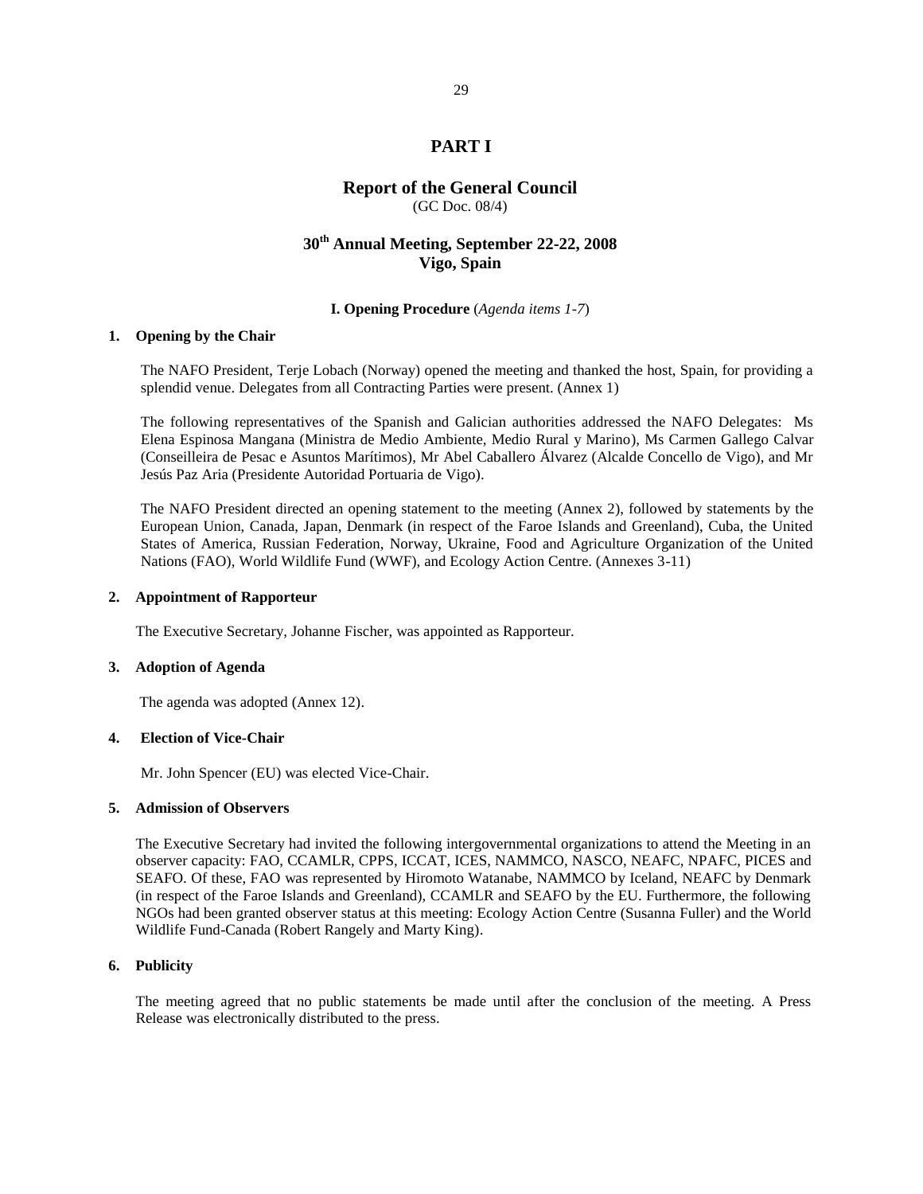# PART I

## Report of the General Council

(GC Doc. 08/4)

## 30th Annual Meeting, September 22-22, 2008
## Vigo, Spain

**I. Opening Procedure** (*Agenda items 1-7*)

### 1. Opening by the Chair

The NAFO President, Terje Lobach (Norway) opened the meeting and thanked the host, Spain, for providing a splendid venue. Delegates from all Contracting Parties were present. (Annex 1)

The following representatives of the Spanish and Galician authorities addressed the NAFO Delegates: Ms Elena Espinosa Mangana (Ministra de Medio Ambiente, Medio Rural y Marino), Ms Carmen Gallego Calvar (Conseilleira de Pesac e Asuntos Marítimos), Mr Abel Caballero Álvarez (Alcalde Concello de Vigo), and Mr Jesús Paz Aria (Presidente Autoridad Portuaria de Vigo).

The NAFO President directed an opening statement to the meeting (Annex 2), followed by statements by the European Union, Canada, Japan, Denmark (in respect of the Faroe Islands and Greenland), Cuba, the United States of America, Russian Federation, Norway, Ukraine, Food and Agriculture Organization of the United Nations (FAO), World Wildlife Fund (WWF), and Ecology Action Centre. (Annexes 3-11)

### 2. Appointment of Rapporteur

The Executive Secretary, Johanne Fischer, was appointed as Rapporteur.

### 3. Adoption of Agenda

The agenda was adopted (Annex 12).

### 4. Election of Vice-Chair

Mr. John Spencer (EU) was elected Vice-Chair.

### 5. Admission of Observers

The Executive Secretary had invited the following intergovernmental organizations to attend the Meeting in an observer capacity: FAO, CCAMLR, CPPS, ICCAT, ICES, NAMMCO, NASCO, NEAFC, NPAFC, PICES and SEAFO. Of these, FAO was represented by Hiromoto Watanabe, NAMMCO by Iceland, NEAFC by Denmark (in respect of the Faroe Islands and Greenland), CCAMLR and SEAFO by the EU. Furthermore, the following NGOs had been granted observer status at this meeting: Ecology Action Centre (Susanna Fuller) and the World Wildlife Fund-Canada (Robert Rangely and Marty King).

### 6. Publicity

The meeting agreed that no public statements be made until after the conclusion of the meeting. A Press Release was electronically distributed to the press.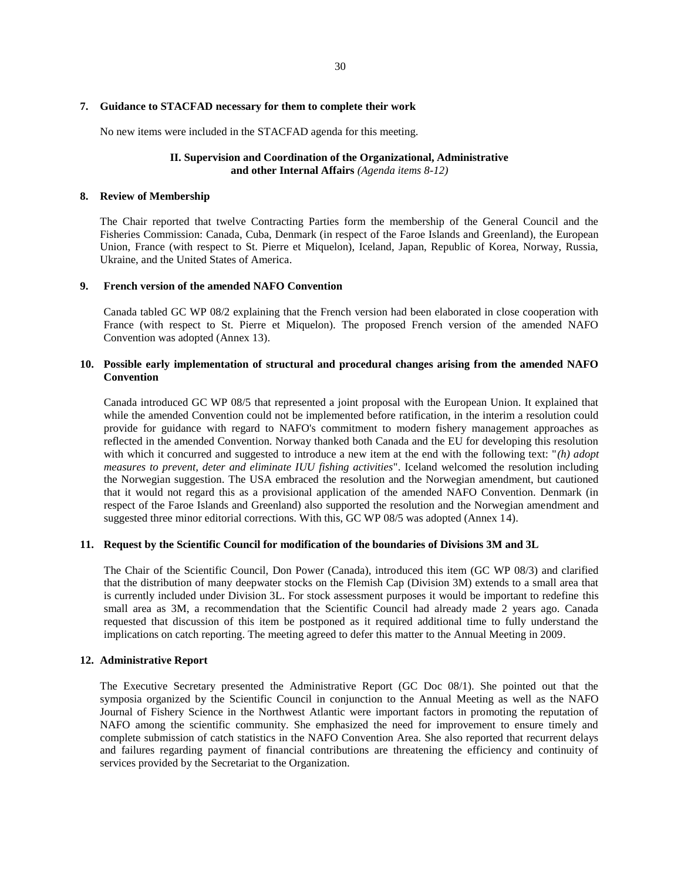### 7. Guidance to STACFAD necessary for them to complete their work

No new items were included in the STACFAD agenda for this meeting.

## II. Supervision and Coordination of the Organizational, Administrative and other Internal Affairs *(Agenda items 8-12)*

### 8. Review of Membership

The Chair reported that twelve Contracting Parties form the membership of the General Council and the Fisheries Commission: Canada, Cuba, Denmark (in respect of the Faroe Islands and Greenland), the European Union, France (with respect to St. Pierre et Miquelon), Iceland, Japan, Republic of Korea, Norway, Russia, Ukraine, and the United States of America.

### 9. French version of the amended NAFO Convention

Canada tabled GC WP 08/2 explaining that the French version had been elaborated in close cooperation with France (with respect to St. Pierre et Miquelon). The proposed French version of the amended NAFO Convention was adopted (Annex 13).

### 10. Possible early implementation of structural and procedural changes arising from the amended NAFO Convention

Canada introduced GC WP 08/5 that represented a joint proposal with the European Union. It explained that while the amended Convention could not be implemented before ratification, in the interim a resolution could provide for guidance with regard to NAFO's commitment to modern fishery management approaches as reflected in the amended Convention. Norway thanked both Canada and the EU for developing this resolution with which it concurred and suggested to introduce a new item at the end with the following text: "*(h) adopt measures to prevent, deter and eliminate IUU fishing activities*". Iceland welcomed the resolution including the Norwegian suggestion. The USA embraced the resolution and the Norwegian amendment, but cautioned that it would not regard this as a provisional application of the amended NAFO Convention. Denmark (in respect of the Faroe Islands and Greenland) also supported the resolution and the Norwegian amendment and suggested three minor editorial corrections. With this, GC WP 08/5 was adopted (Annex 14).

### 11. Request by the Scientific Council for modification of the boundaries of Divisions 3M and 3L

The Chair of the Scientific Council, Don Power (Canada), introduced this item (GC WP 08/3) and clarified that the distribution of many deepwater stocks on the Flemish Cap (Division 3M) extends to a small area that is currently included under Division 3L. For stock assessment purposes it would be important to redefine this small area as 3M, a recommendation that the Scientific Council had already made 2 years ago. Canada requested that discussion of this item be postponed as it required additional time to fully understand the implications on catch reporting. The meeting agreed to defer this matter to the Annual Meeting in 2009.

### 12. Administrative Report

The Executive Secretary presented the Administrative Report (GC Doc 08/1). She pointed out that the symposia organized by the Scientific Council in conjunction to the Annual Meeting as well as the NAFO Journal of Fishery Science in the Northwest Atlantic were important factors in promoting the reputation of NAFO among the scientific community. She emphasized the need for improvement to ensure timely and complete submission of catch statistics in the NAFO Convention Area. She also reported that recurrent delays and failures regarding payment of financial contributions are threatening the efficiency and continuity of services provided by the Secretariat to the Organization.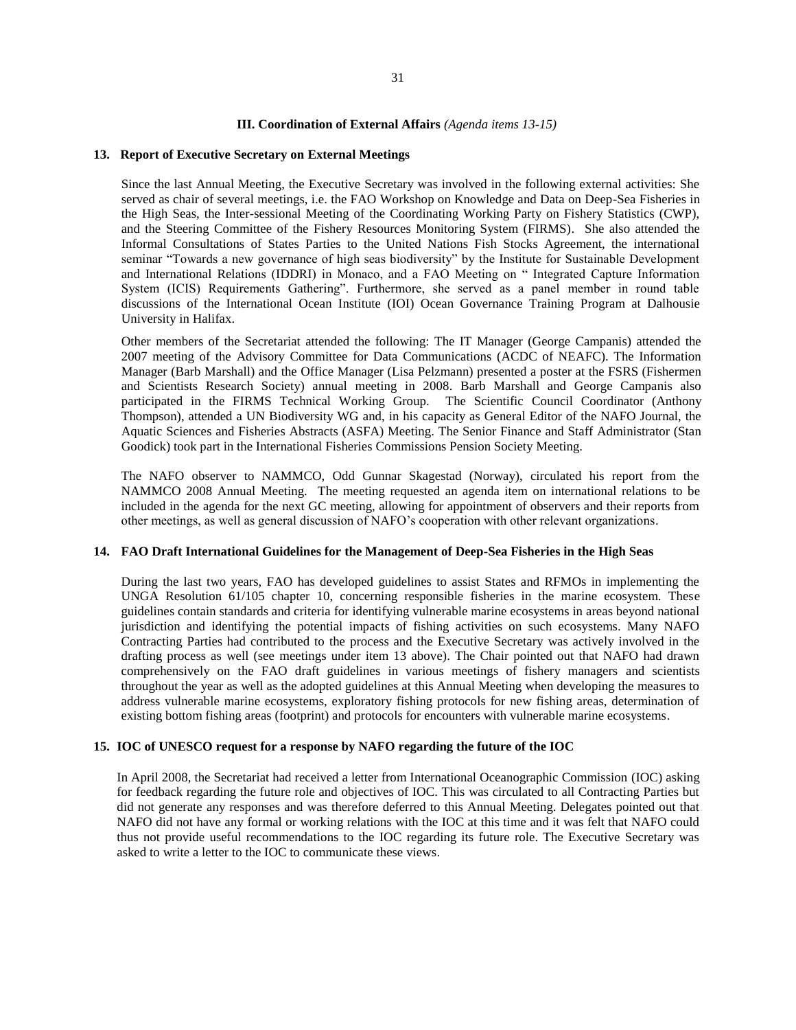## III. Coordination of External Affairs *(Agenda items 13-15)*

### 13. Report of Executive Secretary on External Meetings

Since the last Annual Meeting, the Executive Secretary was involved in the following external activities: She served as chair of several meetings, i.e. the FAO Workshop on Knowledge and Data on Deep-Sea Fisheries in the High Seas, the Inter-sessional Meeting of the Coordinating Working Party on Fishery Statistics (CWP), and the Steering Committee of the Fishery Resources Monitoring System (FIRMS). She also attended the Informal Consultations of States Parties to the United Nations Fish Stocks Agreement, the international seminar "Towards a new governance of high seas biodiversity" by the Institute for Sustainable Development and International Relations (IDDRI) in Monaco, and a FAO Meeting on " Integrated Capture Information System (ICIS) Requirements Gathering". Furthermore, she served as a panel member in round table discussions of the International Ocean Institute (IOI) Ocean Governance Training Program at Dalhousie University in Halifax.

Other members of the Secretariat attended the following: The IT Manager (George Campanis) attended the 2007 meeting of the Advisory Committee for Data Communications (ACDC of NEAFC). The Information Manager (Barb Marshall) and the Office Manager (Lisa Pelzmann) presented a poster at the FSRS (Fishermen and Scientists Research Society) annual meeting in 2008. Barb Marshall and George Campanis also participated in the FIRMS Technical Working Group. The Scientific Council Coordinator (Anthony Thompson), attended a UN Biodiversity WG and, in his capacity as General Editor of the NAFO Journal, the Aquatic Sciences and Fisheries Abstracts (ASFA) Meeting. The Senior Finance and Staff Administrator (Stan Goodick) took part in the International Fisheries Commissions Pension Society Meeting.

The NAFO observer to NAMMCO, Odd Gunnar Skagestad (Norway), circulated his report from the NAMMCO 2008 Annual Meeting. The meeting requested an agenda item on international relations to be included in the agenda for the next GC meeting, allowing for appointment of observers and their reports from other meetings, as well as general discussion of NAFO's cooperation with other relevant organizations.

### 14. FAO Draft International Guidelines for the Management of Deep-Sea Fisheries in the High Seas

During the last two years, FAO has developed guidelines to assist States and RFMOs in implementing the UNGA Resolution 61/105 chapter 10, concerning responsible fisheries in the marine ecosystem. These guidelines contain standards and criteria for identifying vulnerable marine ecosystems in areas beyond national jurisdiction and identifying the potential impacts of fishing activities on such ecosystems. Many NAFO Contracting Parties had contributed to the process and the Executive Secretary was actively involved in the drafting process as well (see meetings under item 13 above). The Chair pointed out that NAFO had drawn comprehensively on the FAO draft guidelines in various meetings of fishery managers and scientists throughout the year as well as the adopted guidelines at this Annual Meeting when developing the measures to address vulnerable marine ecosystems, exploratory fishing protocols for new fishing areas, determination of existing bottom fishing areas (footprint) and protocols for encounters with vulnerable marine ecosystems.

### 15. IOC of UNESCO request for a response by NAFO regarding the future of the IOC

In April 2008, the Secretariat had received a letter from International Oceanographic Commission (IOC) asking for feedback regarding the future role and objectives of IOC. This was circulated to all Contracting Parties but did not generate any responses and was therefore deferred to this Annual Meeting. Delegates pointed out that NAFO did not have any formal or working relations with the IOC at this time and it was felt that NAFO could thus not provide useful recommendations to the IOC regarding its future role. The Executive Secretary was asked to write a letter to the IOC to communicate these views.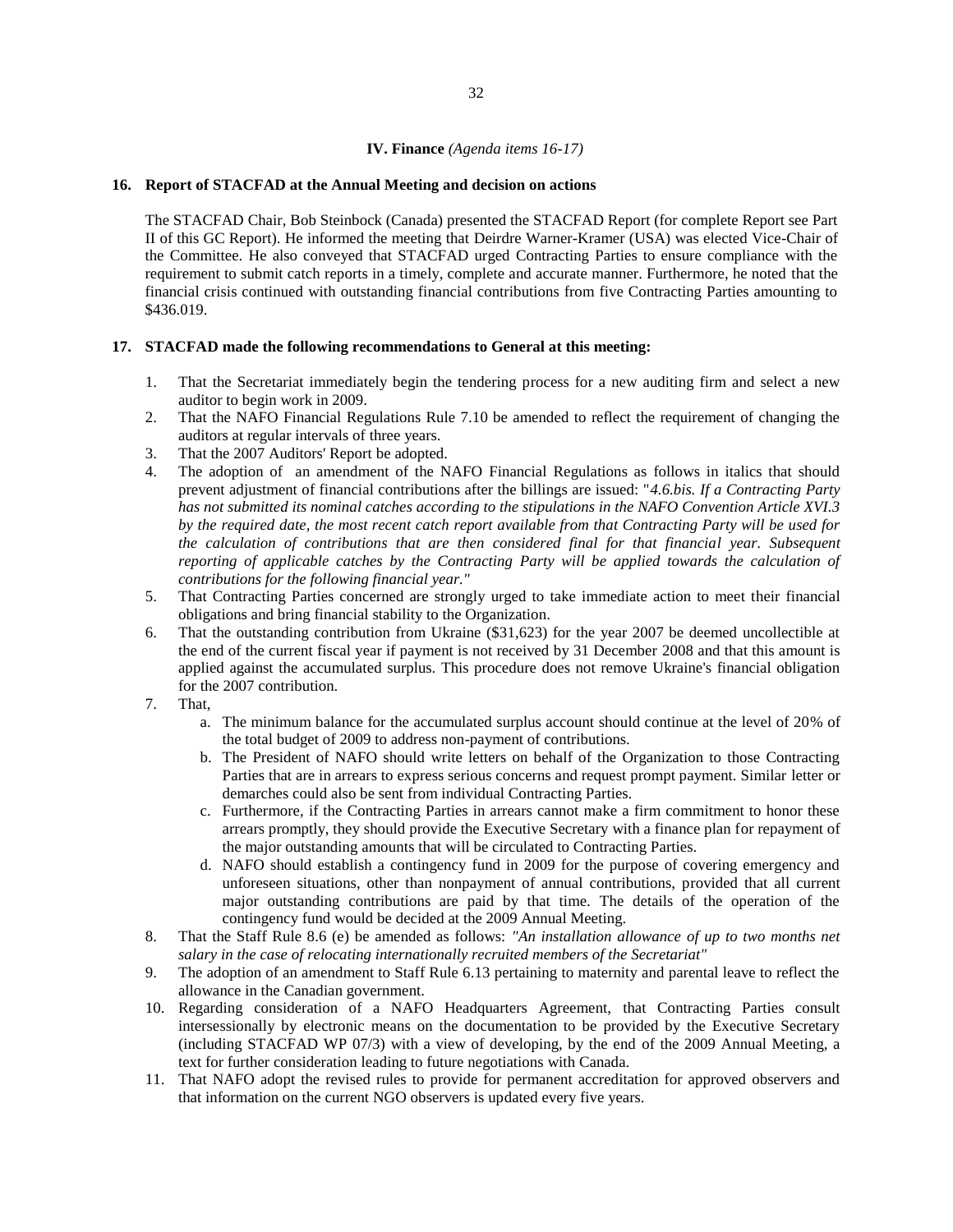## IV. Finance *(Agenda items 16-17)*

### 16. Report of STACFAD at the Annual Meeting and decision on actions

The STACFAD Chair, Bob Steinbock (Canada) presented the STACFAD Report (for complete Report see Part II of this GC Report). He informed the meeting that Deirdre Warner-Kramer (USA) was elected Vice-Chair of the Committee. He also conveyed that STACFAD urged Contracting Parties to ensure compliance with the requirement to submit catch reports in a timely, complete and accurate manner. Furthermore, he noted that the financial crisis continued with outstanding financial contributions from five Contracting Parties amounting to $436.019.

### 17. STACFAD made the following recommendations to General at this meeting:

1. That the Secretariat immediately begin the tendering process for a new auditing firm and select a new auditor to begin work in 2009.
2. That the NAFO Financial Regulations Rule 7.10 be amended to reflect the requirement of changing the auditors at regular intervals of three years.
3. That the 2007 Auditors' Report be adopted.
4. The adoption of an amendment of the NAFO Financial Regulations as follows in italics that should prevent adjustment of financial contributions after the billings are issued: "*4.6.bis. If a Contracting Party has not submitted its nominal catches according to the stipulations in the NAFO Convention Article XVI.3 by the required date, the most recent catch report available from that Contracting Party will be used for the calculation of contributions that are then considered final for that financial year. Subsequent reporting of applicable catches by the Contracting Party will be applied towards the calculation of contributions for the following financial year."*
5. That Contracting Parties concerned are strongly urged to take immediate action to meet their financial obligations and bring financial stability to the Organization.
6. That the outstanding contribution from Ukraine ($31,623) for the year 2007 be deemed uncollectible at the end of the current fiscal year if payment is not received by 31 December 2008 and that this amount is applied against the accumulated surplus. This procedure does not remove Ukraine's financial obligation for the 2007 contribution.
7. That,
    a. The minimum balance for the accumulated surplus account should continue at the level of 20% of the total budget of 2009 to address non-payment of contributions.
    b. The President of NAFO should write letters on behalf of the Organization to those Contracting Parties that are in arrears to express serious concerns and request prompt payment. Similar letter or demarches could also be sent from individual Contracting Parties.
    c. Furthermore, if the Contracting Parties in arrears cannot make a firm commitment to honor these arrears promptly, they should provide the Executive Secretary with a finance plan for repayment of the major outstanding amounts that will be circulated to Contracting Parties.
    d. NAFO should establish a contingency fund in 2009 for the purpose of covering emergency and unforeseen situations, other than nonpayment of annual contributions, provided that all current major outstanding contributions are paid by that time. The details of the operation of the contingency fund would be decided at the 2009 Annual Meeting.
8. That the Staff Rule 8.6 (e) be amended as follows: *"An installation allowance of up to two months net salary in the case of relocating internationally recruited members of the Secretariat"*
9. The adoption of an amendment to Staff Rule 6.13 pertaining to maternity and parental leave to reflect the allowance in the Canadian government.
10. Regarding consideration of a NAFO Headquarters Agreement, that Contracting Parties consult intersessionally by electronic means on the documentation to be provided by the Executive Secretary (including STACFAD WP 07/3) with a view of developing, by the end of the 2009 Annual Meeting, a text for further consideration leading to future negotiations with Canada.
11. That NAFO adopt the revised rules to provide for permanent accreditation for approved observers and that information on the current NGO observers is updated every five years.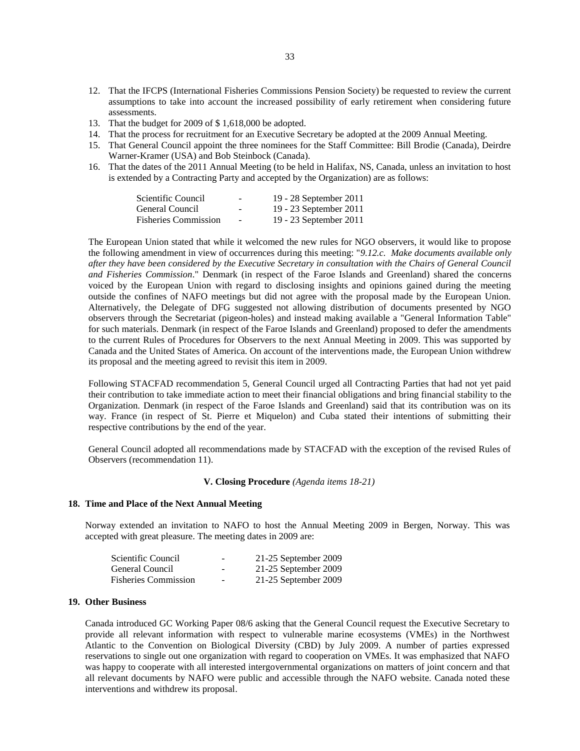12. That the IFCPS (International Fisheries Commissions Pension Society) be requested to review the current assumptions to take into account the increased possibility of early retirement when considering future assessments.
13. That the budget for 2009 of $ 1,618,000 be adopted.
14. That the process for recruitment for an Executive Secretary be adopted at the 2009 Annual Meeting.
15. That General Council appoint the three nominees for the Staff Committee: Bill Brodie (Canada), Deirdre Warner-Kramer (USA) and Bob Steinbock (Canada).
16. That the dates of the 2011 Annual Meeting (to be held in Halifax, NS, Canada, unless an invitation to host is extended by a Contracting Party and accepted by the Organization) are as follows:

| | | |
|---|---|---|
| Scientific Council | - | 19 - 28 September 2011 |
| General Council | - | 19 - 23 September 2011 |
| Fisheries Commission | - | 19 - 23 September 2011 |

The European Union stated that while it welcomed the new rules for NGO observers, it would like to propose the following amendment in view of occurrences during this meeting: "*9.12.c. Make documents available only after they have been considered by the Executive Secretary in consultation with the Chairs of General Council and Fisheries Commission*." Denmark (in respect of the Faroe Islands and Greenland) shared the concerns voiced by the European Union with regard to disclosing insights and opinions gained during the meeting outside the confines of NAFO meetings but did not agree with the proposal made by the European Union. Alternatively, the Delegate of DFG suggested not allowing distribution of documents presented by NGO observers through the Secretariat (pigeon-holes) and instead making available a "General Information Table" for such materials. Denmark (in respect of the Faroe Islands and Greenland) proposed to defer the amendments to the current Rules of Procedures for Observers to the next Annual Meeting in 2009. This was supported by Canada and the United States of America. On account of the interventions made, the European Union withdrew its proposal and the meeting agreed to revisit this item in 2009.

Following STACFAD recommendation 5, General Council urged all Contracting Parties that had not yet paid their contribution to take immediate action to meet their financial obligations and bring financial stability to the Organization. Denmark (in respect of the Faroe Islands and Greenland) said that its contribution was on its way. France (in respect of St. Pierre et Miquelon) and Cuba stated their intentions of submitting their respective contributions by the end of the year.

General Council adopted all recommendations made by STACFAD with the exception of the revised Rules of Observers (recommendation 11).

## V. Closing Procedure *(Agenda items 18-21)*

### 18. Time and Place of the Next Annual Meeting

Norway extended an invitation to NAFO to host the Annual Meeting 2009 in Bergen, Norway. This was accepted with great pleasure. The meeting dates in 2009 are:

| | | |
|---|---|---|
| Scientific Council | - | 21-25 September 2009 |
| General Council | - | 21-25 September 2009 |
| Fisheries Commission | - | 21-25 September 2009 |

### 19. Other Business

Canada introduced GC Working Paper 08/6 asking that the General Council request the Executive Secretary to provide all relevant information with respect to vulnerable marine ecosystems (VMEs) in the Northwest Atlantic to the Convention on Biological Diversity (CBD) by July 2009. A number of parties expressed reservations to single out one organization with regard to cooperation on VMEs. It was emphasized that NAFO was happy to cooperate with all interested intergovernmental organizations on matters of joint concern and that all relevant documents by NAFO were public and accessible through the NAFO website. Canada noted these interventions and withdrew its proposal.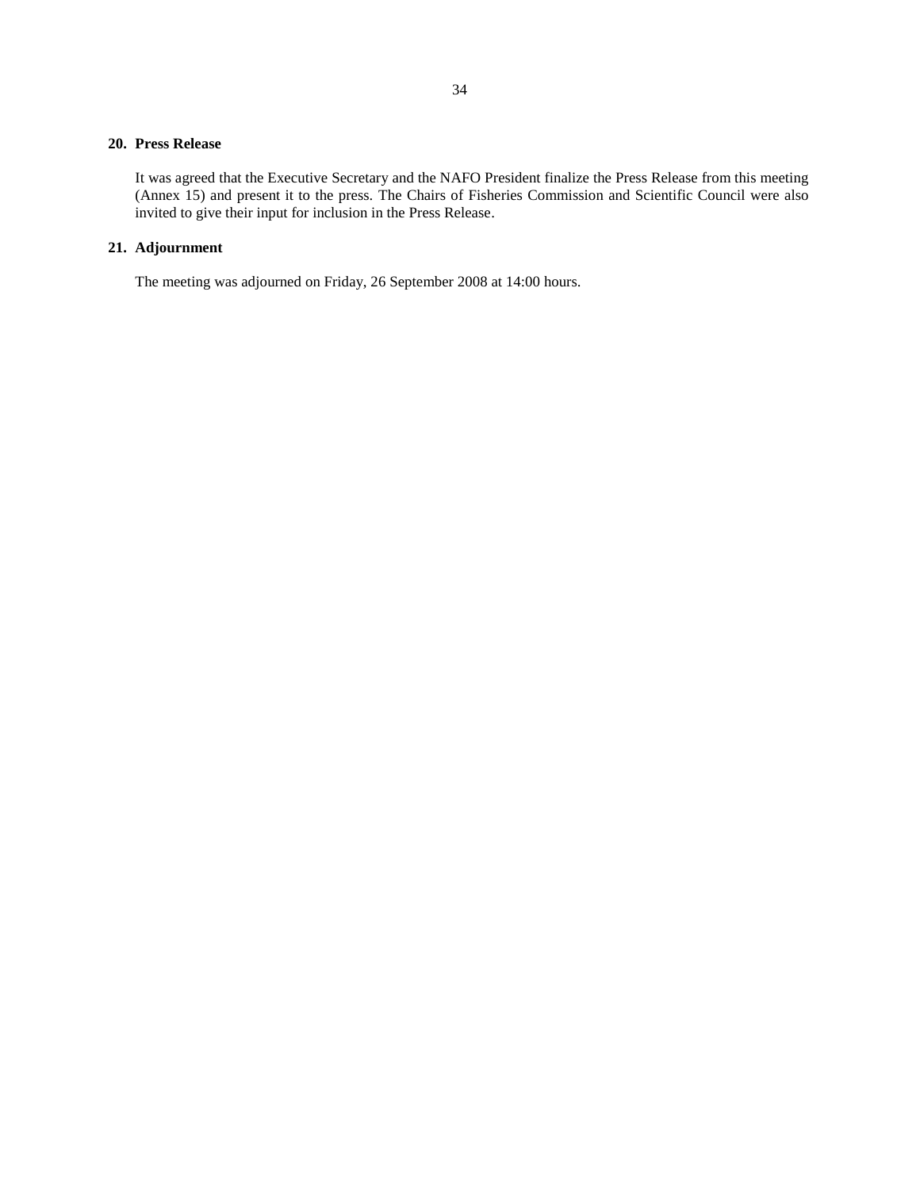## 20. Press Release

It was agreed that the Executive Secretary and the NAFO President finalize the Press Release from this meeting (Annex 15) and present it to the press. The Chairs of Fisheries Commission and Scientific Council were also invited to give their input for inclusion in the Press Release.

## 21. Adjournment

The meeting was adjourned on Friday, 26 September 2008 at 14:00 hours.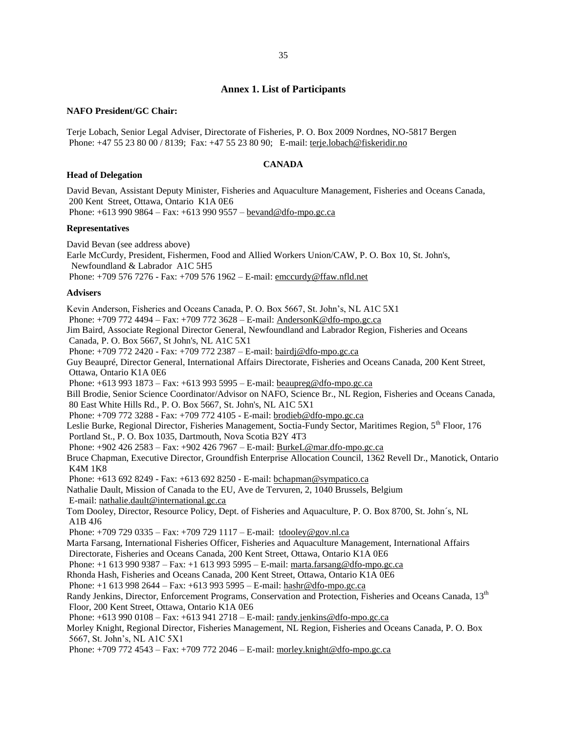## Annex 1. List of Participants

**NAFO President/GC Chair:**

Terje Lobach, Senior Legal Adviser, Directorate of Fisheries, P. O. Box 2009 Nordnes, NO-5817 Bergen
Phone: +47 55 23 80 00 / 8139; Fax: +47 55 23 80 90; E-mail: terje.lobach@fiskeridir.no

### CANADA

**Head of Delegation**

David Bevan, Assistant Deputy Minister, Fisheries and Aquaculture Management, Fisheries and Oceans Canada, 200 Kent Street, Ottawa, Ontario K1A 0E6
Phone: +613 990 9864 – Fax: +613 990 9557 – bevand@dfo-mpo.gc.ca

**Representatives**

David Bevan (see address above)
Earle McCurdy, President, Fishermen, Food and Allied Workers Union/CAW, P. O. Box 10, St. John's, Newfoundland & Labrador A1C 5H5
Phone: +709 576 7276 - Fax: +709 576 1962 – E-mail: emccurdy@ffaw.nfld.net

**Advisers**

Kevin Anderson, Fisheries and Oceans Canada, P. O. Box 5667, St. John's, NL A1C 5X1
Phone: +709 772 4494 – Fax: +709 772 3628 – E-mail: AndersonK@dfo-mpo.gc.ca
Jim Baird, Associate Regional Director General, Newfoundland and Labrador Region, Fisheries and Oceans Canada, P. O. Box 5667, St John's, NL A1C 5X1
Phone: +709 772 2420 - Fax: +709 772 2387 – E-mail: bairdj@dfo-mpo.gc.ca
Guy Beaupré, Director General, International Affairs Directorate, Fisheries and Oceans Canada, 200 Kent Street, Ottawa, Ontario K1A 0E6
Phone: +613 993 1873 – Fax: +613 993 5995 – E-mail: beaupreg@dfo-mpo.gc.ca
Bill Brodie, Senior Science Coordinator/Advisor on NAFO, Science Br., NL Region, Fisheries and Oceans Canada, 80 East White Hills Rd., P. O. Box 5667, St. John's, NL A1C 5X1
Phone: +709 772 3288 - Fax: +709 772 4105 - E-mail: brodieb@dfo-mpo.gc.ca
Leslie Burke, Regional Director, Fisheries Management, Soctia-Fundy Sector, Maritimes Region, 5th Floor, 176 Portland St., P. O. Box 1035, Dartmouth, Nova Scotia B2Y 4T3
Phone: +902 426 2583 – Fax: +902 426 7967 – E-mail: BurkeL@mar.dfo-mpo.gc.ca
Bruce Chapman, Executive Director, Groundfish Enterprise Allocation Council, 1362 Revell Dr., Manotick, Ontario K4M 1K8
Phone: +613 692 8249 - Fax: +613 692 8250 - E-mail: bchapman@sympatico.ca
Nathalie Dault, Mission of Canada to the EU, Ave de Tervuren, 2, 1040 Brussels, Belgium
E-mail: nathalie.dault@international.gc.ca
Tom Dooley, Director, Resource Policy, Dept. of Fisheries and Aquaculture, P. O. Box 8700, St. John´s, NL A1B 4J6
Phone: +709 729 0335 – Fax: +709 729 1117 – E-mail: tdooley@gov.nl.ca
Marta Farsang, International Fisheries Officer, Fisheries and Aquaculture Management, International Affairs Directorate, Fisheries and Oceans Canada, 200 Kent Street, Ottawa, Ontario K1A 0E6
Phone: +1 613 990 9387 – Fax: +1 613 993 5995 – E-mail: marta.farsang@dfo-mpo.gc.ca
Rhonda Hash, Fisheries and Oceans Canada, 200 Kent Street, Ottawa, Ontario K1A 0E6
Phone: +1 613 998 2644 – Fax: +613 993 5995 – E-mail: hashr@dfo-mpo.gc.ca
Randy Jenkins, Director, Enforcement Programs, Conservation and Protection, Fisheries and Oceans Canada, 13th Floor, 200 Kent Street, Ottawa, Ontario K1A 0E6
Phone: +613 990 0108 – Fax: +613 941 2718 – E-mail: randy.jenkins@dfo-mpo.gc.ca
Morley Knight, Regional Director, Fisheries Management, NL Region, Fisheries and Oceans Canada, P. O. Box 5667, St. John's, NL A1C 5X1
Phone: +709 772 4543 – Fax: +709 772 2046 – E-mail: morley.knight@dfo-mpo.gc.ca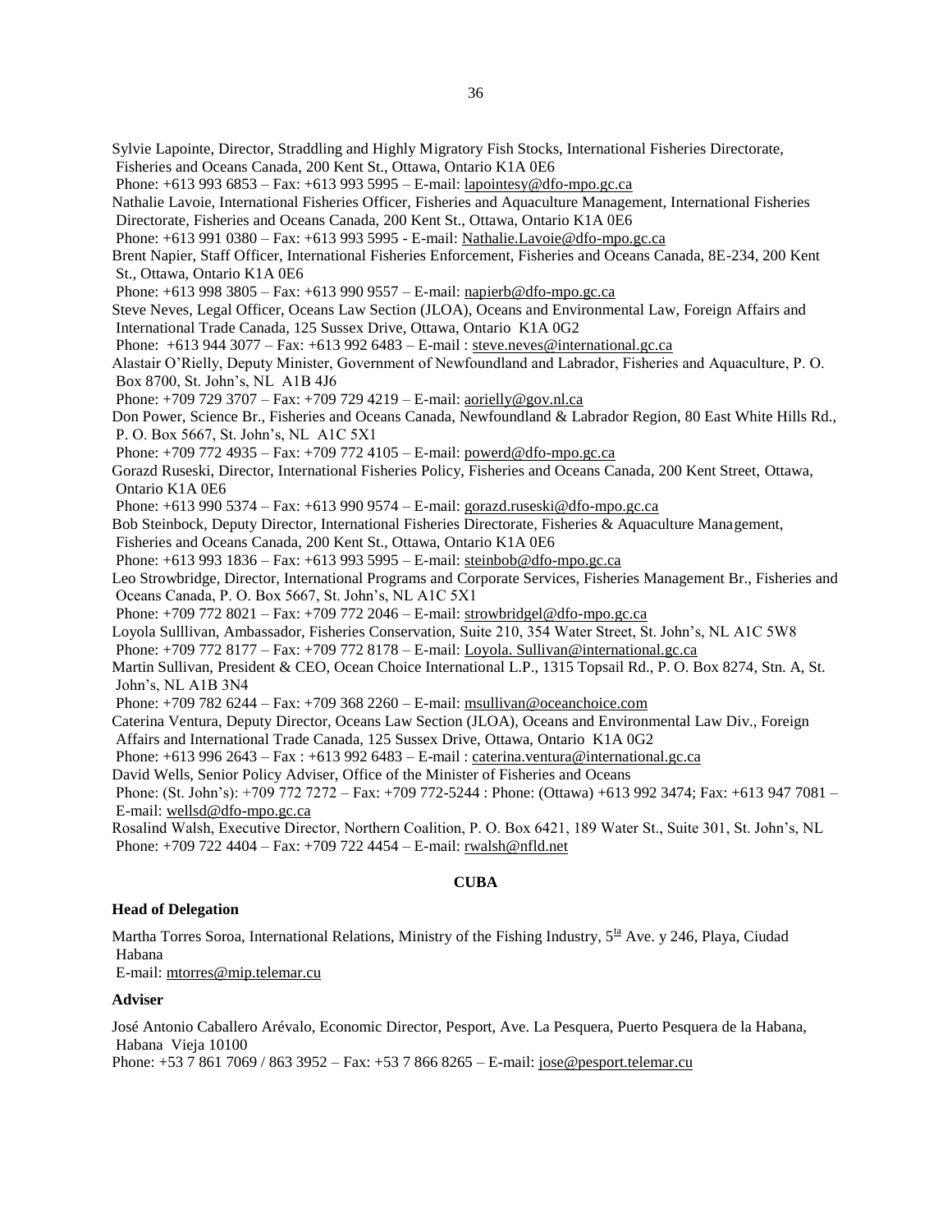Sylvie Lapointe, Director, Straddling and Highly Migratory Fish Stocks, International Fisheries Directorate, Fisheries and Oceans Canada, 200 Kent St., Ottawa, Ontario K1A 0E6
Phone: +613 993 6853 – Fax: +613 993 5995 – E-mail: lapointesy@dfo-mpo.gc.ca

Nathalie Lavoie, International Fisheries Officer, Fisheries and Aquaculture Management, International Fisheries Directorate, Fisheries and Oceans Canada, 200 Kent St., Ottawa, Ontario K1A 0E6
Phone: +613 991 0380 – Fax: +613 993 5995 - E-mail: Nathalie.Lavoie@dfo-mpo.gc.ca

Brent Napier, Staff Officer, International Fisheries Enforcement, Fisheries and Oceans Canada, 8E-234, 200 Kent St., Ottawa, Ontario K1A 0E6
Phone: +613 998 3805 – Fax: +613 990 9557 – E-mail: napierb@dfo-mpo.gc.ca

Steve Neves, Legal Officer, Oceans Law Section (JLOA), Oceans and Environmental Law, Foreign Affairs and International Trade Canada, 125 Sussex Drive, Ottawa, Ontario K1A 0G2
Phone: +613 944 3077 – Fax: +613 992 6483 – E-mail : steve.neves@international.gc.ca

Alastair O'Rielly, Deputy Minister, Government of Newfoundland and Labrador, Fisheries and Aquaculture, P. O. Box 8700, St. John's, NL A1B 4J6
Phone: +709 729 3707 – Fax: +709 729 4219 – E-mail: aorielly@gov.nl.ca

Don Power, Science Br., Fisheries and Oceans Canada, Newfoundland & Labrador Region, 80 East White Hills Rd., P. O. Box 5667, St. John's, NL A1C 5X1
Phone: +709 772 4935 – Fax: +709 772 4105 – E-mail: powerd@dfo-mpo.gc.ca

Gorazd Ruseski, Director, International Fisheries Policy, Fisheries and Oceans Canada, 200 Kent Street, Ottawa, Ontario K1A 0E6
Phone: +613 990 5374 – Fax: +613 990 9574 – E-mail: gorazd.ruseski@dfo-mpo.gc.ca

Bob Steinbock, Deputy Director, International Fisheries Directorate, Fisheries & Aquaculture Management, Fisheries and Oceans Canada, 200 Kent St., Ottawa, Ontario K1A 0E6
Phone: +613 993 1836 – Fax: +613 993 5995 – E-mail: steinbob@dfo-mpo.gc.ca

Leo Strowbridge, Director, International Programs and Corporate Services, Fisheries Management Br., Fisheries and Oceans Canada, P. O. Box 5667, St. John's, NL A1C 5X1
Phone: +709 772 8021 – Fax: +709 772 2046 – E-mail: strowbridgel@dfo-mpo.gc.ca

Loyola Sulllivan, Ambassador, Fisheries Conservation, Suite 210, 354 Water Street, St. John's, NL A1C 5W8
Phone: +709 772 8177 – Fax: +709 772 8178 – E-mail: Loyola. Sullivan@international.gc.ca

Martin Sullivan, President & CEO, Ocean Choice International L.P., 1315 Topsail Rd., P. O. Box 8274, Stn. A, St. John's, NL A1B 3N4
Phone: +709 782 6244 – Fax: +709 368 2260 – E-mail: msullivan@oceanchoice.com

Caterina Ventura, Deputy Director, Oceans Law Section (JLOA), Oceans and Environmental Law Div., Foreign Affairs and International Trade Canada, 125 Sussex Drive, Ottawa, Ontario K1A 0G2
Phone: +613 996 2643 – Fax : +613 992 6483 – E-mail : caterina.ventura@international.gc.ca

David Wells, Senior Policy Adviser, Office of the Minister of Fisheries and Oceans
Phone: (St. John's): +709 772 7272 – Fax: +709 772-5244 : Phone: (Ottawa) +613 992 3474; Fax: +613 947 7081 – E-mail: wellsd@dfo-mpo.gc.ca

Rosalind Walsh, Executive Director, Northern Coalition, P. O. Box 6421, 189 Water St., Suite 301, St. John's, NL
Phone: +709 722 4404 – Fax: +709 722 4454 – E-mail: rwalsh@nfld.net

## CUBA

**Head of Delegation**

Martha Torres Soroa, International Relations, Ministry of the Fishing Industry, 5ta Ave. y 246, Playa, Ciudad Habana
E-mail: mtorres@mip.telemar.cu

**Adviser**

José Antonio Caballero Arévalo, Economic Director, Pesport, Ave. La Pesquera, Puerto Pesquera de la Habana, Habana Vieja 10100
Phone: +53 7 861 7069 / 863 3952 – Fax: +53 7 866 8265 – E-mail: jose@pesport.telemar.cu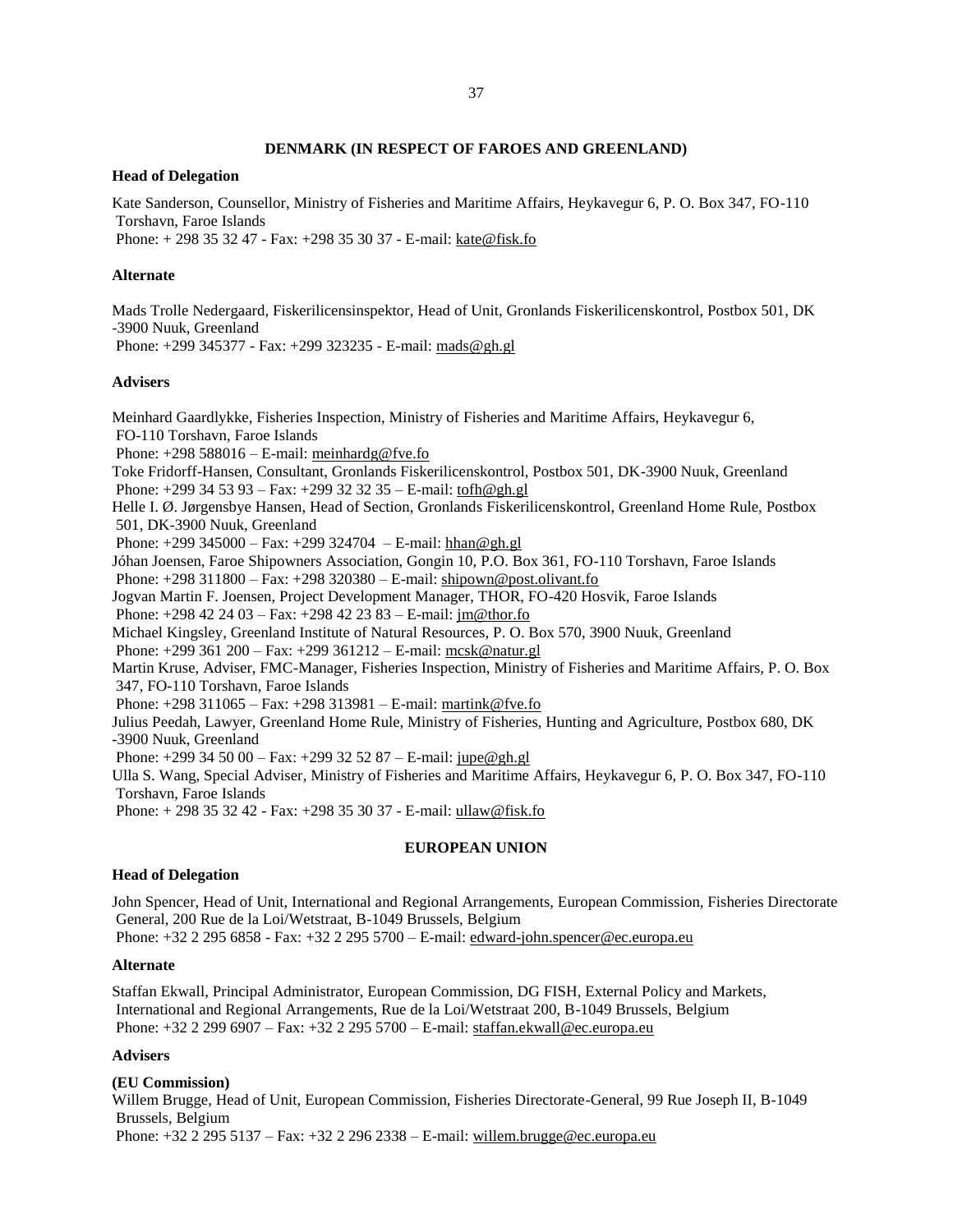## DENMARK (IN RESPECT OF FAROES AND GREENLAND)

### Head of Delegation

Kate Sanderson, Counsellor, Ministry of Fisheries and Maritime Affairs, Heykavegur 6, P. O. Box 347, FO-110 Torshavn, Faroe Islands
Phone: + 298 35 32 47 - Fax: +298 35 30 37 - E-mail: kate@fisk.fo

### Alternate

Mads Trolle Nedergaard, Fiskerilicensinspektor, Head of Unit, Gronlands Fiskerilicenskontrol, Postbox 501, DK -3900 Nuuk, Greenland
Phone: +299 345377 - Fax: +299 323235 - E-mail: mads@gh.gl

### Advisers

Meinhard Gaardlykke, Fisheries Inspection, Ministry of Fisheries and Maritime Affairs, Heykavegur 6, FO-110 Torshavn, Faroe Islands
Phone: +298 588016 – E-mail: meinhardg@fve.fo
Toke Fridorff-Hansen, Consultant, Gronlands Fiskerilicenskontrol, Postbox 501, DK-3900 Nuuk, Greenland
Phone: +299 34 53 93 – Fax: +299 32 32 35 – E-mail: tofh@gh.gl
Helle I. Ø. Jørgensbye Hansen, Head of Section, Gronlands Fiskerilicenskontrol, Greenland Home Rule, Postbox 501, DK-3900 Nuuk, Greenland
Phone: +299 345000 – Fax: +299 324704 – E-mail: hhan@gh.gl
Jóhan Joensen, Faroe Shipowners Association, Gongin 10, P.O. Box 361, FO-110 Torshavn, Faroe Islands
Phone: +298 311800 – Fax: +298 320380 – E-mail: shipown@post.olivant.fo
Jogvan Martin F. Joensen, Project Development Manager, THOR, FO-420 Hosvik, Faroe Islands
Phone: +298 42 24 03 – Fax: +298 42 23 83 – E-mail: jm@thor.fo
Michael Kingsley, Greenland Institute of Natural Resources, P. O. Box 570, 3900 Nuuk, Greenland
Phone: +299 361 200 – Fax: +299 361212 – E-mail: mcsk@natur.gl
Martin Kruse, Adviser, FMC-Manager, Fisheries Inspection, Ministry of Fisheries and Maritime Affairs, P. O. Box 347, FO-110 Torshavn, Faroe Islands
Phone: +298 311065 – Fax: +298 313981 – E-mail: martink@fve.fo
Julius Peedah, Lawyer, Greenland Home Rule, Ministry of Fisheries, Hunting and Agriculture, Postbox 680, DK -3900 Nuuk, Greenland
Phone: +299 34 50 00 – Fax: +299 32 52 87 – E-mail: jupe@gh.gl
Ulla S. Wang, Special Adviser, Ministry of Fisheries and Maritime Affairs, Heykavegur 6, P. O. Box 347, FO-110 Torshavn, Faroe Islands
Phone: + 298 35 32 42 - Fax: +298 35 30 37 - E-mail: ullaw@fisk.fo

## EUROPEAN UNION

### Head of Delegation

John Spencer, Head of Unit, International and Regional Arrangements, European Commission, Fisheries Directorate General, 200 Rue de la Loi/Wetstraat, B-1049 Brussels, Belgium
Phone: +32 2 295 6858 - Fax: +32 2 295 5700 – E-mail: edward-john.spencer@ec.europa.eu

### Alternate

Staffan Ekwall, Principal Administrator, European Commission, DG FISH, External Policy and Markets, International and Regional Arrangements, Rue de la Loi/Wetstraat 200, B-1049 Brussels, Belgium
Phone: +32 2 299 6907 – Fax: +32 2 295 5700 – E-mail: staffan.ekwall@ec.europa.eu

### Advisers

**(EU Commission)**
Willem Brugge, Head of Unit, European Commission, Fisheries Directorate-General, 99 Rue Joseph II, B-1049 Brussels, Belgium
Phone: +32 2 295 5137 – Fax: +32 2 296 2338 – E-mail: willem.brugge@ec.europa.eu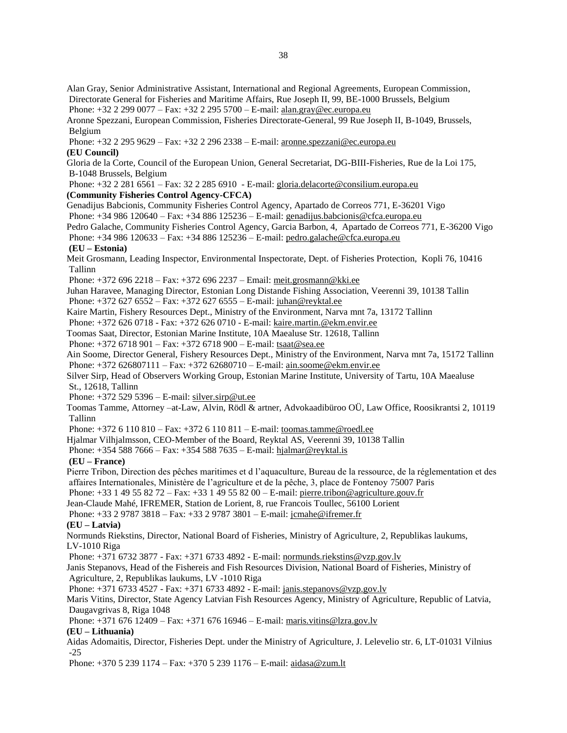Alan Gray, Senior Administrative Assistant, International and Regional Agreements, European Commission, Directorate General for Fisheries and Maritime Affairs, Rue Joseph II, 99, BE-1000 Brussels, Belgium
Phone: +32 2 299 0077 – Fax: +32 2 295 5700 – E-mail: alan.gray@ec.europa.eu

Aronne Spezzani, European Commission, Fisheries Directorate-General, 99 Rue Joseph II, B-1049, Brussels, Belgium
Phone: +32 2 295 9629 – Fax: +32 2 296 2338 – E-mail: aronne.spezzani@ec.europa.eu

**(EU Council)**

Gloria de la Corte, Council of the European Union, General Secretariat, DG-BIII-Fisheries, Rue de la Loi 175, B-1048 Brussels, Belgium
Phone: +32 2 281 6561 – Fax: 32 2 285 6910 - E-mail: gloria.delacorte@consilium.europa.eu

**(Community Fisheries Control Agency-CFCA)**

Genadijus Babcionis, Community Fisheries Control Agency, Apartado de Correos 771, E-36201 Vigo
Phone: +34 986 120640 – Fax: +34 886 125236 – E-mail: genadijus.babcionis@cfca.europa.eu

Pedro Galache, Community Fisheries Control Agency, Garcia Barbon, 4, Apartado de Correos 771, E-36200 Vigo
Phone: +34 986 120633 – Fax: +34 886 125236 – E-mail: pedro.galache@cfca.europa.eu

**(EU – Estonia)**

Meit Grosmann, Leading Inspector, Environmental Inspectorate, Dept. of Fisheries Protection, Kopli 76, 10416 Tallinn
Phone: +372 696 2218 – Fax: +372 696 2237 – Email: meit.grosmann@kki.ee

Juhan Haravee, Managing Director, Estonian Long Distande Fishing Association, Veerenni 39, 10138 Tallin
Phone: +372 627 6552 – Fax: +372 627 6555 – E-mail: juhan@reyktal.ee

Kaire Martin, Fishery Resources Dept., Ministry of the Environment, Narva mnt 7a, 13172 Tallinn
Phone: +372 626 0718 - Fax: +372 626 0710 - E-mail: kaire.martin.@ekm.envir.ee

Toomas Saat, Director, Estonian Marine Institute, 10A Maealuse Str. 12618, Tallinn
Phone: +372 6718 901 – Fax: +372 6718 900 – E-mail: tsaat@sea.ee

Ain Soome, Director General, Fishery Resources Dept., Ministry of the Environment, Narva mnt 7a, 15172 Tallinn
Phone: +372 626807111 – Fax: +372 62680710 – E-mail: ain.soome@ekm.envir.ee

Silver Sirp, Head of Observers Working Group, Estonian Marine Institute, University of Tartu, 10A Maealuse St., 12618, Tallinn
Phone: +372 529 5396 – E-mail: silver.sirp@ut.ee

Toomas Tamme, Attorney –at-Law, Alvin, Rödl & artner, Advokaadibüroo OÜ, Law Office, Roosikrantsi 2, 10119 Tallinn
Phone: +372 6 110 810 – Fax: +372 6 110 811 – E-mail: toomas.tamme@roedl.ee

Hjalmar Vilhjalmsson, CEO-Member of the Board, Reyktal AS, Veerenni 39, 10138 Tallin
Phone: +354 588 7666 – Fax: +354 588 7635 – E-mail: hjalmar@reyktal.is

**(EU – France)**

Pierre Tribon, Direction des pêches maritimes et d l'aquaculture, Bureau de la ressource, de la réglementation et des affaires Internationales, Ministère de l'agriculture et de la pêche, 3, place de Fontenoy 75007 Paris
Phone: +33 1 49 55 82 72 – Fax: +33 1 49 55 82 00 – E-mail: pierre.tribon@agriculture.gouv.fr

Jean-Claude Mahé, IFREMER, Station de Lorient, 8, rue Francois Toullec, 56100 Lorient
Phone: +33 2 9787 3818 – Fax: +33 2 9787 3801 – E-mail: jcmahe@ifremer.fr

**(EU – Latvia)**

Normunds Riekstins, Director, National Board of Fisheries, Ministry of Agriculture, 2, Republikas laukums, LV-1010 Riga
Phone: +371 6732 3877 - Fax: +371 6733 4892 - E-mail: normunds.riekstins@vzp.gov.lv

Janis Stepanovs, Head of the Fishereis and Fish Resources Division, National Board of Fisheries, Ministry of Agriculture, 2, Republikas laukums, LV -1010 Riga
Phone: +371 6733 4527 - Fax: +371 6733 4892 - E-mail: janis.stepanovs@vzp.gov.lv

Maris Vitins, Director, State Agency Latvian Fish Resources Agency, Ministry of Agriculture, Republic of Latvia, Daugavgrivas 8, Riga 1048
Phone: +371 676 12409 – Fax: +371 676 16946 – E-mail: maris.vitins@lzra.gov.lv

**(EU – Lithuania)**

Aidas Adomaitis, Director, Fisheries Dept. under the Ministry of Agriculture, J. Lelevelio str. 6, LT-01031 Vilnius -25
Phone: +370 5 239 1174 – Fax: +370 5 239 1176 – E-mail: aidasa@zum.lt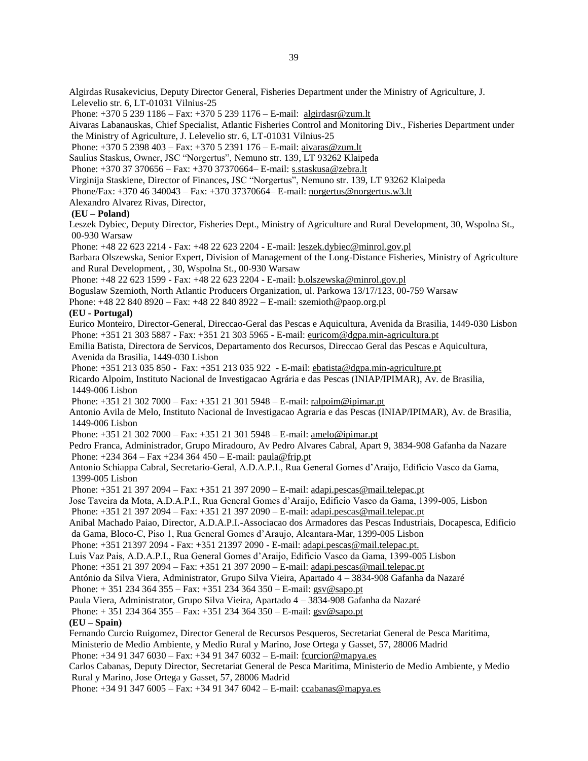Algirdas Rusakevicius, Deputy Director General, Fisheries Department under the Ministry of Agriculture, J. Lelevelio str. 6, LT-01031 Vilnius-25
Phone: +370 5 239 1186 – Fax: +370 5 239 1176 – E-mail: algirdasr@zum.lt

Aivaras Labanauskas, Chief Specialist, Atlantic Fisheries Control and Monitoring Div., Fisheries Department under the Ministry of Agriculture, J. Lelevelio str. 6, LT-01031 Vilnius-25
Phone: +370 5 2398 403 – Fax: +370 5 2391 176 – E-mail: aivaras@zum.lt

Saulius Staskus, Owner, JSC "Norgertus", Nemuno str. 139, LT 93262 Klaipeda
Phone: +370 37 370656 – Fax: +370 37370664– E-mail: s.staskusa@zebra.lt

Virginija Staskiene, Director of Finances**,** JSC "Norgertus", Nemuno str. 139, LT 93262 Klaipeda
Phone/Fax: +370 46 340043 – Fax: +370 37370664– E-mail: norgertus@norgertus.w3.lt

Alexandro Alvarez Rivas, Director,

**(EU – Poland)**

Leszek Dybiec, Deputy Director, Fisheries Dept., Ministry of Agriculture and Rural Development, 30, Wspolna St., 00-930 Warsaw
Phone: +48 22 623 2214 - Fax: +48 22 623 2204 - E-mail: leszek.dybiec@minrol.gov.pl

Barbara Olszewska, Senior Expert, Division of Management of the Long-Distance Fisheries, Ministry of Agriculture and Rural Development, , 30, Wspolna St., 00-930 Warsaw
Phone: +48 22 623 1599 - Fax: +48 22 623 2204 - E-mail: b.olszewska@minrol.gov.pl

Boguslaw Szemioth, North Atlantic Producers Organization, ul. Parkowa 13/17/123, 00-759 Warsaw
Phone: +48 22 840 8920 – Fax: +48 22 840 8922 – E-mail: szemioth@paop.org.pl

**(EU - Portugal)**

Eurico Monteiro, Director-General, Direccao-Geral das Pescas e Aquicultura, Avenida da Brasilia, 1449-030 Lisbon
Phone: +351 21 303 5887 - Fax: +351 21 303 5965 - E-mail: euricom@dgpa.min-agricultura.pt

Emilia Batista, Directora de Servicos, Departamento dos Recursos, Direccao Geral das Pescas e Aquicultura, Avenida da Brasilia, 1449-030 Lisbon
Phone: +351 213 035 850 - Fax: +351 213 035 922 - E-mail: ebatista@dgpa.min-agriculture.pt

Ricardo Alpoim, Instituto Nacional de Investigacao Agrária e das Pescas (INIAP/IPIMAR), Av. de Brasilia, 1449-006 Lisbon
Phone: +351 21 302 7000 – Fax: +351 21 301 5948 – E-mail: ralpoim@ipimar.pt

Antonio Avila de Melo, Instituto Nacional de Investigacao Agraria e das Pescas (INIAP/IPIMAR), Av. de Brasilia, 1449-006 Lisbon
Phone: +351 21 302 7000 – Fax: +351 21 301 5948 – E-mail: amelo@ipimar.pt

Pedro Franca, Administrador, Grupo Miradouro, Av Pedro Alvares Cabral, Apart 9, 3834-908 Gafanha da Nazare
Phone: +234 364 – Fax +234 364 450 – E-mail: paula@frip.pt

Antonio Schiappa Cabral, Secretario-Geral, A.D.A.P.I., Rua General Gomes d'Araijo, Edificio Vasco da Gama, 1399-005 Lisbon
Phone: +351 21 397 2094 – Fax: +351 21 397 2090 – E-mail: adapi.pescas@mail.telepac.pt

Jose Taveira da Mota, A.D.A.P.I., Rua General Gomes d'Araijo, Edificio Vasco da Gama, 1399-005, Lisbon
Phone: +351 21 397 2094 – Fax: +351 21 397 2090 – E-mail: adapi.pescas@mail.telepac.pt

Anibal Machado Paiao, Director, A.D.A.P.I.-Associacao dos Armadores das Pescas Industriais, Docapesca, Edificio da Gama, Bloco-C, Piso 1, Rua General Gomes d'Araujo, Alcantara-Mar, 1399-005 Lisbon
Phone: +351 21397 2094 - Fax: +351 21397 2090 - E-mail: adapi.pescas@mail.telepac.pt.

Luis Vaz Pais, A.D.A.P.I., Rua General Gomes d'Araijo, Edificio Vasco da Gama, 1399-005 Lisbon
Phone: +351 21 397 2094 – Fax: +351 21 397 2090 – E-mail: adapi.pescas@mail.telepac.pt

António da Silva Viera, Administrator, Grupo Silva Vieira, Apartado 4 – 3834-908 Gafanha da Nazaré
Phone: + 351 234 364 355 – Fax: +351 234 364 350 – E-mail: gsv@sapo.pt

Paula Viera, Administrator, Grupo Silva Vieira, Apartado 4 – 3834-908 Gafanha da Nazaré
Phone: + 351 234 364 355 – Fax: +351 234 364 350 – E-mail: gsv@sapo.pt

**(EU – Spain)**

Fernando Curcio Ruigomez, Director General de Recursos Pesqueros, Secretariat General de Pesca Maritima, Ministerio de Medio Ambiente, y Medio Rural y Marino, Jose Ortega y Gasset, 57, 28006 Madrid
Phone: +34 91 347 6030 – Fax: +34 91 347 6032 – E-mail: fcurcior@mapya.es

Carlos Cabanas, Deputy Director, Secretariat General de Pesca Maritima, Ministerio de Medio Ambiente, y Medio Rural y Marino, Jose Ortega y Gasset, 57, 28006 Madrid
Phone: +34 91 347 6005 – Fax: +34 91 347 6042 – E-mail: ccabanas@mapya.es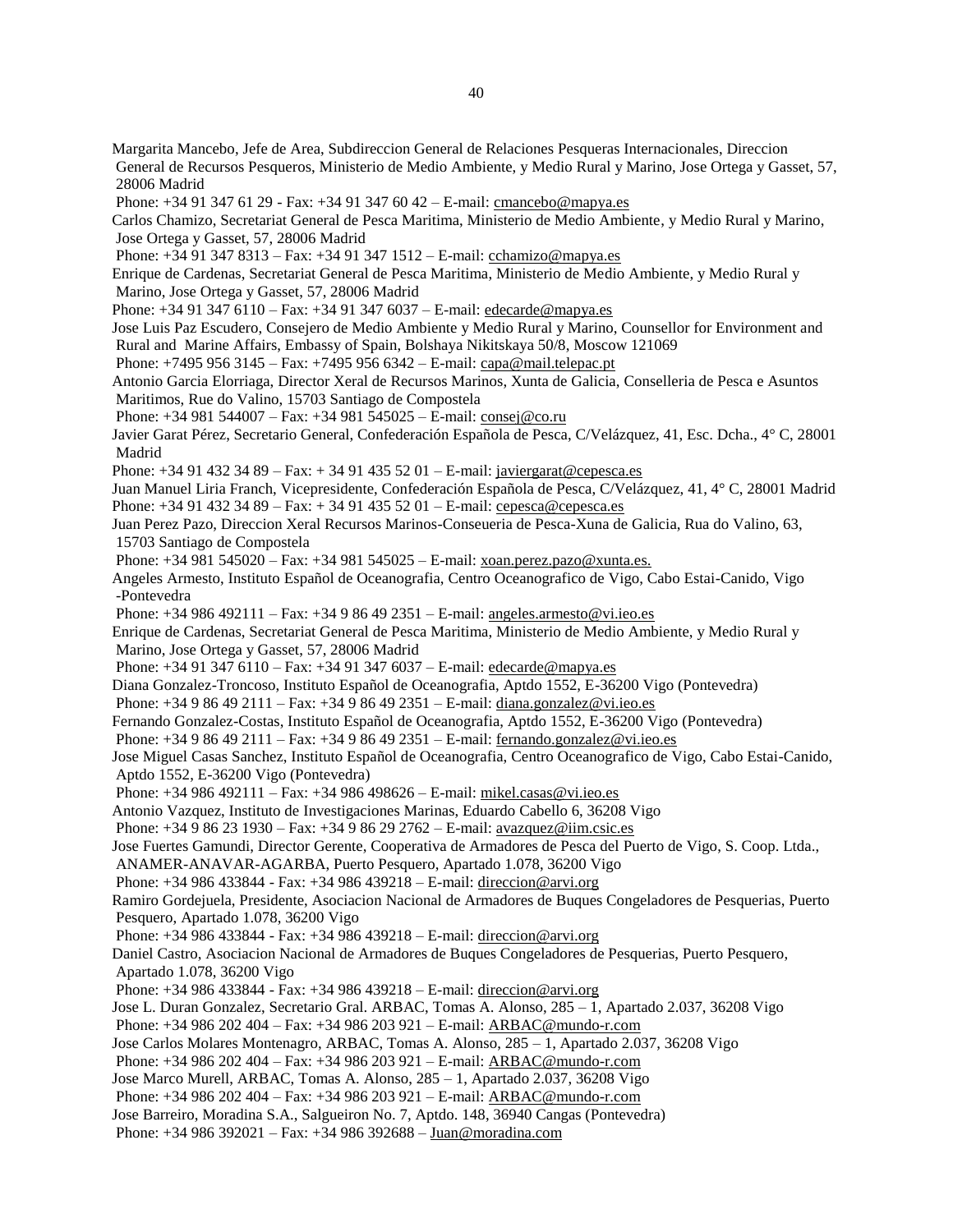Margarita Mancebo, Jefe de Area, Subdireccion General de Relaciones Pesqueras Internacionales, Direccion General de Recursos Pesqueros, Ministerio de Medio Ambiente, y Medio Rural y Marino, Jose Ortega y Gasset, 57, 28006 Madrid
Phone: +34 91 347 61 29 - Fax: +34 91 347 60 42 – E-mail: cmancebo@mapya.es

Carlos Chamizo, Secretariat General de Pesca Maritima, Ministerio de Medio Ambiente, y Medio Rural y Marino, Jose Ortega y Gasset, 57, 28006 Madrid
Phone: +34 91 347 8313 – Fax: +34 91 347 1512 – E-mail: cchamizo@mapya.es

Enrique de Cardenas, Secretariat General de Pesca Maritima, Ministerio de Medio Ambiente, y Medio Rural y Marino, Jose Ortega y Gasset, 57, 28006 Madrid
Phone: +34 91 347 6110 – Fax: +34 91 347 6037 – E-mail: edecarde@mapya.es

Jose Luis Paz Escudero, Consejero de Medio Ambiente y Medio Rural y Marino, Counsellor for Environment and Rural and Marine Affairs, Embassy of Spain, Bolshaya Nikitskaya 50/8, Moscow 121069
Phone: +7495 956 3145 – Fax: +7495 956 6342 – E-mail: capa@mail.telepac.pt

Antonio Garcia Elorriaga, Director Xeral de Recursos Marinos, Xunta de Galicia, Conselleria de Pesca e Asuntos Maritimos, Rue do Valino, 15703 Santiago de Compostela
Phone: +34 981 544007 – Fax: +34 981 545025 – E-mail: consej@co.ru

Javier Garat Pérez, Secretario General, Confederación Española de Pesca, C/Velázquez, 41, Esc. Dcha., 4° C, 28001 Madrid
Phone: +34 91 432 34 89 – Fax: + 34 91 435 52 01 – E-mail: javiergarat@cepesca.es

Juan Manuel Liria Franch, Vicepresidente, Confederación Española de Pesca, C/Velázquez, 41, 4° C, 28001 Madrid
Phone: +34 91 432 34 89 – Fax: + 34 91 435 52 01 – E-mail: cepesca@cepesca.es

Juan Perez Pazo, Direccion Xeral Recursos Marinos-Conseueria de Pesca-Xuna de Galicia, Rua do Valino, 63, 15703 Santiago de Compostela
Phone: +34 981 545020 – Fax: +34 981 545025 – E-mail: xoan.perez.pazo@xunta.es.

Angeles Armesto, Instituto Español de Oceanografia, Centro Oceanografico de Vigo, Cabo Estai-Canido, Vigo -Pontevedra
Phone: +34 986 492111 – Fax: +34 9 86 49 2351 – E-mail: angeles.armesto@vi.ieo.es

Enrique de Cardenas, Secretariat General de Pesca Maritima, Ministerio de Medio Ambiente, y Medio Rural y Marino, Jose Ortega y Gasset, 57, 28006 Madrid
Phone: +34 91 347 6110 – Fax: +34 91 347 6037 – E-mail: edecarde@mapya.es

Diana Gonzalez-Troncoso, Instituto Español de Oceanografia, Aptdo 1552, E-36200 Vigo (Pontevedra)
Phone: +34 9 86 49 2111 – Fax: +34 9 86 49 2351 – E-mail: diana.gonzalez@vi.ieo.es

Fernando Gonzalez-Costas, Instituto Español de Oceanografia, Aptdo 1552, E-36200 Vigo (Pontevedra)
Phone: +34 9 86 49 2111 – Fax: +34 9 86 49 2351 – E-mail: fernando.gonzalez@vi.ieo.es

Jose Miguel Casas Sanchez, Instituto Español de Oceanografia, Centro Oceanografico de Vigo, Cabo Estai-Canido, Aptdo 1552, E-36200 Vigo (Pontevedra)
Phone: +34 986 492111 – Fax: +34 986 498626 – E-mail: mikel.casas@vi.ieo.es

Antonio Vazquez, Instituto de Investigaciones Marinas, Eduardo Cabello 6, 36208 Vigo
Phone: +34 9 86 23 1930 – Fax: +34 9 86 29 2762 – E-mail: avazquez@iim.csic.es

Jose Fuertes Gamundi, Director Gerente, Cooperativa de Armadores de Pesca del Puerto de Vigo, S. Coop. Ltda., ANAMER-ANAVAR-AGARBA, Puerto Pesquero, Apartado 1.078, 36200 Vigo
Phone: +34 986 433844 - Fax: +34 986 439218 – E-mail: direccion@arvi.org

Ramiro Gordejuela, Presidente, Asociacion Nacional de Armadores de Buques Congeladores de Pesquerias, Puerto Pesquero, Apartado 1.078, 36200 Vigo
Phone: +34 986 433844 - Fax: +34 986 439218 – E-mail: direccion@arvi.org

Daniel Castro, Asociacion Nacional de Armadores de Buques Congeladores de Pesquerias, Puerto Pesquero, Apartado 1.078, 36200 Vigo
Phone: +34 986 433844 - Fax: +34 986 439218 – E-mail: direccion@arvi.org

Jose L. Duran Gonzalez, Secretario Gral. ARBAC, Tomas A. Alonso, 285 – 1, Apartado 2.037, 36208 Vigo
Phone: +34 986 202 404 – Fax: +34 986 203 921 – E-mail: ARBAC@mundo-r.com

Jose Carlos Molares Montenagro, ARBAC, Tomas A. Alonso, 285 – 1, Apartado 2.037, 36208 Vigo
Phone: +34 986 202 404 – Fax: +34 986 203 921 – E-mail: ARBAC@mundo-r.com

Jose Marco Murell, ARBAC, Tomas A. Alonso, 285 – 1, Apartado 2.037, 36208 Vigo
Phone: +34 986 202 404 – Fax: +34 986 203 921 – E-mail: ARBAC@mundo-r.com

Jose Barreiro, Moradina S.A., Salgueiron No. 7, Aptdo. 148, 36940 Cangas (Pontevedra)
Phone: +34 986 392021 – Fax: +34 986 392688 – Juan@moradina.com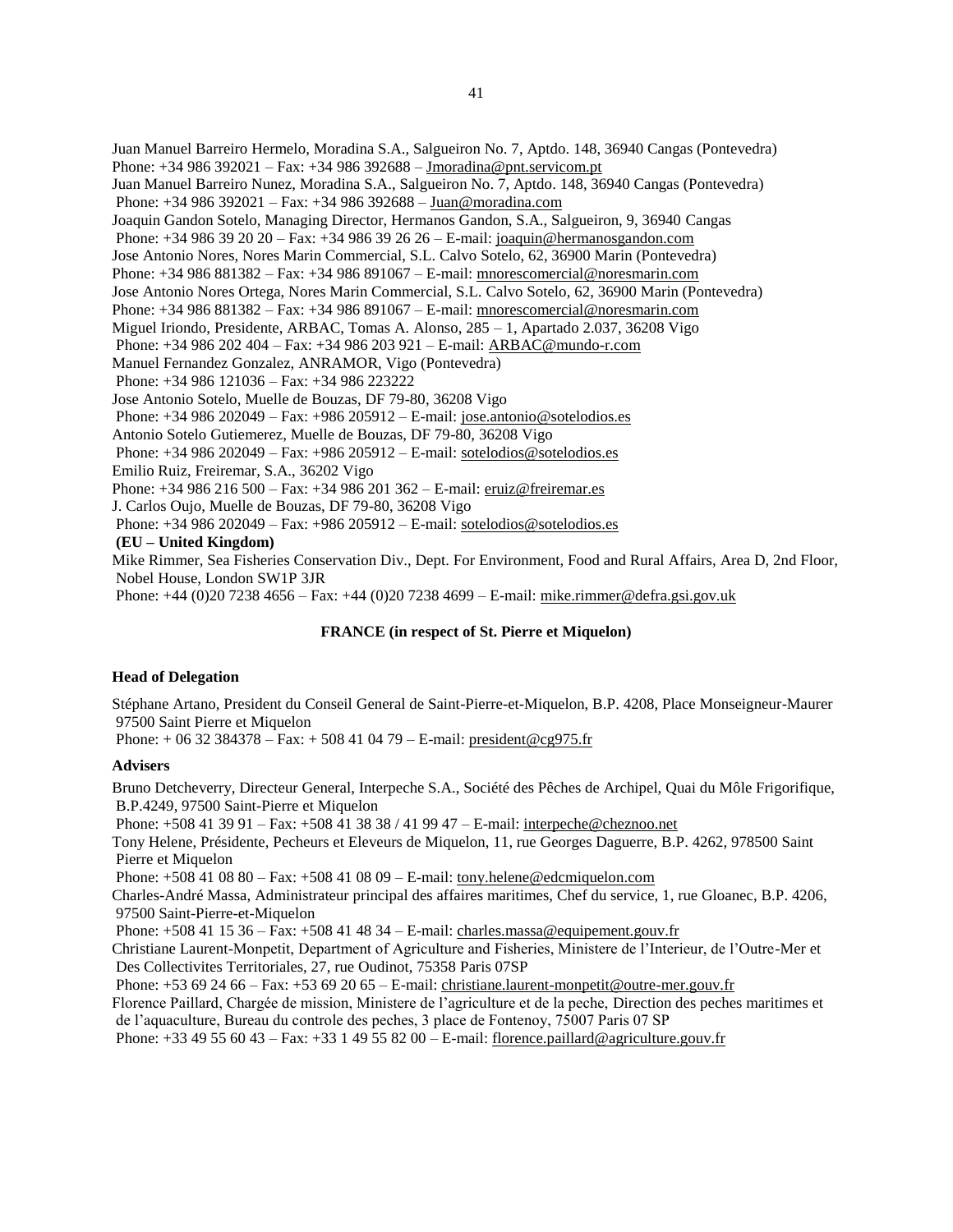Juan Manuel Barreiro Hermelo, Moradina S.A., Salgueiron No. 7, Aptdo. 148, 36940 Cangas (Pontevedra)
Phone: +34 986 392021 – Fax: +34 986 392688 – Jmoradina@pnt.servicom.pt

Juan Manuel Barreiro Nunez, Moradina S.A., Salgueiron No. 7, Aptdo. 148, 36940 Cangas (Pontevedra)
Phone: +34 986 392021 – Fax: +34 986 392688 – Juan@moradina.com

Joaquin Gandon Sotelo, Managing Director, Hermanos Gandon, S.A., Salgueiron, 9, 36940 Cangas
Phone: +34 986 39 20 20 – Fax: +34 986 39 26 26 – E-mail: joaquin@hermanosgandon.com

Jose Antonio Nores, Nores Marin Commercial, S.L. Calvo Sotelo, 62, 36900 Marin (Pontevedra)
Phone: +34 986 881382 – Fax: +34 986 891067 – E-mail: mnorescomercial@noresmarin.com

Jose Antonio Nores Ortega, Nores Marin Commercial, S.L. Calvo Sotelo, 62, 36900 Marin (Pontevedra)
Phone: +34 986 881382 – Fax: +34 986 891067 – E-mail: mnorescomercial@noresmarin.com

Miguel Iriondo, Presidente, ARBAC, Tomas A. Alonso, 285 – 1, Apartado 2.037, 36208 Vigo
Phone: +34 986 202 404 – Fax: +34 986 203 921 – E-mail: ARBAC@mundo-r.com

Manuel Fernandez Gonzalez, ANRAMOR, Vigo (Pontevedra)
Phone: +34 986 121036 – Fax: +34 986 223222

Jose Antonio Sotelo, Muelle de Bouzas, DF 79-80, 36208 Vigo
Phone: +34 986 202049 – Fax: +986 205912 – E-mail: jose.antonio@sotelodios.es

Antonio Sotelo Gutiemerez, Muelle de Bouzas, DF 79-80, 36208 Vigo
Phone: +34 986 202049 – Fax: +986 205912 – E-mail: sotelodios@sotelodios.es

Emilio Ruiz, Freiremar, S.A., 36202 Vigo
Phone: +34 986 216 500 – Fax: +34 986 201 362 – E-mail: eruiz@freiremar.es

J. Carlos Oujo, Muelle de Bouzas, DF 79-80, 36208 Vigo
Phone: +34 986 202049 – Fax: +986 205912 – E-mail: sotelodios@sotelodios.es

**(EU – United Kingdom)**

Mike Rimmer, Sea Fisheries Conservation Div., Dept. For Environment, Food and Rural Affairs, Area D, 2nd Floor, Nobel House, London SW1P 3JR
Phone: +44 (0)20 7238 4656 – Fax: +44 (0)20 7238 4699 – E-mail: mike.rimmer@defra.gsi.gov.uk

## FRANCE (in respect of St. Pierre et Miquelon)

### Head of Delegation

Stéphane Artano, President du Conseil General de Saint-Pierre-et-Miquelon, B.P. 4208, Place Monseigneur-Maurer 97500 Saint Pierre et Miquelon
Phone: + 06 32 384378 – Fax: + 508 41 04 79 – E-mail: president@cg975.fr

### Advisers

Bruno Detcheverry, Directeur General, Interpeche S.A., Société des Pêches de Archipel, Quai du Môle Frigorifique, B.P.4249, 97500 Saint-Pierre et Miquelon
Phone: +508 41 39 91 – Fax: +508 41 38 38 / 41 99 47 – E-mail: interpeche@cheznoo.net

Tony Helene, Présidente, Pecheurs et Eleveurs de Miquelon, 11, rue Georges Daguerre, B.P. 4262, 978500 Saint Pierre et Miquelon
Phone: +508 41 08 80 – Fax: +508 41 08 09 – E-mail: tony.helene@edcmiquelon.com

Charles-André Massa, Administrateur principal des affaires maritimes, Chef du service, 1, rue Gloanec, B.P. 4206, 97500 Saint-Pierre-et-Miquelon
Phone: +508 41 15 36 – Fax: +508 41 48 34 – E-mail: charles.massa@equipement.gouv.fr

Christiane Laurent-Monpetit, Department of Agriculture and Fisheries, Ministere de l'Interieur, de l'Outre-Mer et Des Collectivites Territoriales, 27, rue Oudinot, 75358 Paris 07SP
Phone: +53 69 24 66 – Fax: +53 69 20 65 – E-mail: christiane.laurent-monpetit@outre-mer.gouv.fr

Florence Paillard, Chargée de mission, Ministere de l'agriculture et de la peche, Direction des peches maritimes et de l'aquaculture, Bureau du controle des peches, 3 place de Fontenoy, 75007 Paris 07 SP
Phone: +33 49 55 60 43 – Fax: +33 1 49 55 82 00 – E-mail: florence.paillard@agriculture.gouv.fr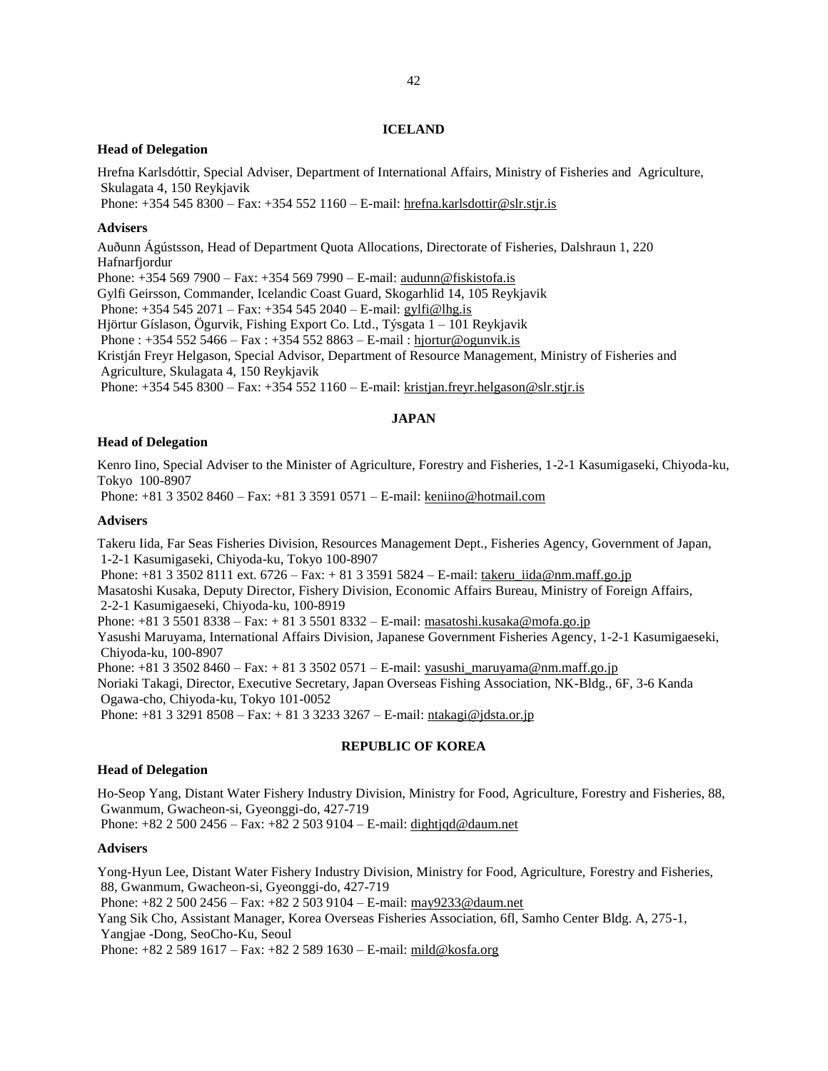## ICELAND

### Head of Delegation

Hrefna Karlsdóttir, Special Adviser, Department of International Affairs, Ministry of Fisheries and Agriculture, Skulagata 4, 150 Reykjavik
Phone: +354 545 8300 – Fax: +354 552 1160 – E-mail: hrefna.karlsdottir@slr.stjr.is

### Advisers

Auðunn Ágústsson, Head of Department Quota Allocations, Directorate of Fisheries, Dalshraun 1, 220 Hafnarfjordur
Phone: +354 569 7900 – Fax: +354 569 7990 – E-mail: audunn@fiskistofa.is
Gylfi Geirsson, Commander, Icelandic Coast Guard, Skogarhlid 14, 105 Reykjavik
Phone: +354 545 2071 – Fax: +354 545 2040 – E-mail: gylfi@lhg.is
Hjörtur Gíslason, Ögurvik, Fishing Export Co. Ltd., Týsgata 1 – 101 Reykjavik
Phone : +354 552 5466 – Fax : +354 552 8863 – E-mail : hjortur@ogunvik.is
Kristján Freyr Helgason, Special Advisor, Department of Resource Management, Ministry of Fisheries and Agriculture, Skulagata 4, 150 Reykjavik
Phone: +354 545 8300 – Fax: +354 552 1160 – E-mail: kristjan.freyr.helgason@slr.stjr.is

## JAPAN

### Head of Delegation

Kenro Iino, Special Adviser to the Minister of Agriculture, Forestry and Fisheries, 1-2-1 Kasumigaseki, Chiyoda-ku, Tokyo 100-8907
Phone: +81 3 3502 8460 – Fax: +81 3 3591 0571 – E-mail: keniino@hotmail.com

### Advisers

Takeru Iida, Far Seas Fisheries Division, Resources Management Dept., Fisheries Agency, Government of Japan, 1-2-1 Kasumigaseki, Chiyoda-ku, Tokyo 100-8907
Phone: +81 3 3502 8111 ext. 6726 – Fax: + 81 3 3591 5824 – E-mail: takeru_iida@nm.maff.go.jp
Masatoshi Kusaka, Deputy Director, Fishery Division, Economic Affairs Bureau, Ministry of Foreign Affairs, 2-2-1 Kasumigaeseki, Chiyoda-ku, 100-8919
Phone: +81 3 5501 8338 – Fax: + 81 3 5501 8332 – E-mail: masatoshi.kusaka@mofa.go.jp
Yasushi Maruyama, International Affairs Division, Japanese Government Fisheries Agency, 1-2-1 Kasumigaeseki, Chiyoda-ku, 100-8907
Phone: +81 3 3502 8460 – Fax: + 81 3 3502 0571 – E-mail: yasushi_maruyama@nm.maff.go.jp
Noriaki Takagi, Director, Executive Secretary, Japan Overseas Fishing Association, NK-Bldg., 6F, 3-6 Kanda Ogawa-cho, Chiyoda-ku, Tokyo 101-0052
Phone: +81 3 3291 8508 – Fax: + 81 3 3233 3267 – E-mail: ntakagi@jdsta.or.jp

## REPUBLIC OF KOREA

### Head of Delegation

Ho-Seop Yang, Distant Water Fishery Industry Division, Ministry for Food, Agriculture, Forestry and Fisheries, 88, Gwanmum, Gwacheon-si, Gyeonggi-do, 427-719
Phone: +82 2 500 2456 – Fax: +82 2 503 9104 – E-mail: dightjqd@daum.net

### Advisers

Yong-Hyun Lee, Distant Water Fishery Industry Division, Ministry for Food, Agriculture, Forestry and Fisheries, 88, Gwanmum, Gwacheon-si, Gyeonggi-do, 427-719
Phone: +82 2 500 2456 – Fax: +82 2 503 9104 – E-mail: may9233@daum.net
Yang Sik Cho, Assistant Manager, Korea Overseas Fisheries Association, 6fl, Samho Center Bldg. A, 275-1, Yangjae -Dong, SeoCho-Ku, Seoul
Phone: +82 2 589 1617 – Fax: +82 2 589 1630 – E-mail: mild@kosfa.org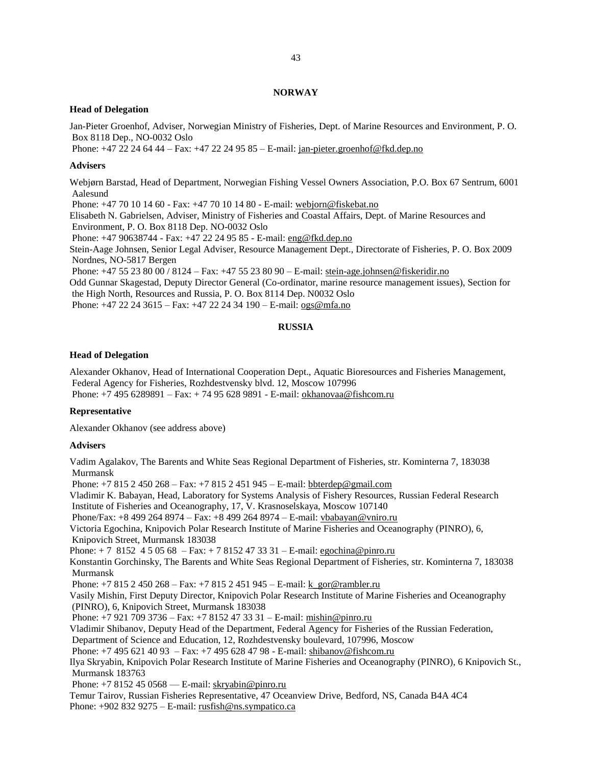## NORWAY

### Head of Delegation

Jan-Pieter Groenhof, Adviser, Norwegian Ministry of Fisheries, Dept. of Marine Resources and Environment, P. O. Box 8118 Dep., NO-0032 Oslo
Phone: +47 22 24 64 44 – Fax: +47 22 24 95 85 – E-mail: jan-pieter.groenhof@fkd.dep.no

### Advisers

Webjørn Barstad, Head of Department, Norwegian Fishing Vessel Owners Association, P.O. Box 67 Sentrum, 6001 Aalesund
Phone: +47 70 10 14 60 - Fax: +47 70 10 14 80 - E-mail: webjorn@fiskebat.no

Elisabeth N. Gabrielsen, Adviser, Ministry of Fisheries and Coastal Affairs, Dept. of Marine Resources and Environment, P. O. Box 8118 Dep. NO-0032 Oslo
Phone: +47 90638744 - Fax: +47 22 24 95 85 - E-mail: eng@fkd.dep.no

Stein-Aage Johnsen, Senior Legal Adviser, Resource Management Dept., Directorate of Fisheries, P. O. Box 2009 Nordnes, NO-5817 Bergen
Phone: +47 55 23 80 00 / 8124 – Fax: +47 55 23 80 90 – E-mail: stein-age.johnsen@fiskeridir.no

Odd Gunnar Skagestad, Deputy Director General (Co-ordinator, marine resource management issues), Section for the High North, Resources and Russia, P. O. Box 8114 Dep. N0032 Oslo
Phone: +47 22 24 3615 – Fax: +47 22 24 34 190 – E-mail: ogs@mfa.no

## RUSSIA

### Head of Delegation

Alexander Okhanov, Head of International Cooperation Dept., Aquatic Bioresources and Fisheries Management, Federal Agency for Fisheries, Rozhdestvensky blvd. 12, Moscow 107996
Phone: +7 495 6289891 – Fax: + 74 95 628 9891 - E-mail: okhanovaa@fishcom.ru

### Representative

Alexander Okhanov (see address above)

### Advisers

Vadim Agalakov, The Barents and White Seas Regional Department of Fisheries, str. Kominterna 7, 183038 Murmansk
Phone: +7 815 2 450 268 – Fax: +7 815 2 451 945 – E-mail: bbterdep@gmail.com

Vladimir K. Babayan, Head, Laboratory for Systems Analysis of Fishery Resources, Russian Federal Research Institute of Fisheries and Oceanography, 17, V. Krasnoselskaya, Moscow 107140
Phone/Fax: +8 499 264 8974 – Fax: +8 499 264 8974 – E-mail: vbabayan@vniro.ru

Victoria Egochina, Knipovich Polar Research Institute of Marine Fisheries and Oceanography (PINRO), 6, Knipovich Street, Murmansk 183038
Phone: + 7 8152 4 5 05 68 – Fax: + 7 8152 47 33 31 – E-mail: egochina@pinro.ru

Konstantin Gorchinsky, The Barents and White Seas Regional Department of Fisheries, str. Kominterna 7, 183038 Murmansk
Phone: +7 815 2 450 268 – Fax: +7 815 2 451 945 – E-mail: k_gor@rambler.ru

Vasily Mishin, First Deputy Director, Knipovich Polar Research Institute of Marine Fisheries and Oceanography (PINRO), 6, Knipovich Street, Murmansk 183038
Phone: +7 921 709 3736 – Fax: +7 8152 47 33 31 – E-mail: mishin@pinro.ru

Vladimir Shibanov, Deputy Head of the Department, Federal Agency for Fisheries of the Russian Federation, Department of Science and Education, 12, Rozhdestvensky boulevard, 107996, Moscow
Phone: +7 495 621 40 93 – Fax: +7 495 628 47 98 - E-mail: shibanov@fishcom.ru

Ilya Skryabin, Knipovich Polar Research Institute of Marine Fisheries and Oceanography (PINRO), 6 Knipovich St., Murmansk 183763
Phone: +7 8152 45 0568 — E-mail: skryabin@pinro.ru

Temur Tairov, Russian Fisheries Representative, 47 Oceanview Drive, Bedford, NS, Canada B4A 4C4
Phone: +902 832 9275 – E-mail: rusfish@ns.sympatico.ca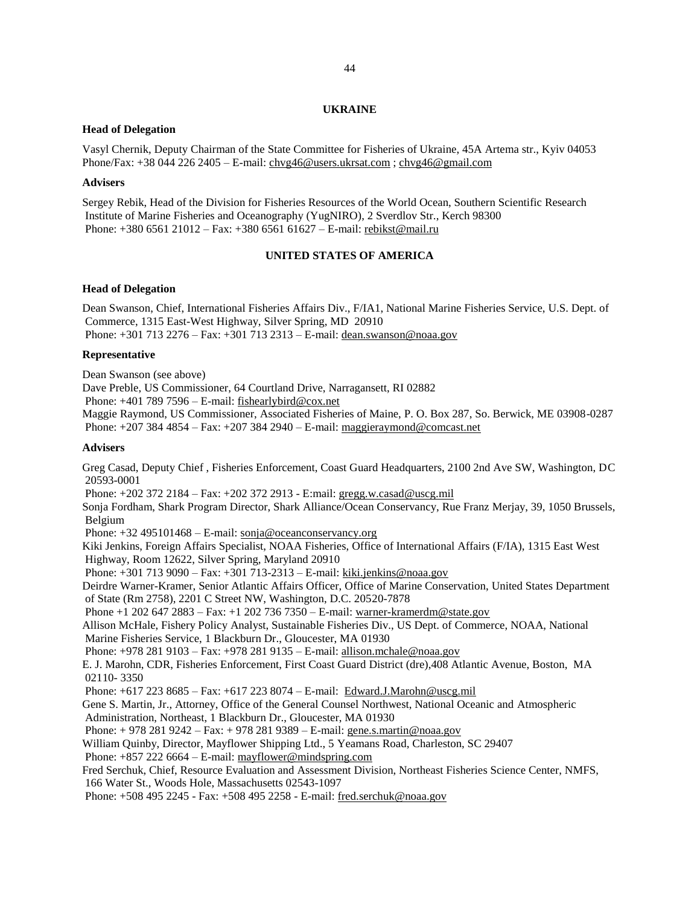## UKRAINE

### Head of Delegation

Vasyl Chernik, Deputy Chairman of the State Committee for Fisheries of Ukraine, 45A Artema str., Kyiv 04053
Phone/Fax: +38 044 226 2405 – E-mail: chvg46@users.ukrsat.com ; chvg46@gmail.com

### Advisers

Sergey Rebik, Head of the Division for Fisheries Resources of the World Ocean, Southern Scientific Research Institute of Marine Fisheries and Oceanography (YugNIRO), 2 Sverdlov Str., Kerch 98300
Phone: +380 6561 21012 – Fax: +380 6561 61627 – E-mail: rebikst@mail.ru

## UNITED STATES OF AMERICA

### Head of Delegation

Dean Swanson, Chief, International Fisheries Affairs Div., F/IA1, National Marine Fisheries Service, U.S. Dept. of Commerce, 1315 East-West Highway, Silver Spring, MD 20910
Phone: +301 713 2276 – Fax: +301 713 2313 – E-mail: dean.swanson@noaa.gov

### Representative

Dean Swanson (see above)
Dave Preble, US Commissioner, 64 Courtland Drive, Narragansett, RI 02882
Phone: +401 789 7596 – E-mail: fishearlybird@cox.net
Maggie Raymond, US Commissioner, Associated Fisheries of Maine, P. O. Box 287, So. Berwick, ME 03908-0287
Phone: +207 384 4854 – Fax: +207 384 2940 – E-mail: maggieraymond@comcast.net

### Advisers

Greg Casad, Deputy Chief , Fisheries Enforcement, Coast Guard Headquarters, 2100 2nd Ave SW, Washington, DC 20593-0001
Phone: +202 372 2184 – Fax: +202 372 2913 - E:mail: gregg.w.casad@uscg.mil
Sonja Fordham, Shark Program Director, Shark Alliance/Ocean Conservancy, Rue Franz Merjay, 39, 1050 Brussels, Belgium
Phone: +32 495101468 – E-mail: sonja@oceanconservancy.org
Kiki Jenkins, Foreign Affairs Specialist, NOAA Fisheries, Office of International Affairs (F/IA), 1315 East West Highway, Room 12622, Silver Spring, Maryland 20910
Phone: +301 713 9090 – Fax: +301 713-2313 – E-mail: kiki.jenkins@noaa.gov
Deirdre Warner-Kramer, Senior Atlantic Affairs Officer, Office of Marine Conservation, United States Department of State (Rm 2758), 2201 C Street NW, Washington, D.C. 20520-7878
Phone +1 202 647 2883 – Fax: +1 202 736 7350 – E-mail: warner-kramerdm@state.gov
Allison McHale, Fishery Policy Analyst, Sustainable Fisheries Div., US Dept. of Commerce, NOAA, National Marine Fisheries Service, 1 Blackburn Dr., Gloucester, MA 01930
Phone: +978 281 9103 – Fax: +978 281 9135 – E-mail: allison.mchale@noaa.gov
E. J. Marohn, CDR, Fisheries Enforcement, First Coast Guard District (dre),408 Atlantic Avenue, Boston, MA 02110- 3350
Phone: +617 223 8685 – Fax: +617 223 8074 – E-mail: Edward.J.Marohn@uscg.mil
Gene S. Martin, Jr., Attorney, Office of the General Counsel Northwest, National Oceanic and Atmospheric Administration, Northeast, 1 Blackburn Dr., Gloucester, MA 01930
Phone: + 978 281 9242 – Fax: + 978 281 9389 – E-mail: gene.s.martin@noaa.gov
William Quinby, Director, Mayflower Shipping Ltd., 5 Yeamans Road, Charleston, SC 29407
Phone: +857 222 6664 – E-mail: mayflower@mindspring.com
Fred Serchuk, Chief, Resource Evaluation and Assessment Division, Northeast Fisheries Science Center, NMFS, 166 Water St., Woods Hole, Massachusetts 02543-1097
Phone: +508 495 2245 - Fax: +508 495 2258 - E-mail: fred.serchuk@noaa.gov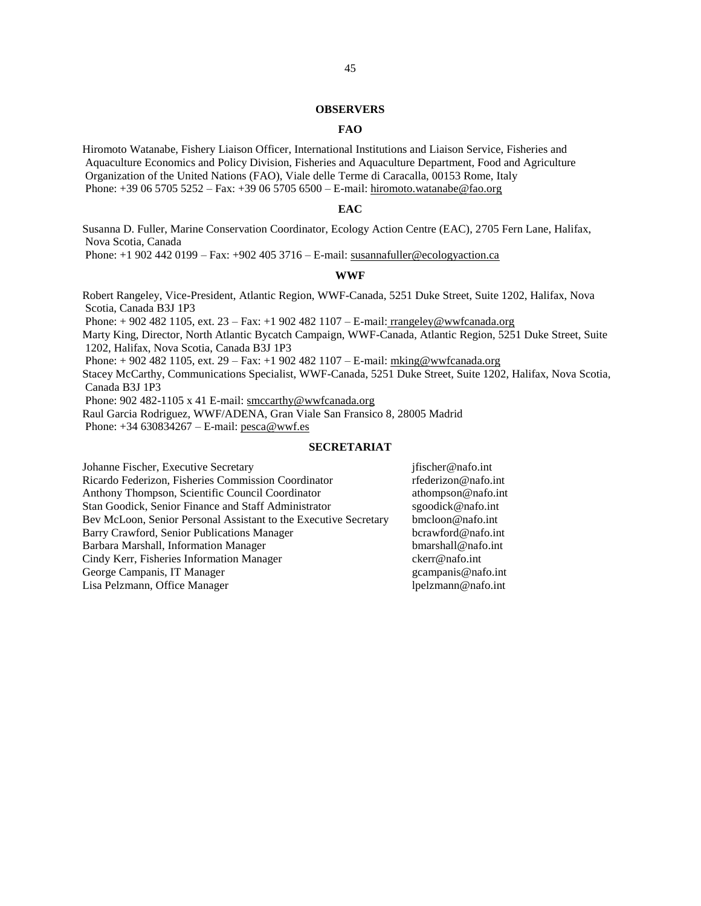## OBSERVERS

### FAO

Hiromoto Watanabe, Fishery Liaison Officer, International Institutions and Liaison Service, Fisheries and Aquaculture Economics and Policy Division, Fisheries and Aquaculture Department, Food and Agriculture Organization of the United Nations (FAO), Viale delle Terme di Caracalla, 00153 Rome, Italy
Phone: +39 06 5705 5252 – Fax: +39 06 5705 6500 – E-mail: hiromoto.watanabe@fao.org

### EAC

Susanna D. Fuller, Marine Conservation Coordinator, Ecology Action Centre (EAC), 2705 Fern Lane, Halifax, Nova Scotia, Canada
Phone: +1 902 442 0199 – Fax: +902 405 3716 – E-mail: susannafuller@ecologyaction.ca

### WWF

Robert Rangeley, Vice-President, Atlantic Region, WWF-Canada, 5251 Duke Street, Suite 1202, Halifax, Nova Scotia, Canada B3J 1P3
Phone: + 902 482 1105, ext. 23 – Fax: +1 902 482 1107 – E-mail: rrangeley@wwfcanada.org
Marty King, Director, North Atlantic Bycatch Campaign, WWF-Canada, Atlantic Region, 5251 Duke Street, Suite 1202, Halifax, Nova Scotia, Canada B3J 1P3
Phone: + 902 482 1105, ext. 29 – Fax: +1 902 482 1107 – E-mail: mking@wwfcanada.org
Stacey McCarthy, Communications Specialist, WWF-Canada, 5251 Duke Street, Suite 1202, Halifax, Nova Scotia, Canada B3J 1P3
Phone: 902 482-1105 x 41 E-mail: smccarthy@wwfcanada.org
Raul Garcia Rodriguez, WWF/ADENA, Gran Viale San Fransico 8, 28005 Madrid
Phone: +34 630834267 – E-mail: pesca@wwf.es

## SECRETARIAT

| | |
|---|---|
| Johanne Fischer, Executive Secretary | jfischer@nafo.int |
| Ricardo Federizon, Fisheries Commission Coordinator | rfederizon@nafo.int |
| Anthony Thompson, Scientific Council Coordinator | athompson@nafo.int |
| Stan Goodick, Senior Finance and Staff Administrator | sgoodick@nafo.int |
| Bev McLoon, Senior Personal Assistant to the Executive Secretary | bmcloon@nafo.int |
| Barry Crawford, Senior Publications Manager | bcrawford@nafo.int |
| Barbara Marshall, Information Manager | bmarshall@nafo.int |
| Cindy Kerr, Fisheries Information Manager | ckerr@nafo.int |
| George Campanis, IT Manager | gcampanis@nafo.int |
| Lisa Pelzmann, Office Manager | lpelzmann@nafo.int |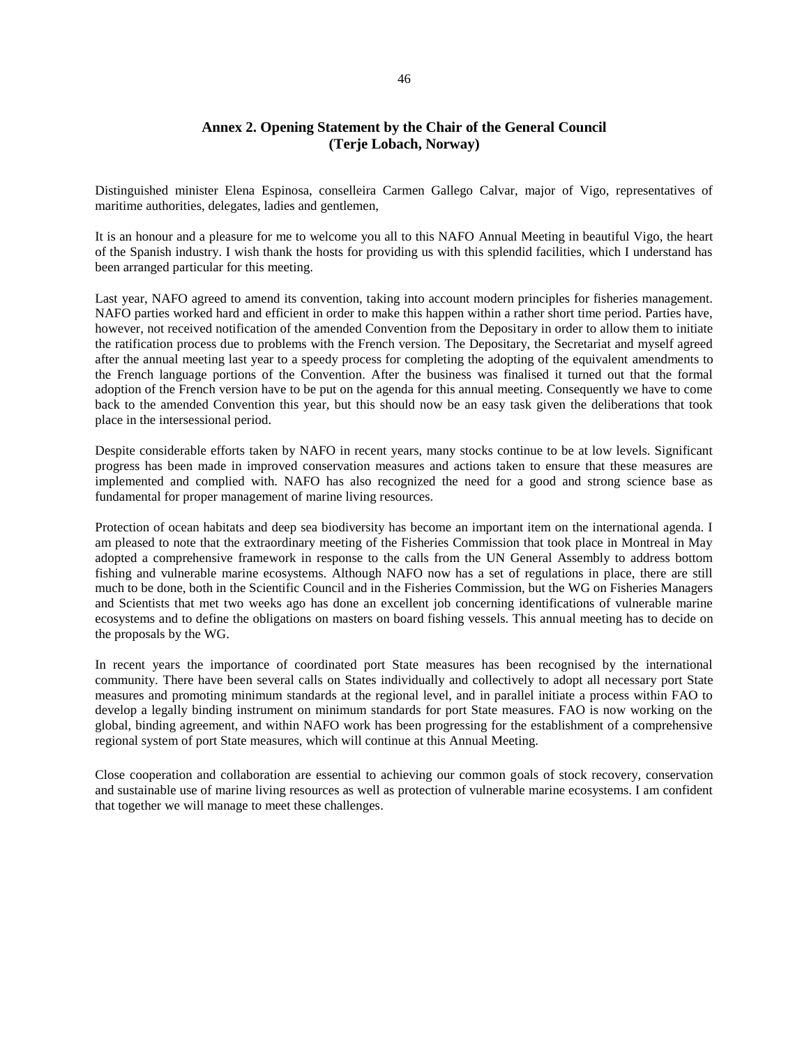## Annex 2. Opening Statement by the Chair of the General Council (Terje Lobach, Norway)

Distinguished minister Elena Espinosa, conselleira Carmen Gallego Calvar, major of Vigo, representatives of maritime authorities, delegates, ladies and gentlemen,

It is an honour and a pleasure for me to welcome you all to this NAFO Annual Meeting in beautiful Vigo, the heart of the Spanish industry. I wish thank the hosts for providing us with this splendid facilities, which I understand has been arranged particular for this meeting.

Last year, NAFO agreed to amend its convention, taking into account modern principles for fisheries management. NAFO parties worked hard and efficient in order to make this happen within a rather short time period. Parties have, however, not received notification of the amended Convention from the Depositary in order to allow them to initiate the ratification process due to problems with the French version. The Depositary, the Secretariat and myself agreed after the annual meeting last year to a speedy process for completing the adopting of the equivalent amendments to the French language portions of the Convention. After the business was finalised it turned out that the formal adoption of the French version have to be put on the agenda for this annual meeting. Consequently we have to come back to the amended Convention this year, but this should now be an easy task given the deliberations that took place in the intersessional period.

Despite considerable efforts taken by NAFO in recent years, many stocks continue to be at low levels. Significant progress has been made in improved conservation measures and actions taken to ensure that these measures are implemented and complied with. NAFO has also recognized the need for a good and strong science base as fundamental for proper management of marine living resources.

Protection of ocean habitats and deep sea biodiversity has become an important item on the international agenda. I am pleased to note that the extraordinary meeting of the Fisheries Commission that took place in Montreal in May adopted a comprehensive framework in response to the calls from the UN General Assembly to address bottom fishing and vulnerable marine ecosystems. Although NAFO now has a set of regulations in place, there are still much to be done, both in the Scientific Council and in the Fisheries Commission, but the WG on Fisheries Managers and Scientists that met two weeks ago has done an excellent job concerning identifications of vulnerable marine ecosystems and to define the obligations on masters on board fishing vessels. This annual meeting has to decide on the proposals by the WG.

In recent years the importance of coordinated port State measures has been recognised by the international community. There have been several calls on States individually and collectively to adopt all necessary port State measures and promoting minimum standards at the regional level, and in parallel initiate a process within FAO to develop a legally binding instrument on minimum standards for port State measures. FAO is now working on the global, binding agreement, and within NAFO work has been progressing for the establishment of a comprehensive regional system of port State measures, which will continue at this Annual Meeting.

Close cooperation and collaboration are essential to achieving our common goals of stock recovery, conservation and sustainable use of marine living resources as well as protection of vulnerable marine ecosystems. I am confident that together we will manage to meet these challenges.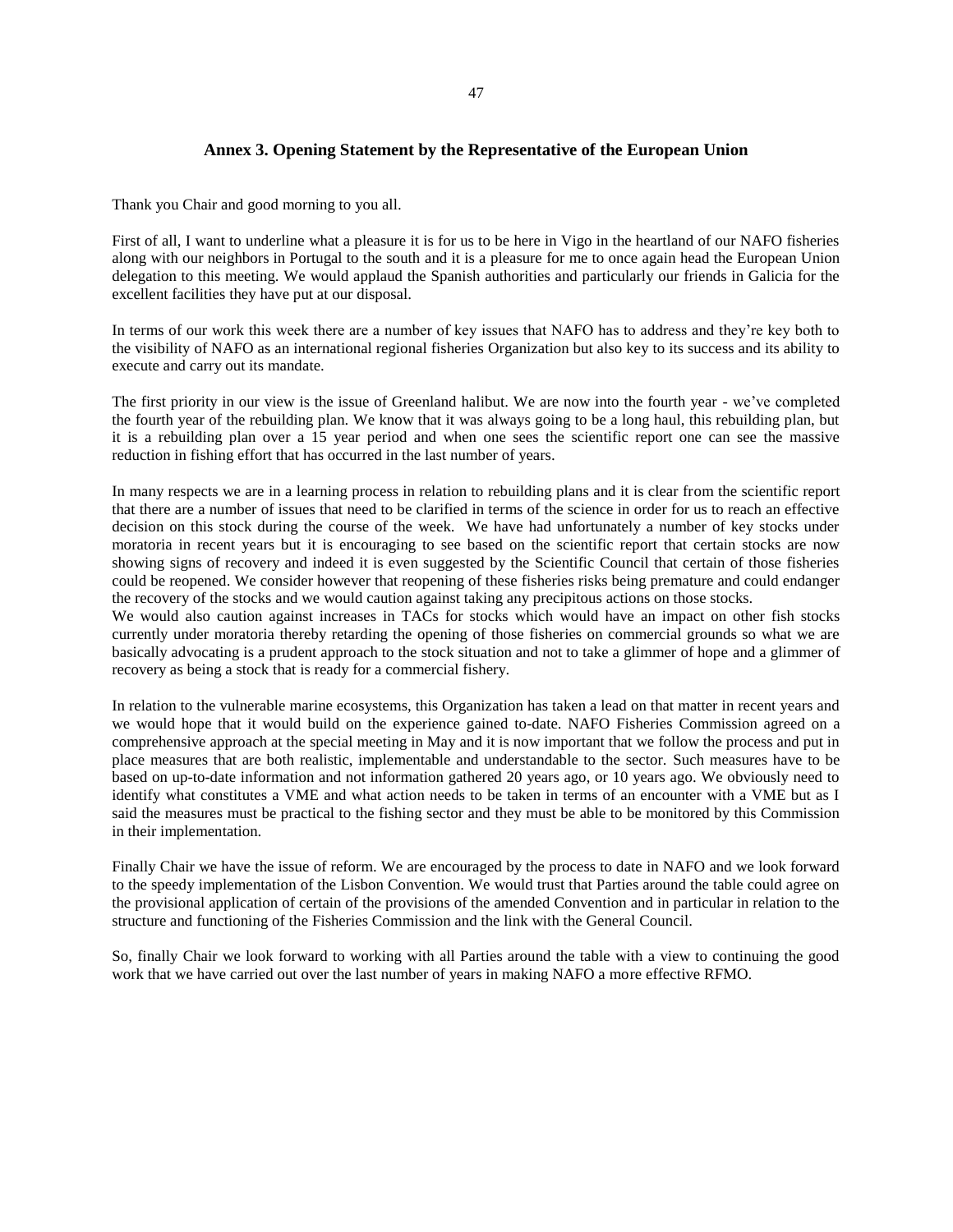## Annex 3. Opening Statement by the Representative of the European Union

Thank you Chair and good morning to you all.

First of all, I want to underline what a pleasure it is for us to be here in Vigo in the heartland of our NAFO fisheries along with our neighbors in Portugal to the south and it is a pleasure for me to once again head the European Union delegation to this meeting. We would applaud the Spanish authorities and particularly our friends in Galicia for the excellent facilities they have put at our disposal.

In terms of our work this week there are a number of key issues that NAFO has to address and they're key both to the visibility of NAFO as an international regional fisheries Organization but also key to its success and its ability to execute and carry out its mandate.

The first priority in our view is the issue of Greenland halibut. We are now into the fourth year - we've completed the fourth year of the rebuilding plan. We know that it was always going to be a long haul, this rebuilding plan, but it is a rebuilding plan over a 15 year period and when one sees the scientific report one can see the massive reduction in fishing effort that has occurred in the last number of years.

In many respects we are in a learning process in relation to rebuilding plans and it is clear from the scientific report that there are a number of issues that need to be clarified in terms of the science in order for us to reach an effective decision on this stock during the course of the week. We have had unfortunately a number of key stocks under moratoria in recent years but it is encouraging to see based on the scientific report that certain stocks are now showing signs of recovery and indeed it is even suggested by the Scientific Council that certain of those fisheries could be reopened. We consider however that reopening of these fisheries risks being premature and could endanger the recovery of the stocks and we would caution against taking any precipitous actions on those stocks.

We would also caution against increases in TACs for stocks which would have an impact on other fish stocks currently under moratoria thereby retarding the opening of those fisheries on commercial grounds so what we are basically advocating is a prudent approach to the stock situation and not to take a glimmer of hope and a glimmer of recovery as being a stock that is ready for a commercial fishery.

In relation to the vulnerable marine ecosystems, this Organization has taken a lead on that matter in recent years and we would hope that it would build on the experience gained to-date. NAFO Fisheries Commission agreed on a comprehensive approach at the special meeting in May and it is now important that we follow the process and put in place measures that are both realistic, implementable and understandable to the sector. Such measures have to be based on up-to-date information and not information gathered 20 years ago, or 10 years ago. We obviously need to identify what constitutes a VME and what action needs to be taken in terms of an encounter with a VME but as I said the measures must be practical to the fishing sector and they must be able to be monitored by this Commission in their implementation.

Finally Chair we have the issue of reform. We are encouraged by the process to date in NAFO and we look forward to the speedy implementation of the Lisbon Convention. We would trust that Parties around the table could agree on the provisional application of certain of the provisions of the amended Convention and in particular in relation to the structure and functioning of the Fisheries Commission and the link with the General Council.

So, finally Chair we look forward to working with all Parties around the table with a view to continuing the good work that we have carried out over the last number of years in making NAFO a more effective RFMO.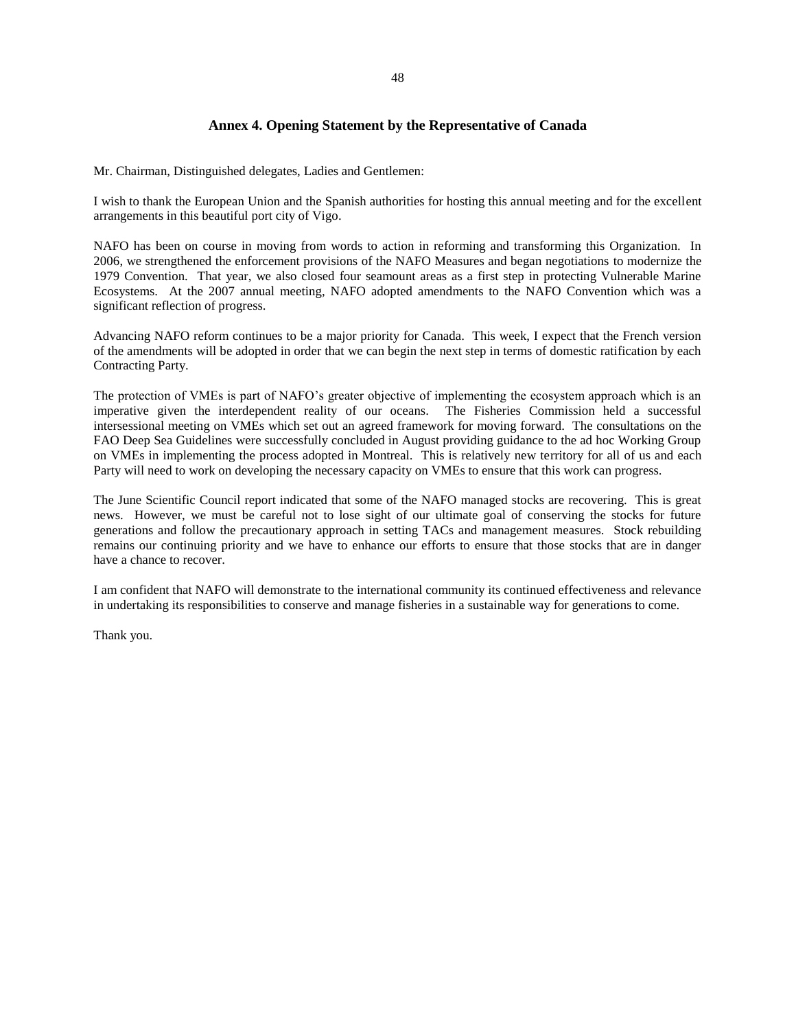## Annex 4. Opening Statement by the Representative of Canada

Mr. Chairman, Distinguished delegates, Ladies and Gentlemen:

I wish to thank the European Union and the Spanish authorities for hosting this annual meeting and for the excellent arrangements in this beautiful port city of Vigo.

NAFO has been on course in moving from words to action in reforming and transforming this Organization. In 2006, we strengthened the enforcement provisions of the NAFO Measures and began negotiations to modernize the 1979 Convention. That year, we also closed four seamount areas as a first step in protecting Vulnerable Marine Ecosystems. At the 2007 annual meeting, NAFO adopted amendments to the NAFO Convention which was a significant reflection of progress.

Advancing NAFO reform continues to be a major priority for Canada. This week, I expect that the French version of the amendments will be adopted in order that we can begin the next step in terms of domestic ratification by each Contracting Party.

The protection of VMEs is part of NAFO's greater objective of implementing the ecosystem approach which is an imperative given the interdependent reality of our oceans. The Fisheries Commission held a successful intersessional meeting on VMEs which set out an agreed framework for moving forward. The consultations on the FAO Deep Sea Guidelines were successfully concluded in August providing guidance to the ad hoc Working Group on VMEs in implementing the process adopted in Montreal. This is relatively new territory for all of us and each Party will need to work on developing the necessary capacity on VMEs to ensure that this work can progress.

The June Scientific Council report indicated that some of the NAFO managed stocks are recovering. This is great news. However, we must be careful not to lose sight of our ultimate goal of conserving the stocks for future generations and follow the precautionary approach in setting TACs and management measures. Stock rebuilding remains our continuing priority and we have to enhance our efforts to ensure that those stocks that are in danger have a chance to recover.

I am confident that NAFO will demonstrate to the international community its continued effectiveness and relevance in undertaking its responsibilities to conserve and manage fisheries in a sustainable way for generations to come.

Thank you.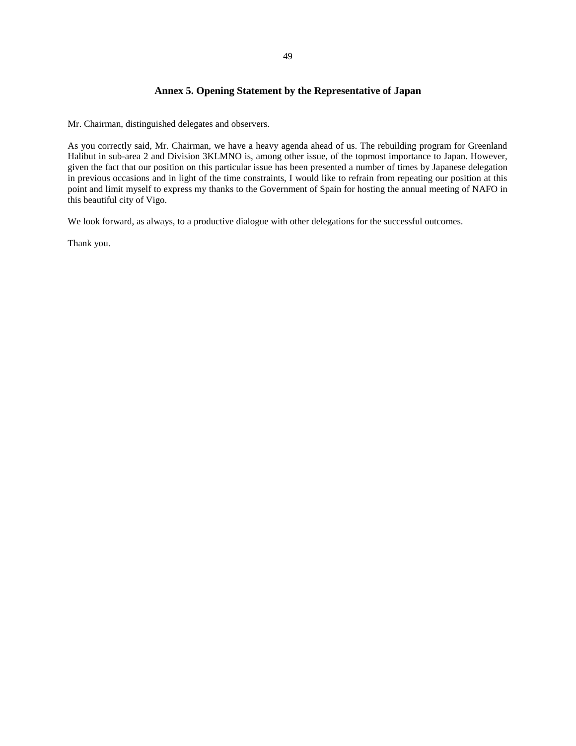## Annex 5. Opening Statement by the Representative of Japan

Mr. Chairman, distinguished delegates and observers.

As you correctly said, Mr. Chairman, we have a heavy agenda ahead of us. The rebuilding program for Greenland Halibut in sub-area 2 and Division 3KLMNO is, among other issue, of the topmost importance to Japan. However, given the fact that our position on this particular issue has been presented a number of times by Japanese delegation in previous occasions and in light of the time constraints, I would like to refrain from repeating our position at this point and limit myself to express my thanks to the Government of Spain for hosting the annual meeting of NAFO in this beautiful city of Vigo.

We look forward, as always, to a productive dialogue with other delegations for the successful outcomes.

Thank you.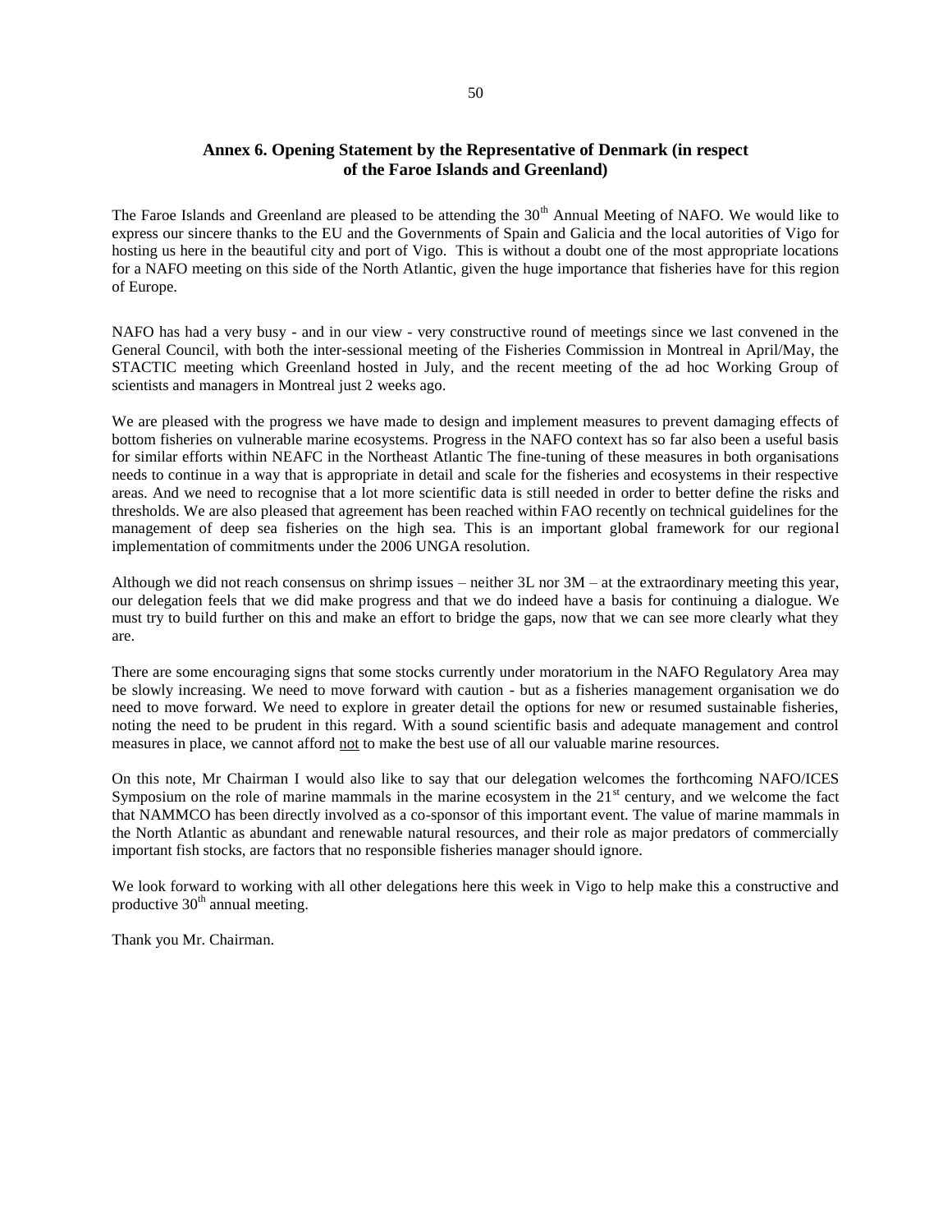## Annex 6. Opening Statement by the Representative of Denmark (in respect of the Faroe Islands and Greenland)

The Faroe Islands and Greenland are pleased to be attending the 30th Annual Meeting of NAFO. We would like to express our sincere thanks to the EU and the Governments of Spain and Galicia and the local autorities of Vigo for hosting us here in the beautiful city and port of Vigo. This is without a doubt one of the most appropriate locations for a NAFO meeting on this side of the North Atlantic, given the huge importance that fisheries have for this region of Europe.

NAFO has had a very busy - and in our view - very constructive round of meetings since we last convened in the General Council, with both the inter-sessional meeting of the Fisheries Commission in Montreal in April/May, the STACTIC meeting which Greenland hosted in July, and the recent meeting of the ad hoc Working Group of scientists and managers in Montreal just 2 weeks ago.

We are pleased with the progress we have made to design and implement measures to prevent damaging effects of bottom fisheries on vulnerable marine ecosystems. Progress in the NAFO context has so far also been a useful basis for similar efforts within NEAFC in the Northeast Atlantic The fine-tuning of these measures in both organisations needs to continue in a way that is appropriate in detail and scale for the fisheries and ecosystems in their respective areas. And we need to recognise that a lot more scientific data is still needed in order to better define the risks and thresholds. We are also pleased that agreement has been reached within FAO recently on technical guidelines for the management of deep sea fisheries on the high sea. This is an important global framework for our regional implementation of commitments under the 2006 UNGA resolution.

Although we did not reach consensus on shrimp issues – neither 3L nor 3M – at the extraordinary meeting this year, our delegation feels that we did make progress and that we do indeed have a basis for continuing a dialogue. We must try to build further on this and make an effort to bridge the gaps, now that we can see more clearly what they are.

There are some encouraging signs that some stocks currently under moratorium in the NAFO Regulatory Area may be slowly increasing. We need to move forward with caution - but as a fisheries management organisation we do need to move forward. We need to explore in greater detail the options for new or resumed sustainable fisheries, noting the need to be prudent in this regard. With a sound scientific basis and adequate management and control measures in place, we cannot afford not to make the best use of all our valuable marine resources.

On this note, Mr Chairman I would also like to say that our delegation welcomes the forthcoming NAFO/ICES Symposium on the role of marine mammals in the marine ecosystem in the 21st century, and we welcome the fact that NAMMCO has been directly involved as a co-sponsor of this important event. The value of marine mammals in the North Atlantic as abundant and renewable natural resources, and their role as major predators of commercially important fish stocks, are factors that no responsible fisheries manager should ignore.

We look forward to working with all other delegations here this week in Vigo to help make this a constructive and productive 30th annual meeting.

Thank you Mr. Chairman.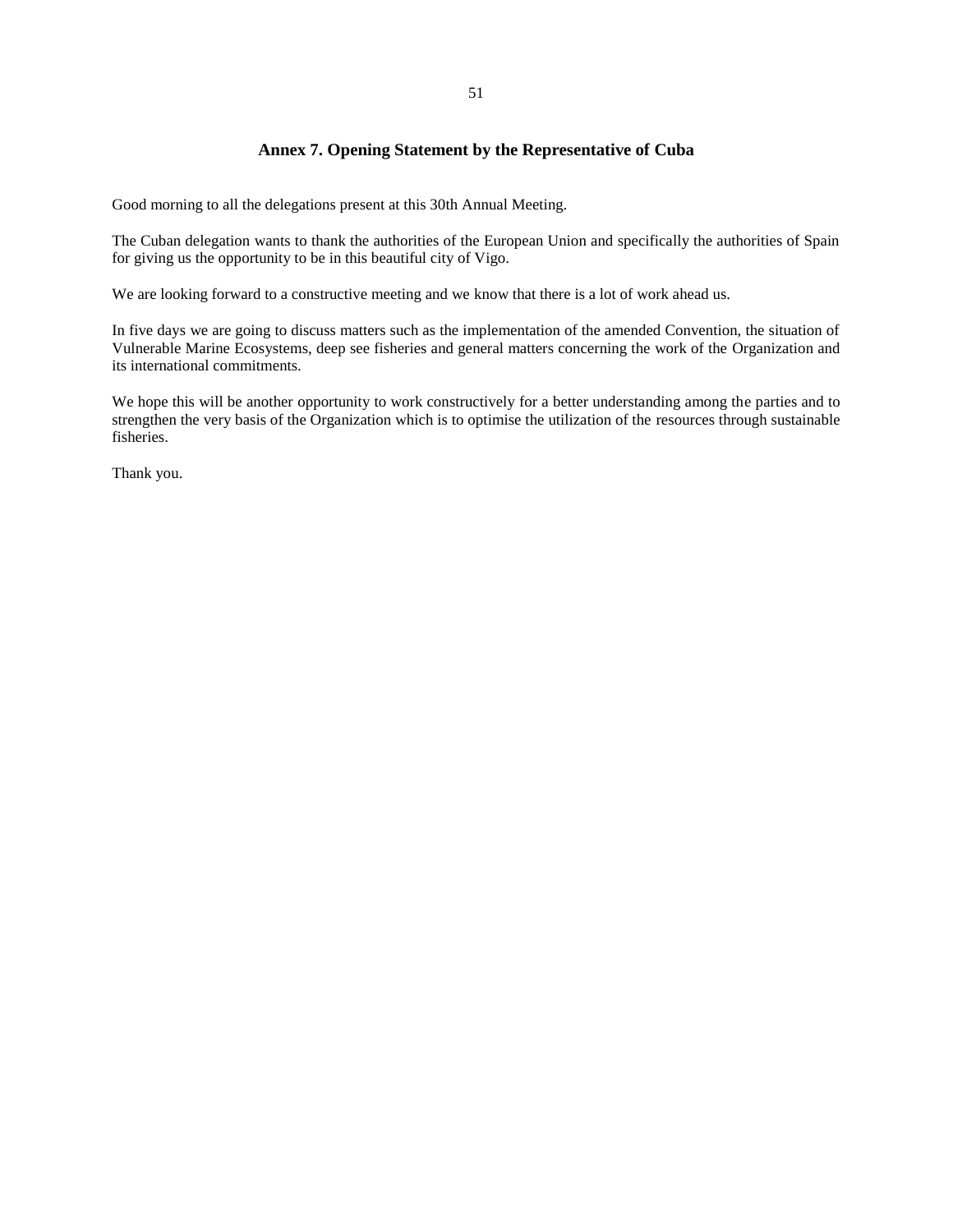## Annex 7. Opening Statement by the Representative of Cuba

Good morning to all the delegations present at this 30th Annual Meeting.

The Cuban delegation wants to thank the authorities of the European Union and specifically the authorities of Spain for giving us the opportunity to be in this beautiful city of Vigo.

We are looking forward to a constructive meeting and we know that there is a lot of work ahead us.

In five days we are going to discuss matters such as the implementation of the amended Convention, the situation of Vulnerable Marine Ecosystems, deep see fisheries and general matters concerning the work of the Organization and its international commitments.

We hope this will be another opportunity to work constructively for a better understanding among the parties and to strengthen the very basis of the Organization which is to optimise the utilization of the resources through sustainable fisheries.

Thank you.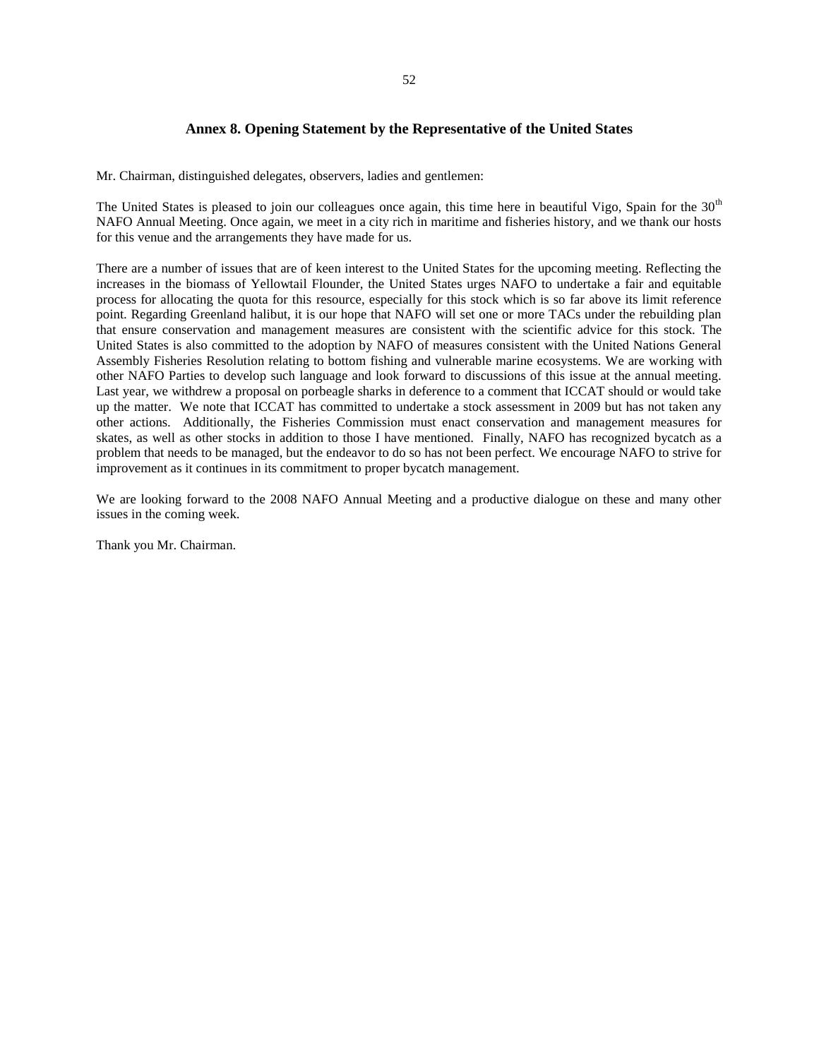## Annex 8. Opening Statement by the Representative of the United States

Mr. Chairman, distinguished delegates, observers, ladies and gentlemen:

The United States is pleased to join our colleagues once again, this time here in beautiful Vigo, Spain for the $30^{th}$ NAFO Annual Meeting. Once again, we meet in a city rich in maritime and fisheries history, and we thank our hosts for this venue and the arrangements they have made for us.

There are a number of issues that are of keen interest to the United States for the upcoming meeting. Reflecting the increases in the biomass of Yellowtail Flounder, the United States urges NAFO to undertake a fair and equitable process for allocating the quota for this resource, especially for this stock which is so far above its limit reference point. Regarding Greenland halibut, it is our hope that NAFO will set one or more TACs under the rebuilding plan that ensure conservation and management measures are consistent with the scientific advice for this stock. The United States is also committed to the adoption by NAFO of measures consistent with the United Nations General Assembly Fisheries Resolution relating to bottom fishing and vulnerable marine ecosystems. We are working with other NAFO Parties to develop such language and look forward to discussions of this issue at the annual meeting. Last year, we withdrew a proposal on porbeagle sharks in deference to a comment that ICCAT should or would take up the matter. We note that ICCAT has committed to undertake a stock assessment in 2009 but has not taken any other actions. Additionally, the Fisheries Commission must enact conservation and management measures for skates, as well as other stocks in addition to those I have mentioned. Finally, NAFO has recognized bycatch as a problem that needs to be managed, but the endeavor to do so has not been perfect. We encourage NAFO to strive for improvement as it continues in its commitment to proper bycatch management.

We are looking forward to the 2008 NAFO Annual Meeting and a productive dialogue on these and many other issues in the coming week.

Thank you Mr. Chairman.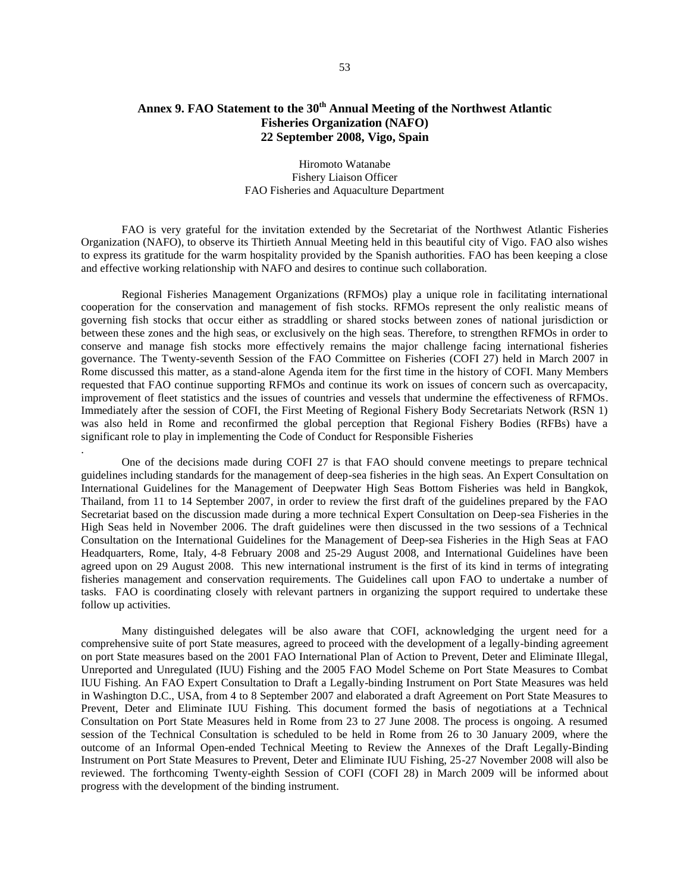## Annex 9. FAO Statement to the 30th Annual Meeting of the Northwest Atlantic Fisheries Organization (NAFO) 22 September 2008, Vigo, Spain

Hiromoto Watanabe
Fishery Liaison Officer
FAO Fisheries and Aquaculture Department

FAO is very grateful for the invitation extended by the Secretariat of the Northwest Atlantic Fisheries Organization (NAFO), to observe its Thirtieth Annual Meeting held in this beautiful city of Vigo. FAO also wishes to express its gratitude for the warm hospitality provided by the Spanish authorities. FAO has been keeping a close and effective working relationship with NAFO and desires to continue such collaboration.

Regional Fisheries Management Organizations (RFMOs) play a unique role in facilitating international cooperation for the conservation and management of fish stocks. RFMOs represent the only realistic means of governing fish stocks that occur either as straddling or shared stocks between zones of national jurisdiction or between these zones and the high seas, or exclusively on the high seas. Therefore, to strengthen RFMOs in order to conserve and manage fish stocks more effectively remains the major challenge facing international fisheries governance. The Twenty-seventh Session of the FAO Committee on Fisheries (COFI 27) held in March 2007 in Rome discussed this matter, as a stand-alone Agenda item for the first time in the history of COFI. Many Members requested that FAO continue supporting RFMOs and continue its work on issues of concern such as overcapacity, improvement of fleet statistics and the issues of countries and vessels that undermine the effectiveness of RFMOs. Immediately after the session of COFI, the First Meeting of Regional Fishery Body Secretariats Network (RSN 1) was also held in Rome and reconfirmed the global perception that Regional Fishery Bodies (RFBs) have a significant role to play in implementing the Code of Conduct for Responsible Fisheries.

One of the decisions made during COFI 27 is that FAO should convene meetings to prepare technical guidelines including standards for the management of deep-sea fisheries in the high seas. An Expert Consultation on International Guidelines for the Management of Deepwater High Seas Bottom Fisheries was held in Bangkok, Thailand, from 11 to 14 September 2007, in order to review the first draft of the guidelines prepared by the FAO Secretariat based on the discussion made during a more technical Expert Consultation on Deep-sea Fisheries in the High Seas held in November 2006. The draft guidelines were then discussed in the two sessions of a Technical Consultation on the International Guidelines for the Management of Deep-sea Fisheries in the High Seas at FAO Headquarters, Rome, Italy, 4-8 February 2008 and 25-29 August 2008, and International Guidelines have been agreed upon on 29 August 2008. This new international instrument is the first of its kind in terms of integrating fisheries management and conservation requirements. The Guidelines call upon FAO to undertake a number of tasks. FAO is coordinating closely with relevant partners in organizing the support required to undertake these follow up activities.

Many distinguished delegates will be also aware that COFI, acknowledging the urgent need for a comprehensive suite of port State measures, agreed to proceed with the development of a legally-binding agreement on port State measures based on the 2001 FAO International Plan of Action to Prevent, Deter and Eliminate Illegal, Unreported and Unregulated (IUU) Fishing and the 2005 FAO Model Scheme on Port State Measures to Combat IUU Fishing. An FAO Expert Consultation to Draft a Legally-binding Instrument on Port State Measures was held in Washington D.C., USA, from 4 to 8 September 2007 and elaborated a draft Agreement on Port State Measures to Prevent, Deter and Eliminate IUU Fishing. This document formed the basis of negotiations at a Technical Consultation on Port State Measures held in Rome from 23 to 27 June 2008. The process is ongoing. A resumed session of the Technical Consultation is scheduled to be held in Rome from 26 to 30 January 2009, where the outcome of an Informal Open-ended Technical Meeting to Review the Annexes of the Draft Legally-Binding Instrument on Port State Measures to Prevent, Deter and Eliminate IUU Fishing, 25-27 November 2008 will also be reviewed. The forthcoming Twenty-eighth Session of COFI (COFI 28) in March 2009 will be informed about progress with the development of the binding instrument.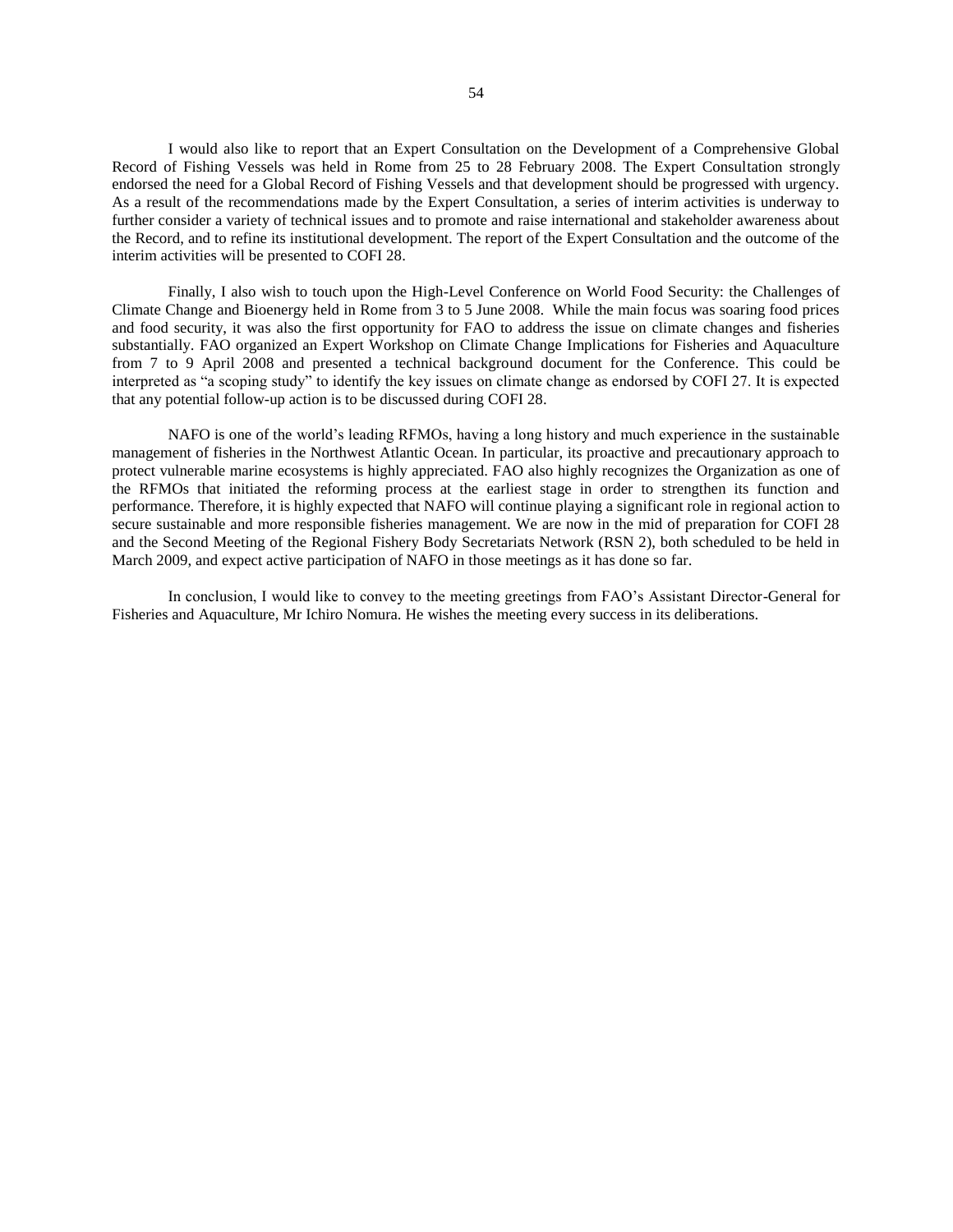I would also like to report that an Expert Consultation on the Development of a Comprehensive Global Record of Fishing Vessels was held in Rome from 25 to 28 February 2008. The Expert Consultation strongly endorsed the need for a Global Record of Fishing Vessels and that development should be progressed with urgency. As a result of the recommendations made by the Expert Consultation, a series of interim activities is underway to further consider a variety of technical issues and to promote and raise international and stakeholder awareness about the Record, and to refine its institutional development. The report of the Expert Consultation and the outcome of the interim activities will be presented to COFI 28.

Finally, I also wish to touch upon the High-Level Conference on World Food Security: the Challenges of Climate Change and Bioenergy held in Rome from 3 to 5 June 2008. While the main focus was soaring food prices and food security, it was also the first opportunity for FAO to address the issue on climate changes and fisheries substantially. FAO organized an Expert Workshop on Climate Change Implications for Fisheries and Aquaculture from 7 to 9 April 2008 and presented a technical background document for the Conference. This could be interpreted as "a scoping study" to identify the key issues on climate change as endorsed by COFI 27. It is expected that any potential follow-up action is to be discussed during COFI 28.

NAFO is one of the world's leading RFMOs, having a long history and much experience in the sustainable management of fisheries in the Northwest Atlantic Ocean. In particular, its proactive and precautionary approach to protect vulnerable marine ecosystems is highly appreciated. FAO also highly recognizes the Organization as one of the RFMOs that initiated the reforming process at the earliest stage in order to strengthen its function and performance. Therefore, it is highly expected that NAFO will continue playing a significant role in regional action to secure sustainable and more responsible fisheries management. We are now in the mid of preparation for COFI 28 and the Second Meeting of the Regional Fishery Body Secretariats Network (RSN 2), both scheduled to be held in March 2009, and expect active participation of NAFO in those meetings as it has done so far.

In conclusion, I would like to convey to the meeting greetings from FAO's Assistant Director-General for Fisheries and Aquaculture, Mr Ichiro Nomura. He wishes the meeting every success in its deliberations.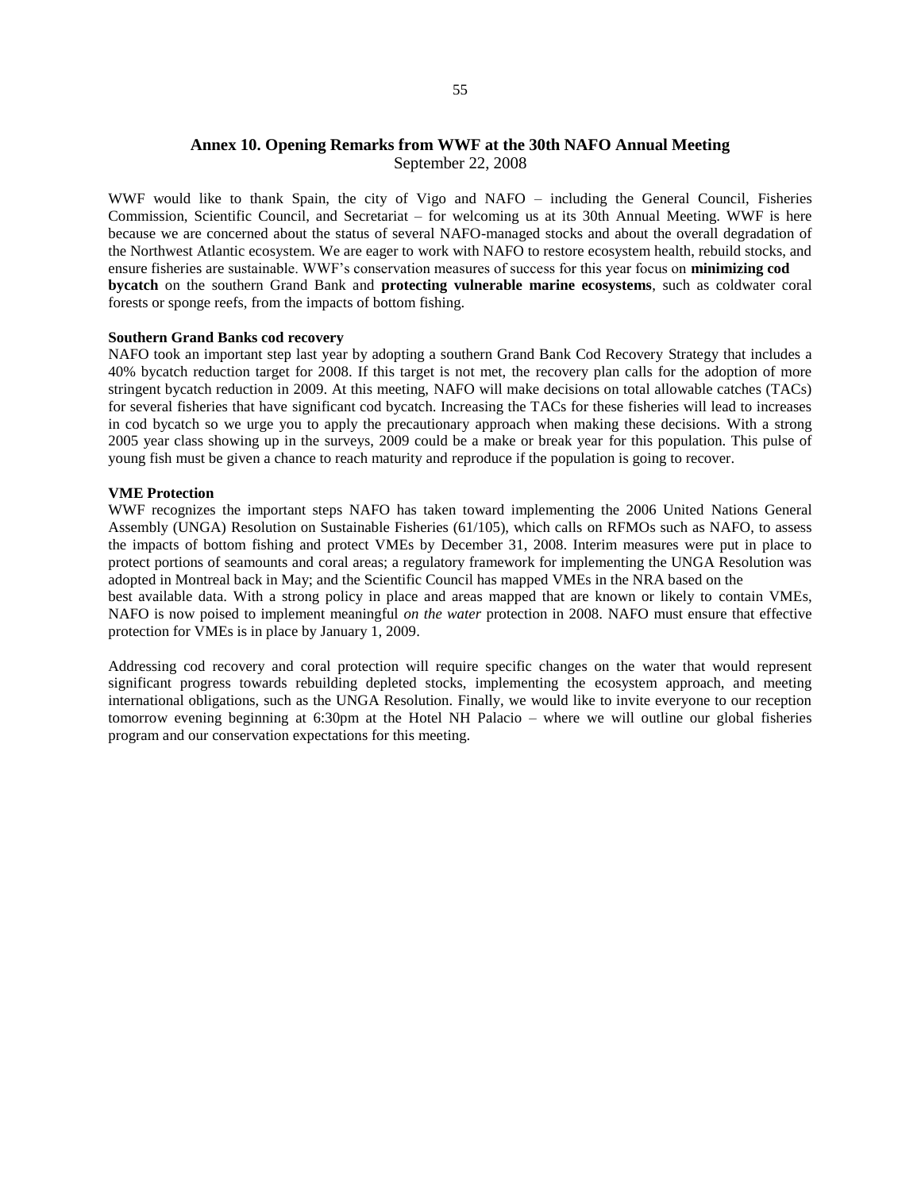## Annex 10. Opening Remarks from WWF at the 30th NAFO Annual Meeting

September 22, 2008

WWF would like to thank Spain, the city of Vigo and NAFO – including the General Council, Fisheries Commission, Scientific Council, and Secretariat – for welcoming us at its 30th Annual Meeting. WWF is here because we are concerned about the status of several NAFO-managed stocks and about the overall degradation of the Northwest Atlantic ecosystem. We are eager to work with NAFO to restore ecosystem health, rebuild stocks, and ensure fisheries are sustainable. WWF's conservation measures of success for this year focus on **minimizing cod bycatch** on the southern Grand Bank and **protecting vulnerable marine ecosystems**, such as coldwater coral forests or sponge reefs, from the impacts of bottom fishing.

**Southern Grand Banks cod recovery**

NAFO took an important step last year by adopting a southern Grand Bank Cod Recovery Strategy that includes a 40% bycatch reduction target for 2008. If this target is not met, the recovery plan calls for the adoption of more stringent bycatch reduction in 2009. At this meeting, NAFO will make decisions on total allowable catches (TACs) for several fisheries that have significant cod bycatch. Increasing the TACs for these fisheries will lead to increases in cod bycatch so we urge you to apply the precautionary approach when making these decisions. With a strong 2005 year class showing up in the surveys, 2009 could be a make or break year for this population. This pulse of young fish must be given a chance to reach maturity and reproduce if the population is going to recover.

**VME Protection**

WWF recognizes the important steps NAFO has taken toward implementing the 2006 United Nations General Assembly (UNGA) Resolution on Sustainable Fisheries (61/105), which calls on RFMOs such as NAFO, to assess the impacts of bottom fishing and protect VMEs by December 31, 2008. Interim measures were put in place to protect portions of seamounts and coral areas; a regulatory framework for implementing the UNGA Resolution was adopted in Montreal back in May; and the Scientific Council has mapped VMEs in the NRA based on the best available data. With a strong policy in place and areas mapped that are known or likely to contain VMEs, NAFO is now poised to implement meaningful *on the water* protection in 2008. NAFO must ensure that effective protection for VMEs is in place by January 1, 2009.

Addressing cod recovery and coral protection will require specific changes on the water that would represent significant progress towards rebuilding depleted stocks, implementing the ecosystem approach, and meeting international obligations, such as the UNGA Resolution. Finally, we would like to invite everyone to our reception tomorrow evening beginning at 6:30pm at the Hotel NH Palacio – where we will outline our global fisheries program and our conservation expectations for this meeting.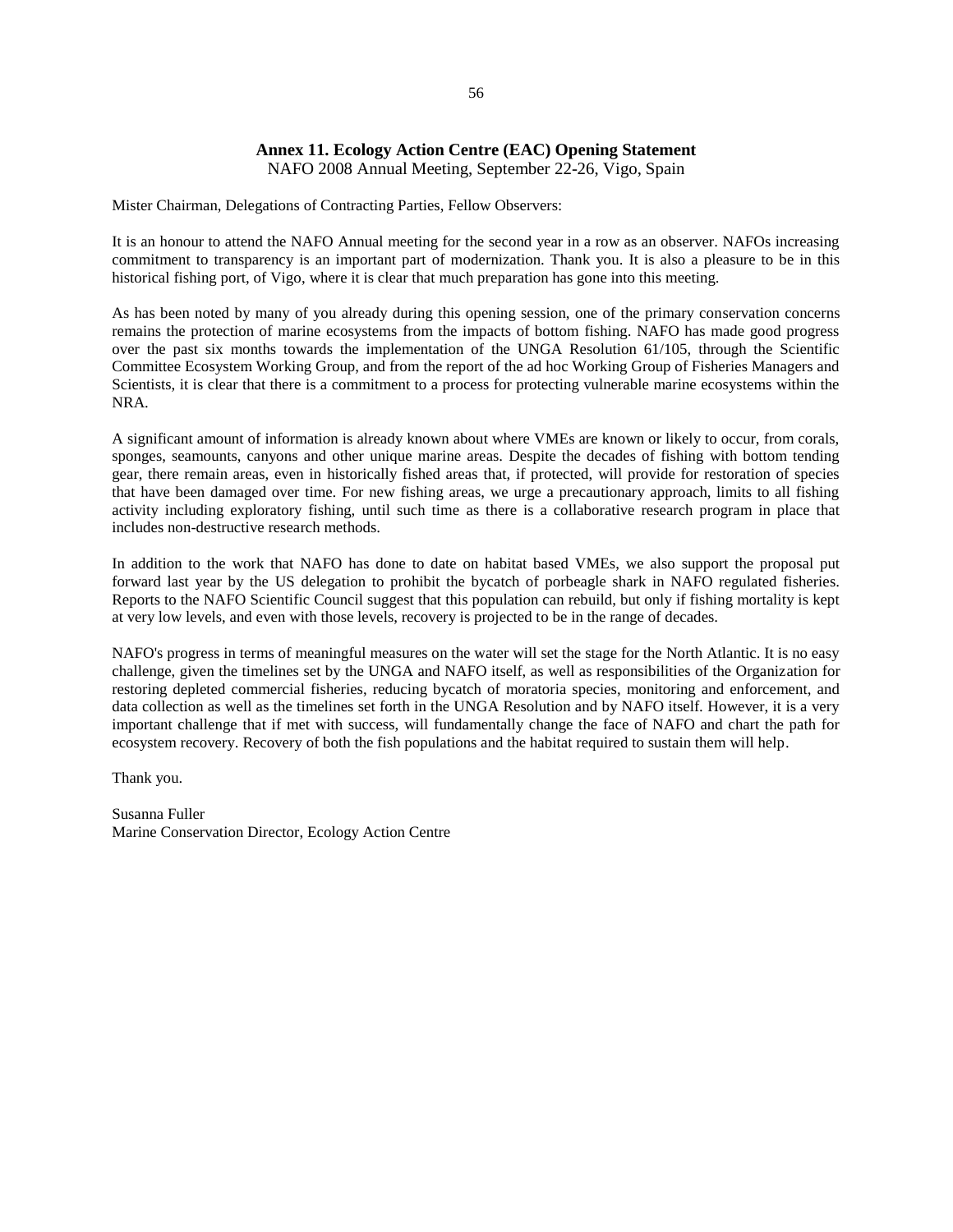## Annex 11. Ecology Action Centre (EAC) Opening Statement

NAFO 2008 Annual Meeting, September 22-26, Vigo, Spain

Mister Chairman, Delegations of Contracting Parties, Fellow Observers:

It is an honour to attend the NAFO Annual meeting for the second year in a row as an observer. NAFOs increasing commitment to transparency is an important part of modernization. Thank you. It is also a pleasure to be in this historical fishing port, of Vigo, where it is clear that much preparation has gone into this meeting.

As has been noted by many of you already during this opening session, one of the primary conservation concerns remains the protection of marine ecosystems from the impacts of bottom fishing. NAFO has made good progress over the past six months towards the implementation of the UNGA Resolution 61/105, through the Scientific Committee Ecosystem Working Group, and from the report of the ad hoc Working Group of Fisheries Managers and Scientists, it is clear that there is a commitment to a process for protecting vulnerable marine ecosystems within the NRA.

A significant amount of information is already known about where VMEs are known or likely to occur, from corals, sponges, seamounts, canyons and other unique marine areas. Despite the decades of fishing with bottom tending gear, there remain areas, even in historically fished areas that, if protected, will provide for restoration of species that have been damaged over time. For new fishing areas, we urge a precautionary approach, limits to all fishing activity including exploratory fishing, until such time as there is a collaborative research program in place that includes non-destructive research methods.

In addition to the work that NAFO has done to date on habitat based VMEs, we also support the proposal put forward last year by the US delegation to prohibit the bycatch of porbeagle shark in NAFO regulated fisheries. Reports to the NAFO Scientific Council suggest that this population can rebuild, but only if fishing mortality is kept at very low levels, and even with those levels, recovery is projected to be in the range of decades.

NAFO's progress in terms of meaningful measures on the water will set the stage for the North Atlantic. It is no easy challenge, given the timelines set by the UNGA and NAFO itself, as well as responsibilities of the Organization for restoring depleted commercial fisheries, reducing bycatch of moratoria species, monitoring and enforcement, and data collection as well as the timelines set forth in the UNGA Resolution and by NAFO itself. However, it is a very important challenge that if met with success, will fundamentally change the face of NAFO and chart the path for ecosystem recovery. Recovery of both the fish populations and the habitat required to sustain them will help.

Thank you.

Susanna Fuller
Marine Conservation Director, Ecology Action Centre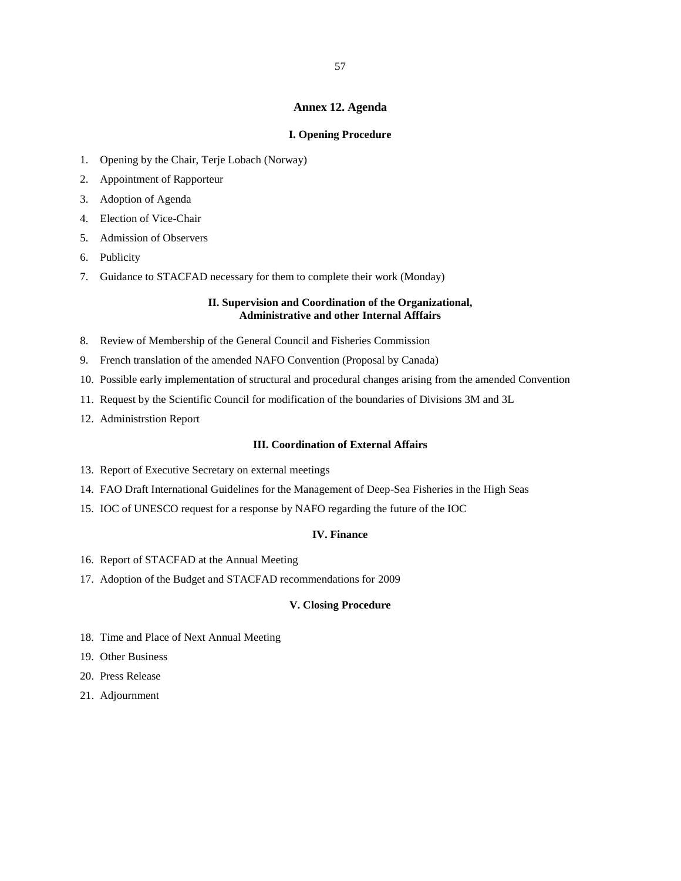## Annex 12. Agenda

### I. Opening Procedure

1. Opening by the Chair, Terje Lobach (Norway)
2. Appointment of Rapporteur
3. Adoption of Agenda
4. Election of Vice-Chair
5. Admission of Observers
6. Publicity
7. Guidance to STACFAD necessary for them to complete their work (Monday)

### II. Supervision and Coordination of the Organizational, Administrative and other Internal Afffairs

8. Review of Membership of the General Council and Fisheries Commission
9. French translation of the amended NAFO Convention (Proposal by Canada)
10. Possible early implementation of structural and procedural changes arising from the amended Convention
11. Request by the Scientific Council for modification of the boundaries of Divisions 3M and 3L
12. Administrstion Report

### III. Coordination of External Affairs

13. Report of Executive Secretary on external meetings
14. FAO Draft International Guidelines for the Management of Deep-Sea Fisheries in the High Seas
15. IOC of UNESCO request for a response by NAFO regarding the future of the IOC

### IV. Finance

16. Report of STACFAD at the Annual Meeting
17. Adoption of the Budget and STACFAD recommendations for 2009

### V. Closing Procedure

18. Time and Place of Next Annual Meeting
19. Other Business
20. Press Release
21. Adjournment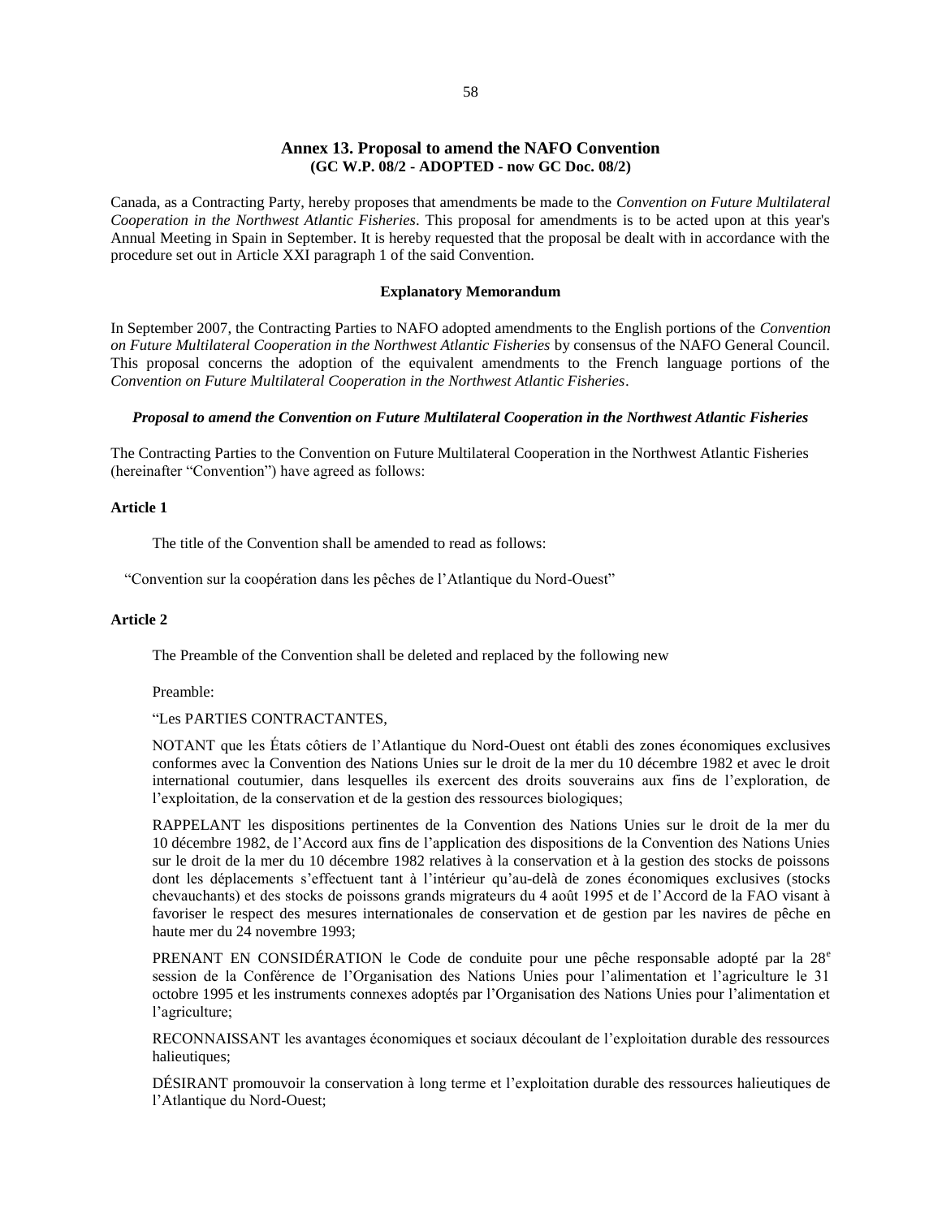## Annex 13. Proposal to amend the NAFO Convention
**(GC W.P. 08/2 - ADOPTED - now GC Doc. 08/2)**

Canada, as a Contracting Party, hereby proposes that amendments be made to the *Convention on Future Multilateral Cooperation in the Northwest Atlantic Fisheries*. This proposal for amendments is to be acted upon at this year's Annual Meeting in Spain in September. It is hereby requested that the proposal be dealt with in accordance with the procedure set out in Article XXI paragraph 1 of the said Convention.

**Explanatory Memorandum**

In September 2007, the Contracting Parties to NAFO adopted amendments to the English portions of the *Convention on Future Multilateral Cooperation in the Northwest Atlantic Fisheries* by consensus of the NAFO General Council. This proposal concerns the adoption of the equivalent amendments to the French language portions of the *Convention on Future Multilateral Cooperation in the Northwest Atlantic Fisheries*.

***Proposal to amend the Convention on Future Multilateral Cooperation in the Northwest Atlantic Fisheries***

The Contracting Parties to the Convention on Future Multilateral Cooperation in the Northwest Atlantic Fisheries (hereinafter "Convention") have agreed as follows:

**Article 1**

The title of the Convention shall be amended to read as follows:

"Convention sur la coopération dans les pêches de l'Atlantique du Nord-Ouest"

**Article 2**

The Preamble of the Convention shall be deleted and replaced by the following new

Preamble:

"Les PARTIES CONTRACTANTES,

NOTANT que les États côtiers de l'Atlantique du Nord-Ouest ont établi des zones économiques exclusives conformes avec la Convention des Nations Unies sur le droit de la mer du 10 décembre 1982 et avec le droit international coutumier, dans lesquelles ils exercent des droits souverains aux fins de l'exploration, de l'exploitation, de la conservation et de la gestion des ressources biologiques;

RAPPELANT les dispositions pertinentes de la Convention des Nations Unies sur le droit de la mer du 10 décembre 1982, de l'Accord aux fins de l'application des dispositions de la Convention des Nations Unies sur le droit de la mer du 10 décembre 1982 relatives à la conservation et à la gestion des stocks de poissons dont les déplacements s'effectuent tant à l'intérieur qu'au-delà de zones économiques exclusives (stocks chevauchants) et des stocks de poissons grands migrateurs du 4 août 1995 et de l'Accord de la FAO visant à favoriser le respect des mesures internationales de conservation et de gestion par les navires de pêche en haute mer du 24 novembre 1993;

PRENANT EN CONSIDÉRATION le Code de conduite pour une pêche responsable adopté par la 28[e] session de la Conférence de l'Organisation des Nations Unies pour l'alimentation et l'agriculture le 31 octobre 1995 et les instruments connexes adoptés par l'Organisation des Nations Unies pour l'alimentation et l'agriculture;

RECONNAISSANT les avantages économiques et sociaux découlant de l'exploitation durable des ressources halieutiques;

DÉSIRANT promouvoir la conservation à long terme et l'exploitation durable des ressources halieutiques de l'Atlantique du Nord-Ouest;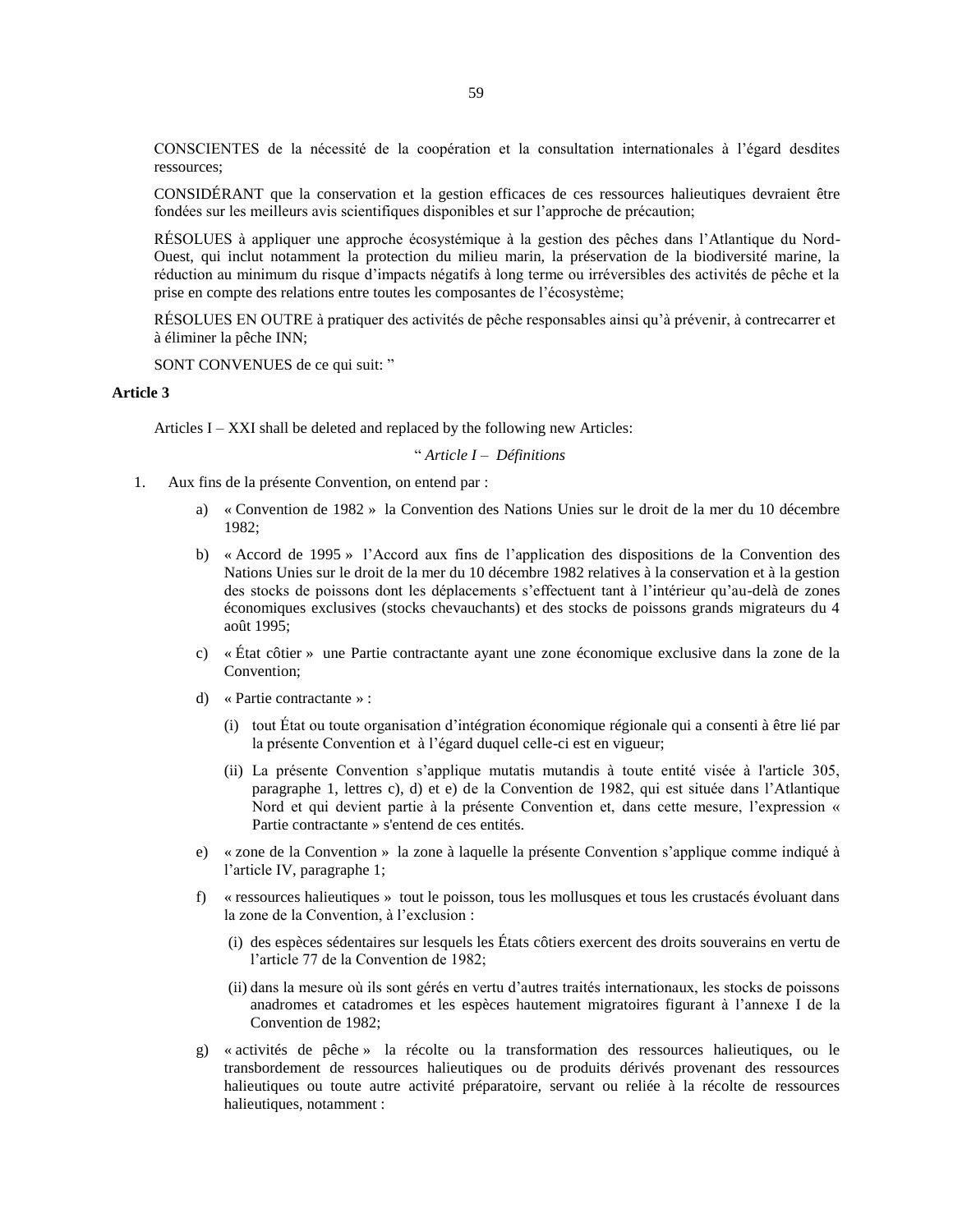CONSCIENTES de la nécessité de la coopération et la consultation internationales à l'égard desdites ressources;

CONSIDÉRANT que la conservation et la gestion efficaces de ces ressources halieutiques devraient être fondées sur les meilleurs avis scientifiques disponibles et sur l'approche de précaution;

RÉSOLUES à appliquer une approche écosystémique à la gestion des pêches dans l'Atlantique du Nord-Ouest, qui inclut notamment la protection du milieu marin, la préservation de la biodiversité marine, la réduction au minimum du risque d'impacts négatifs à long terme ou irréversibles des activités de pêche et la prise en compte des relations entre toutes les composantes de l'écosystème;

RÉSOLUES EN OUTRE à pratiquer des activités de pêche responsables ainsi qu'à prévenir, à contrecarrer et à éliminer la pêche INN;

SONT CONVENUES de ce qui suit: "

**Article 3**

Articles I – XXI shall be deleted and replaced by the following new Articles:

" *Article I – Définitions*

1. Aux fins de la présente Convention, on entend par :

    a) « Convention de 1982 » la Convention des Nations Unies sur le droit de la mer du 10 décembre 1982;

    b) « Accord de 1995 » l'Accord aux fins de l'application des dispositions de la Convention des Nations Unies sur le droit de la mer du 10 décembre 1982 relatives à la conservation et à la gestion des stocks de poissons dont les déplacements s'effectuent tant à l'intérieur qu'au-delà de zones économiques exclusives (stocks chevauchants) et des stocks de poissons grands migrateurs du 4 août 1995;

    c) « État côtier » une Partie contractante ayant une zone économique exclusive dans la zone de la Convention;

    d) « Partie contractante » :

        (i) tout État ou toute organisation d'intégration économique régionale qui a consenti à être lié par la présente Convention et à l'égard duquel celle-ci est en vigueur;

        (ii) La présente Convention s'applique mutatis mutandis à toute entité visée à l'article 305, paragraphe 1, lettres c), d) et e) de la Convention de 1982, qui est située dans l'Atlantique Nord et qui devient partie à la présente Convention et, dans cette mesure, l'expression « Partie contractante » s'entend de ces entités.

    e) « zone de la Convention » la zone à laquelle la présente Convention s'applique comme indiqué à l'article IV, paragraphe 1;

    f) « ressources halieutiques » tout le poisson, tous les mollusques et tous les crustacés évoluant dans la zone de la Convention, à l'exclusion :

        (i) des espèces sédentaires sur lesquels les États côtiers exercent des droits souverains en vertu de l'article 77 de la Convention de 1982;

        (ii) dans la mesure où ils sont gérés en vertu d'autres traités internationaux, les stocks de poissons anadromes et catadromes et les espèces hautement migratoires figurant à l'annexe I de la Convention de 1982;

    g) « activités de pêche » la récolte ou la transformation des ressources halieutiques, ou le transbordement de ressources halieutiques ou de produits dérivés provenant des ressources halieutiques ou toute autre activité préparatoire, servant ou reliée à la récolte de ressources halieutiques, notamment :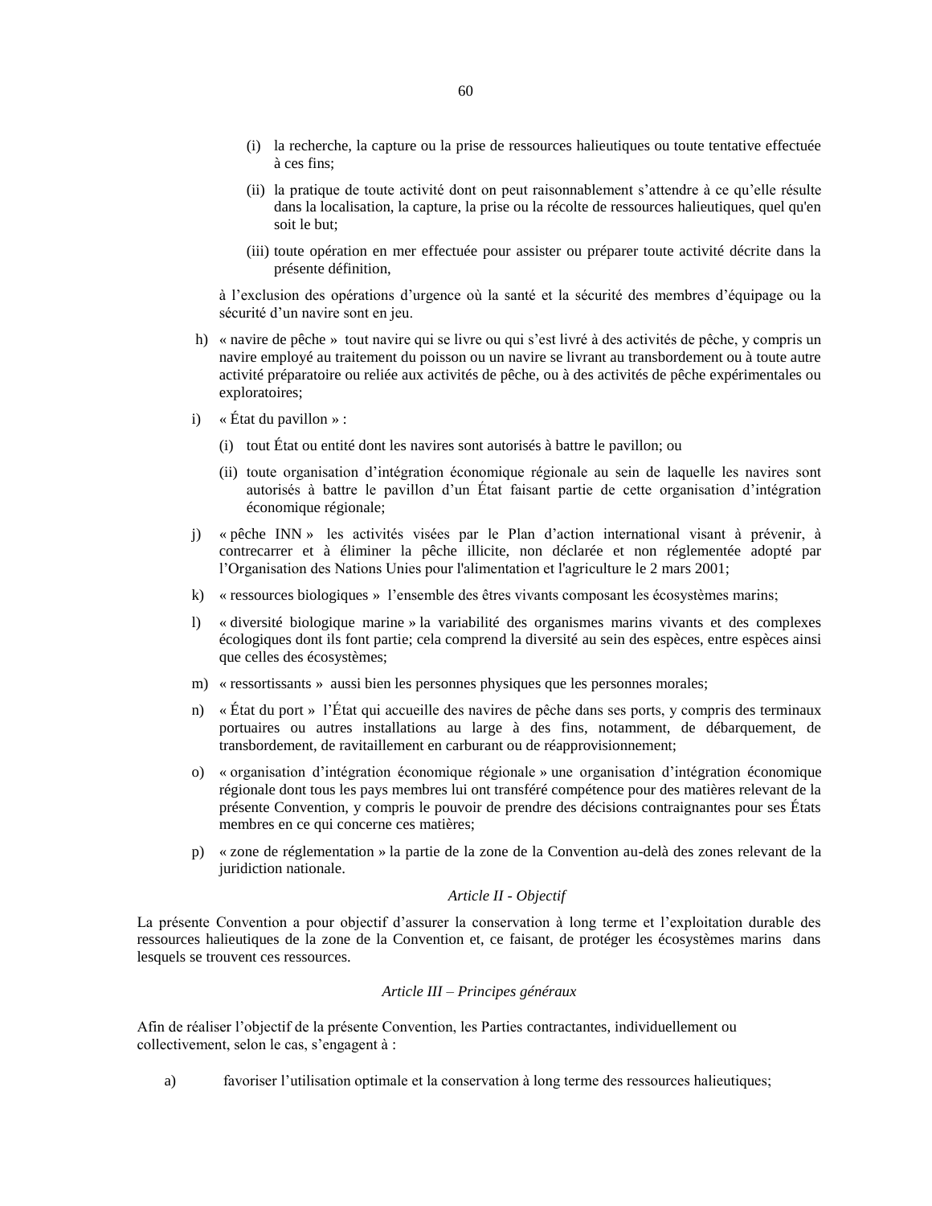(i) la recherche, la capture ou la prise de ressources halieutiques ou toute tentative effectuée à ces fins;

(ii) la pratique de toute activité dont on peut raisonnablement s'attendre à ce qu'elle résulte dans la localisation, la capture, la prise ou la récolte de ressources halieutiques, quel qu'en soit le but;

(iii) toute opération en mer effectuée pour assister ou préparer toute activité décrite dans la présente définition,

à l'exclusion des opérations d'urgence où la santé et la sécurité des membres d'équipage ou la sécurité d'un navire sont en jeu.

h) « navire de pêche » tout navire qui se livre ou qui s'est livré à des activités de pêche, y compris un navire employé au traitement du poisson ou un navire se livrant au transbordement ou à toute autre activité préparatoire ou reliée aux activités de pêche, ou à des activités de pêche expérimentales ou exploratoires;

i) « État du pavillon » :

(i) tout État ou entité dont les navires sont autorisés à battre le pavillon; ou

(ii) toute organisation d'intégration économique régionale au sein de laquelle les navires sont autorisés à battre le pavillon d'un État faisant partie de cette organisation d'intégration économique régionale;

j) « pêche INN » les activités visées par le Plan d'action international visant à prévenir, à contrecarrer et à éliminer la pêche illicite, non déclarée et non réglementée adopté par l'Organisation des Nations Unies pour l'alimentation et l'agriculture le 2 mars 2001;

k) « ressources biologiques » l'ensemble des êtres vivants composant les écosystèmes marins;

l) « diversité biologique marine » la variabilité des organismes marins vivants et des complexes écologiques dont ils font partie; cela comprend la diversité au sein des espèces, entre espèces ainsi que celles des écosystèmes;

m) « ressortissants » aussi bien les personnes physiques que les personnes morales;

n) « État du port » l'État qui accueille des navires de pêche dans ses ports, y compris des terminaux portuaires ou autres installations au large à des fins, notamment, de débarquement, de transbordement, de ravitaillement en carburant ou de réapprovisionnement;

o) « organisation d'intégration économique régionale » une organisation d'intégration économique régionale dont tous les pays membres lui ont transféré compétence pour des matières relevant de la présente Convention, y compris le pouvoir de prendre des décisions contraignantes pour ses États membres en ce qui concerne ces matières;

p) « zone de réglementation » la partie de la zone de la Convention au-delà des zones relevant de la juridiction nationale.

### *Article II - Objectif*

La présente Convention a pour objectif d'assurer la conservation à long terme et l'exploitation durable des ressources halieutiques de la zone de la Convention et, ce faisant, de protéger les écosystèmes marins dans lesquels se trouvent ces ressources.

### *Article III – Principes généraux*

Afin de réaliser l'objectif de la présente Convention, les Parties contractantes, individuellement ou collectivement, selon le cas, s'engagent à :

a) favoriser l'utilisation optimale et la conservation à long terme des ressources halieutiques;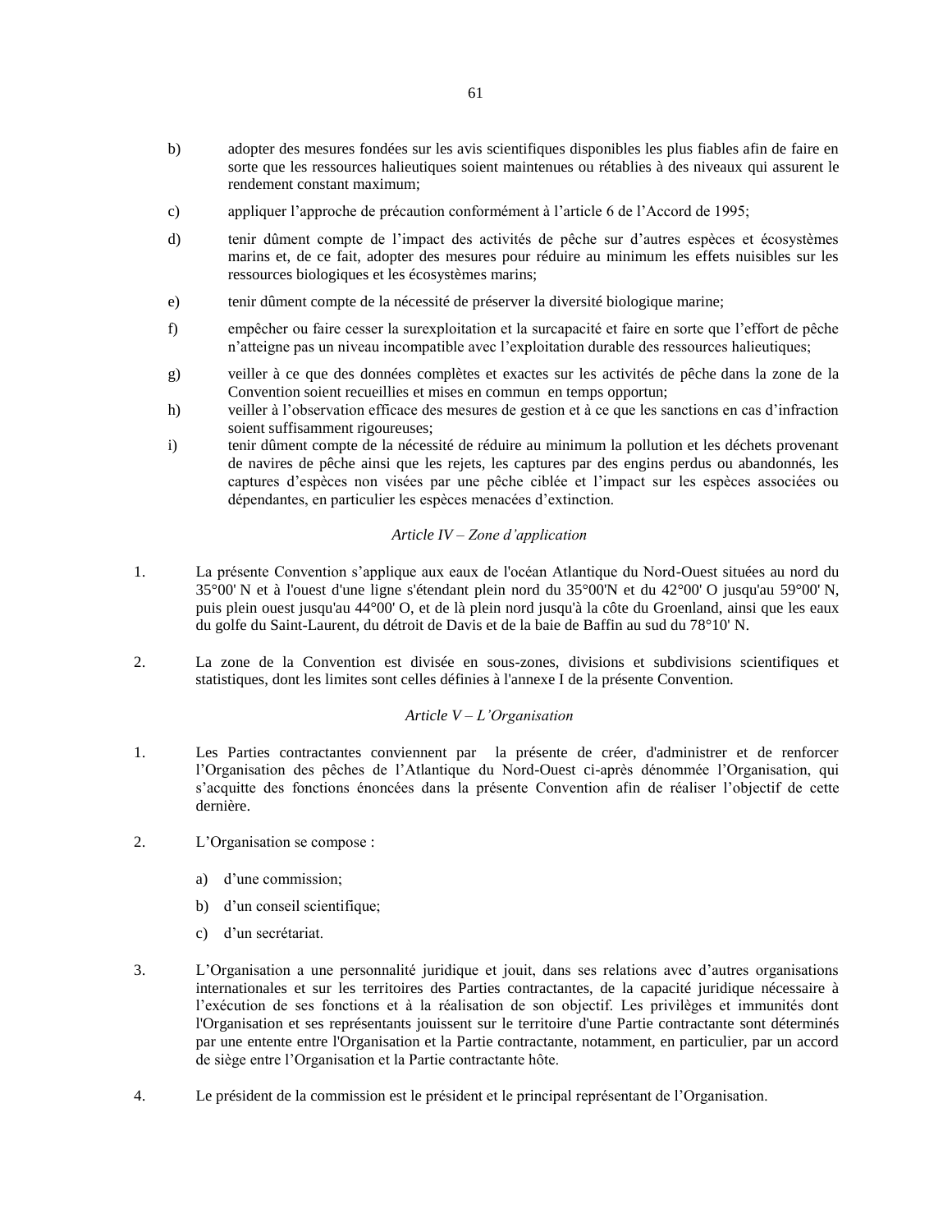b) adopter des mesures fondées sur les avis scientifiques disponibles les plus fiables afin de faire en sorte que les ressources halieutiques soient maintenues ou rétablies à des niveaux qui assurent le rendement constant maximum;

c) appliquer l'approche de précaution conformément à l'article 6 de l'Accord de 1995;

d) tenir dûment compte de l'impact des activités de pêche sur d'autres espèces et écosystèmes marins et, de ce fait, adopter des mesures pour réduire au minimum les effets nuisibles sur les ressources biologiques et les écosystèmes marins;

e) tenir dûment compte de la nécessité de préserver la diversité biologique marine;

f) empêcher ou faire cesser la surexploitation et la surcapacité et faire en sorte que l'effort de pêche n'atteigne pas un niveau incompatible avec l'exploitation durable des ressources halieutiques;

g) veiller à ce que des données complètes et exactes sur les activités de pêche dans la zone de la Convention soient recueillies et mises en commun en temps opportun;

h) veiller à l'observation efficace des mesures de gestion et à ce que les sanctions en cas d'infraction soient suffisamment rigoureuses;

i) tenir dûment compte de la nécessité de réduire au minimum la pollution et les déchets provenant de navires de pêche ainsi que les rejets, les captures par des engins perdus ou abandonnés, les captures d'espèces non visées par une pêche ciblée et l'impact sur les espèces associées ou dépendantes, en particulier les espèces menacées d'extinction.

*Article IV – Zone d'application*

1. La présente Convention s'applique aux eaux de l'océan Atlantique du Nord-Ouest situées au nord du 35°00' N et à l'ouest d'une ligne s'étendant plein nord du 35°00'N et du 42°00' O jusqu'au 59°00' N, puis plein ouest jusqu'au 44°00' O, et de là plein nord jusqu'à la côte du Groenland, ainsi que les eaux du golfe du Saint-Laurent, du détroit de Davis et de la baie de Baffin au sud du 78°10' N.

2. La zone de la Convention est divisée en sous-zones, divisions et subdivisions scientifiques et statistiques, dont les limites sont celles définies à l'annexe I de la présente Convention.

*Article V – L'Organisation*

1. Les Parties contractantes conviennent par la présente de créer, d'administrer et de renforcer l'Organisation des pêches de l'Atlantique du Nord-Ouest ci-après dénommée l'Organisation, qui s'acquitte des fonctions énoncées dans la présente Convention afin de réaliser l'objectif de cette dernière.

2. L'Organisation se compose :

   a) d'une commission;

   b) d'un conseil scientifique;

   c) d'un secrétariat.

3. L'Organisation a une personnalité juridique et jouit, dans ses relations avec d'autres organisations internationales et sur les territoires des Parties contractantes, de la capacité juridique nécessaire à l'exécution de ses fonctions et à la réalisation de son objectif. Les privilèges et immunités dont l'Organisation et ses représentants jouissent sur le territoire d'une Partie contractante sont déterminés par une entente entre l'Organisation et la Partie contractante, notamment, en particulier, par un accord de siège entre l'Organisation et la Partie contractante hôte.

4. Le président de la commission est le président et le principal représentant de l'Organisation.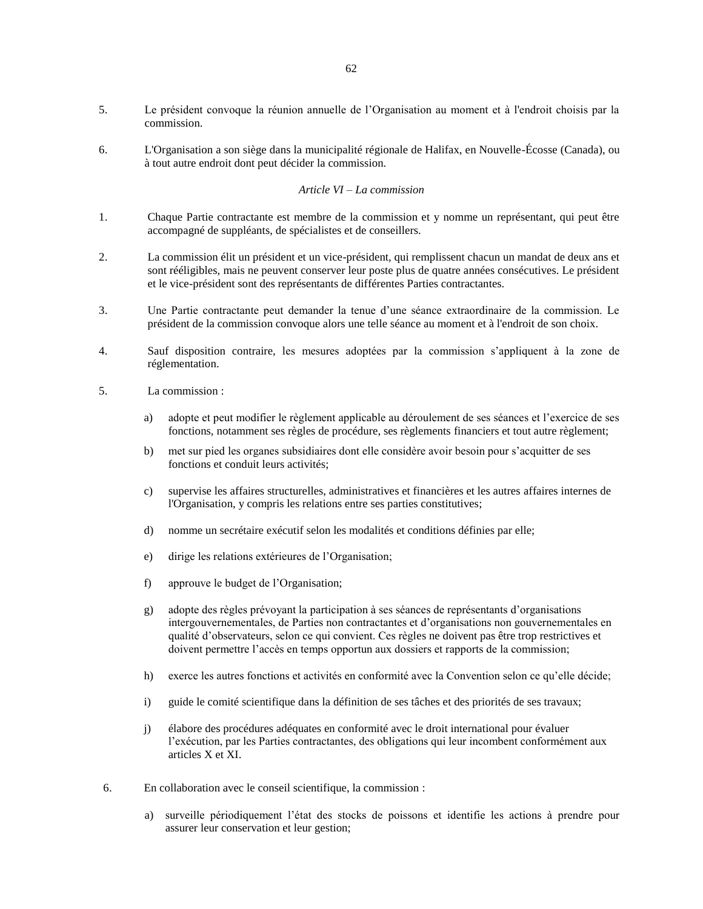5. Le président convoque la réunion annuelle de l'Organisation au moment et à l'endroit choisis par la commission.

6. L'Organisation a son siège dans la municipalité régionale de Halifax, en Nouvelle-Écosse (Canada), ou à tout autre endroit dont peut décider la commission.

*Article VI – La commission*

1. Chaque Partie contractante est membre de la commission et y nomme un représentant, qui peut être accompagné de suppléants, de spécialistes et de conseillers.

2. La commission élit un président et un vice-président, qui remplissent chacun un mandat de deux ans et sont rééligibles, mais ne peuvent conserver leur poste plus de quatre années consécutives. Le président et le vice-président sont des représentants de différentes Parties contractantes.

3. Une Partie contractante peut demander la tenue d'une séance extraordinaire de la commission. Le président de la commission convoque alors une telle séance au moment et à l'endroit de son choix.

4. Sauf disposition contraire, les mesures adoptées par la commission s'appliquent à la zone de réglementation.

5. La commission :

   a) adopte et peut modifier le règlement applicable au déroulement de ses séances et l'exercice de ses fonctions, notamment ses règles de procédure, ses règlements financiers et tout autre règlement;

   b) met sur pied les organes subsidiaires dont elle considère avoir besoin pour s'acquitter de ses fonctions et conduit leurs activités;

   c) supervise les affaires structurelles, administratives et financières et les autres affaires internes de l'Organisation, y compris les relations entre ses parties constitutives;

   d) nomme un secrétaire exécutif selon les modalités et conditions définies par elle;

   e) dirige les relations extérieures de l'Organisation;

   f) approuve le budget de l'Organisation;

   g) adopte des règles prévoyant la participation à ses séances de représentants d'organisations intergouvernementales, de Parties non contractantes et d'organisations non gouvernementales en qualité d'observateurs, selon ce qui convient. Ces règles ne doivent pas être trop restrictives et doivent permettre l'accès en temps opportun aux dossiers et rapports de la commission;

   h) exerce les autres fonctions et activités en conformité avec la Convention selon ce qu'elle décide;

   i) guide le comité scientifique dans la définition de ses tâches et des priorités de ses travaux;

   j) élabore des procédures adéquates en conformité avec le droit international pour évaluer l'exécution, par les Parties contractantes, des obligations qui leur incombent conformément aux articles X et XI.

6. En collaboration avec le conseil scientifique, la commission :

   a) surveille périodiquement l'état des stocks de poissons et identifie les actions à prendre pour assurer leur conservation et leur gestion;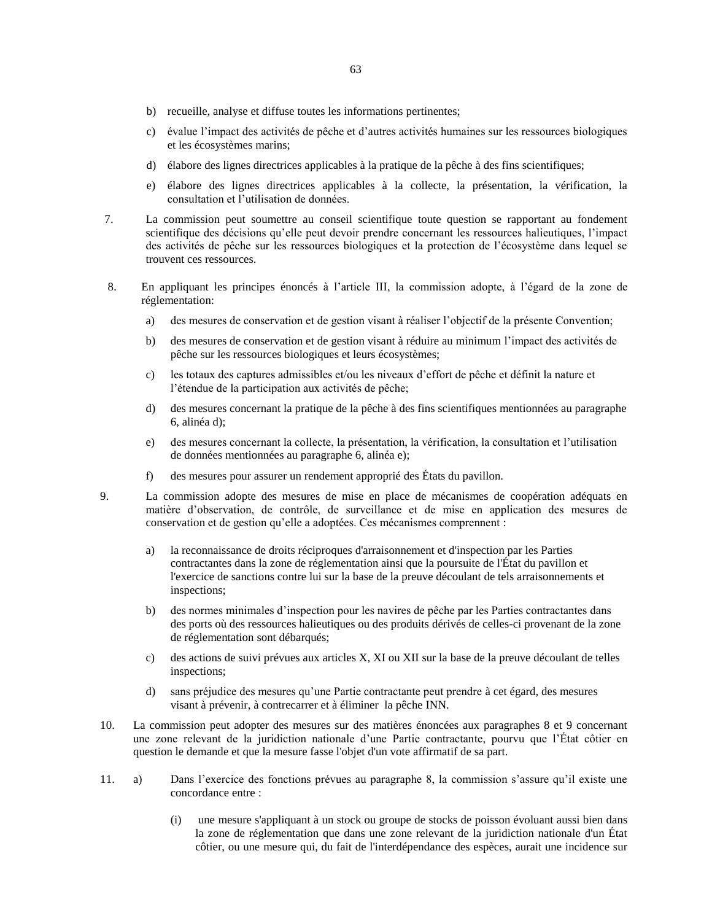b) recueille, analyse et diffuse toutes les informations pertinentes;

c) évalue l’impact des activités de pêche et d’autres activités humaines sur les ressources biologiques et les écosystèmes marins;

d) élabore des lignes directrices applicables à la pratique de la pêche à des fins scientifiques;

e) élabore des lignes directrices applicables à la collecte, la présentation, la vérification, la consultation et l’utilisation de données.

7. La commission peut soumettre au conseil scientifique toute question se rapportant au fondement scientifique des décisions qu’elle peut devoir prendre concernant les ressources halieutiques, l’impact des activités de pêche sur les ressources biologiques et la protection de l’écosystème dans lequel se trouvent ces ressources.

8. En appliquant les principes énoncés à l’article III, la commission adopte, à l’égard de la zone de réglementation:

a) des mesures de conservation et de gestion visant à réaliser l’objectif de la présente Convention;

b) des mesures de conservation et de gestion visant à réduire au minimum l’impact des activités de pêche sur les ressources biologiques et leurs écosystèmes;

c) les totaux des captures admissibles et/ou les niveaux d’effort de pêche et définit la nature et l’étendue de la participation aux activités de pêche;

d) des mesures concernant la pratique de la pêche à des fins scientifiques mentionnées au paragraphe 6, alinéa d);

e) des mesures concernant la collecte, la présentation, la vérification, la consultation et l’utilisation de données mentionnées au paragraphe 6, alinéa e);

f) des mesures pour assurer un rendement approprié des États du pavillon.

9. La commission adopte des mesures de mise en place de mécanismes de coopération adéquats en matière d’observation, de contrôle, de surveillance et de mise en application des mesures de conservation et de gestion qu’elle a adoptées. Ces mécanismes comprennent :

a) la reconnaissance de droits réciproques d'arraisonnement et d'inspection par les Parties contractantes dans la zone de réglementation ainsi que la poursuite de l'État du pavillon et l'exercice de sanctions contre lui sur la base de la preuve découlant de tels arraisonnements et inspections;

b) des normes minimales d’inspection pour les navires de pêche par les Parties contractantes dans des ports où des ressources halieutiques ou des produits dérivés de celles-ci provenant de la zone de réglementation sont débarqués;

c) des actions de suivi prévues aux articles X, XI ou XII sur la base de la preuve découlant de telles inspections;

d) sans préjudice des mesures qu’une Partie contractante peut prendre à cet égard, des mesures visant à prévenir, à contrecarrer et à éliminer la pêche INN.

10. La commission peut adopter des mesures sur des matières énoncées aux paragraphes 8 et 9 concernant une zone relevant de la juridiction nationale d’une Partie contractante, pourvu que l’État côtier en question le demande et que la mesure fasse l'objet d'un vote affirmatif de sa part.

11. a) Dans l’exercice des fonctions prévues au paragraphe 8, la commission s’assure qu’il existe une concordance entre :

(i) une mesure s'appliquant à un stock ou groupe de stocks de poisson évoluant aussi bien dans la zone de réglementation que dans une zone relevant de la juridiction nationale d'un État côtier, ou une mesure qui, du fait de l'interdépendance des espèces, aurait une incidence sur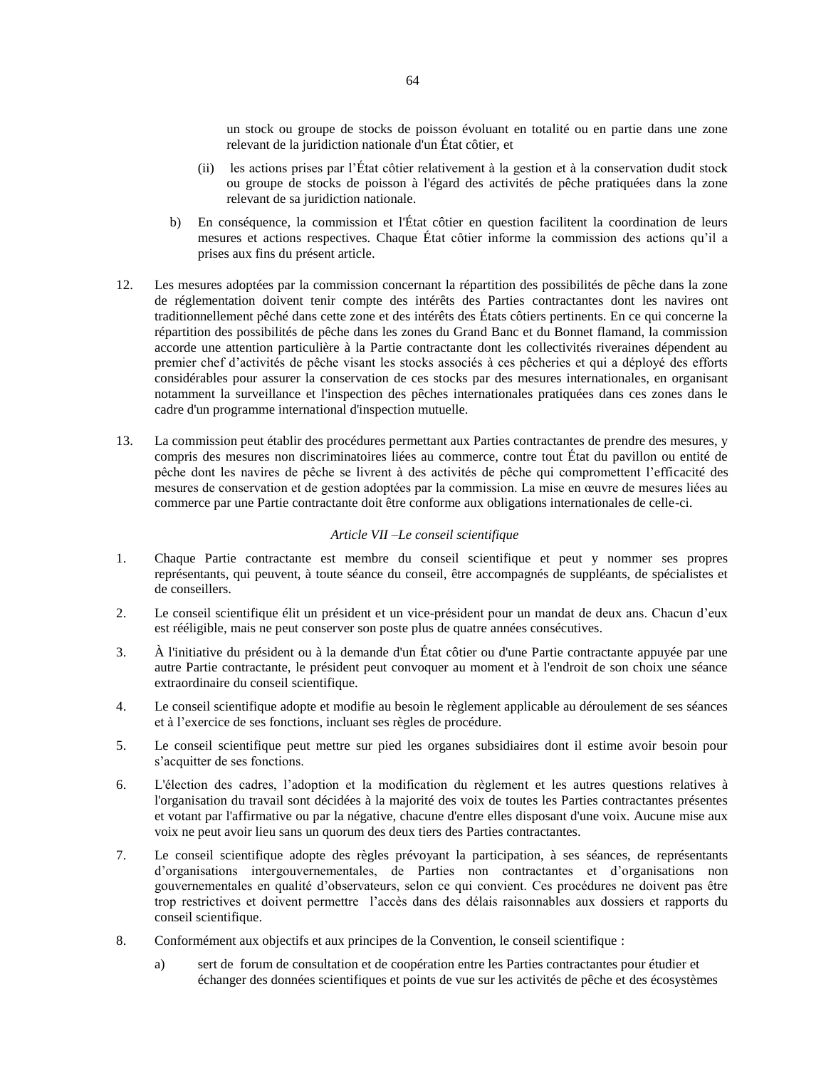un stock ou groupe de stocks de poisson évoluant en totalité ou en partie dans une zone relevant de la juridiction nationale d'un État côtier, et

(ii) les actions prises par l'État côtier relativement à la gestion et à la conservation dudit stock ou groupe de stocks de poisson à l'égard des activités de pêche pratiquées dans la zone relevant de sa juridiction nationale.

b) En conséquence, la commission et l'État côtier en question facilitent la coordination de leurs mesures et actions respectives. Chaque État côtier informe la commission des actions qu'il a prises aux fins du présent article.

12. Les mesures adoptées par la commission concernant la répartition des possibilités de pêche dans la zone de réglementation doivent tenir compte des intérêts des Parties contractantes dont les navires ont traditionnellement pêché dans cette zone et des intérêts des États côtiers pertinents. En ce qui concerne la répartition des possibilités de pêche dans les zones du Grand Banc et du Bonnet flamand, la commission accorde une attention particulière à la Partie contractante dont les collectivités riveraines dépendent au premier chef d'activités de pêche visant les stocks associés à ces pêcheries et qui a déployé des efforts considérables pour assurer la conservation de ces stocks par des mesures internationales, en organisant notamment la surveillance et l'inspection des pêches internationales pratiquées dans ces zones dans le cadre d'un programme international d'inspection mutuelle.

13. La commission peut établir des procédures permettant aux Parties contractantes de prendre des mesures, y compris des mesures non discriminatoires liées au commerce, contre tout État du pavillon ou entité de pêche dont les navires de pêche se livrent à des activités de pêche qui compromettent l'efficacité des mesures de conservation et de gestion adoptées par la commission. La mise en œuvre de mesures liées au commerce par une Partie contractante doit être conforme aux obligations internationales de celle-ci.

*Article VII –Le conseil scientifique*

1. Chaque Partie contractante est membre du conseil scientifique et peut y nommer ses propres représentants, qui peuvent, à toute séance du conseil, être accompagnés de suppléants, de spécialistes et de conseillers.

2. Le conseil scientifique élit un président et un vice-président pour un mandat de deux ans. Chacun d'eux est rééligible, mais ne peut conserver son poste plus de quatre années consécutives.

3. À l'initiative du président ou à la demande d'un État côtier ou d'une Partie contractante appuyée par une autre Partie contractante, le président peut convoquer au moment et à l'endroit de son choix une séance extraordinaire du conseil scientifique.

4. Le conseil scientifique adopte et modifie au besoin le règlement applicable au déroulement de ses séances et à l'exercice de ses fonctions, incluant ses règles de procédure.

5. Le conseil scientifique peut mettre sur pied les organes subsidiaires dont il estime avoir besoin pour s'acquitter de ses fonctions.

6. L'élection des cadres, l'adoption et la modification du règlement et les autres questions relatives à l'organisation du travail sont décidées à la majorité des voix de toutes les Parties contractantes présentes et votant par l'affirmative ou par la négative, chacune d'entre elles disposant d'une voix. Aucune mise aux voix ne peut avoir lieu sans un quorum des deux tiers des Parties contractantes.

7. Le conseil scientifique adopte des règles prévoyant la participation, à ses séances, de représentants d'organisations intergouvernementales, de Parties non contractantes et d'organisations non gouvernementales en qualité d'observateurs, selon ce qui convient. Ces procédures ne doivent pas être trop restrictives et doivent permettre l'accès dans des délais raisonnables aux dossiers et rapports du conseil scientifique.

8. Conformément aux objectifs et aux principes de la Convention, le conseil scientifique :

a) sert de forum de consultation et de coopération entre les Parties contractantes pour étudier et échanger des données scientifiques et points de vue sur les activités de pêche et des écosystèmes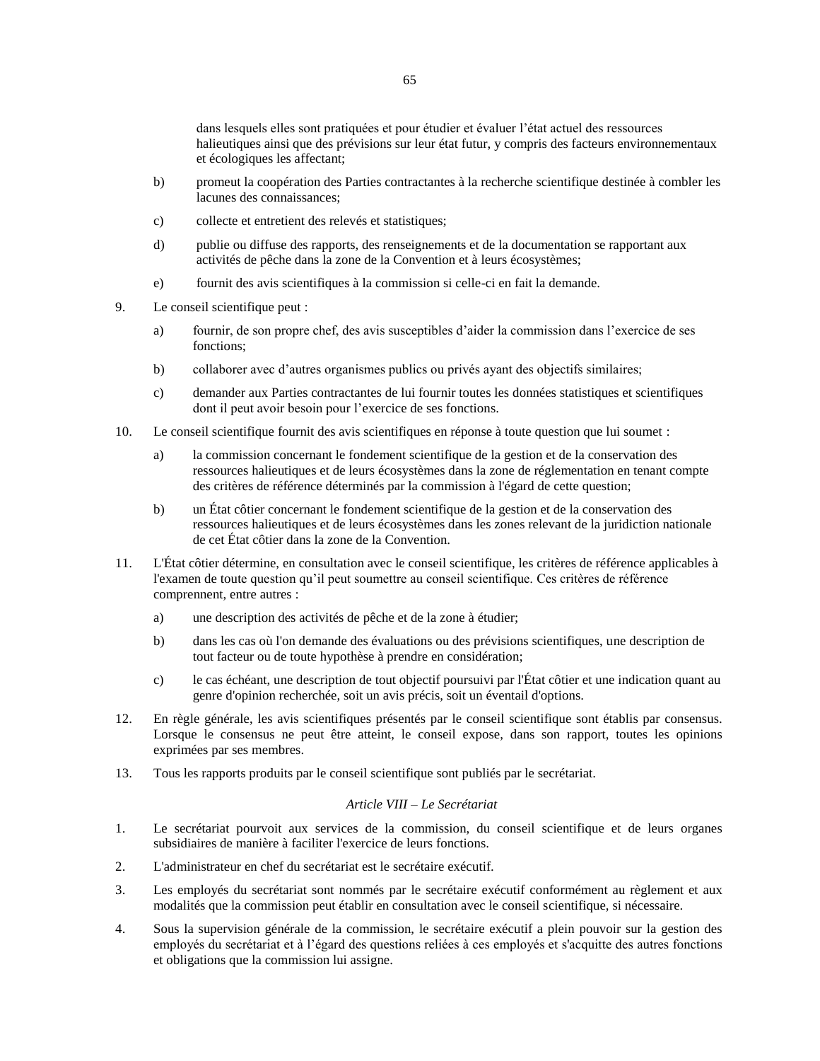dans lesquels elles sont pratiquées et pour étudier et évaluer l'état actuel des ressources halieutiques ainsi que des prévisions sur leur état futur, y compris des facteurs environnementaux et écologiques les affectant;

b) promeut la coopération des Parties contractantes à la recherche scientifique destinée à combler les lacunes des connaissances;

c) collecte et entretient des relevés et statistiques;

d) publie ou diffuse des rapports, des renseignements et de la documentation se rapportant aux activités de pêche dans la zone de la Convention et à leurs écosystèmes;

e) fournit des avis scientifiques à la commission si celle-ci en fait la demande.

9. Le conseil scientifique peut :

   a) fournir, de son propre chef, des avis susceptibles d'aider la commission dans l'exercice de ses fonctions;

   b) collaborer avec d'autres organismes publics ou privés ayant des objectifs similaires;

   c) demander aux Parties contractantes de lui fournir toutes les données statistiques et scientifiques dont il peut avoir besoin pour l'exercice de ses fonctions.

10. Le conseil scientifique fournit des avis scientifiques en réponse à toute question que lui soumet :

    a) la commission concernant le fondement scientifique de la gestion et de la conservation des ressources halieutiques et de leurs écosystèmes dans la zone de réglementation en tenant compte des critères de référence déterminés par la commission à l'égard de cette question;

    b) un État côtier concernant le fondement scientifique de la gestion et de la conservation des ressources halieutiques et de leurs écosystèmes dans les zones relevant de la juridiction nationale de cet État côtier dans la zone de la Convention.

11. L'État côtier détermine, en consultation avec le conseil scientifique, les critères de référence applicables à l'examen de toute question qu'il peut soumettre au conseil scientifique. Ces critères de référence comprennent, entre autres :

    a) une description des activités de pêche et de la zone à étudier;

    b) dans les cas où l'on demande des évaluations ou des prévisions scientifiques, une description de tout facteur ou de toute hypothèse à prendre en considération;

    c) le cas échéant, une description de tout objectif poursuivi par l'État côtier et une indication quant au genre d'opinion recherchée, soit un avis précis, soit un éventail d'options.

12. En règle générale, les avis scientifiques présentés par le conseil scientifique sont établis par consensus. Lorsque le consensus ne peut être atteint, le conseil expose, dans son rapport, toutes les opinions exprimées par ses membres.

13. Tous les rapports produits par le conseil scientifique sont publiés par le secrétariat.

### *Article VIII – Le Secrétariat*

1. Le secrétariat pourvoit aux services de la commission, du conseil scientifique et de leurs organes subsidiaires de manière à faciliter l'exercice de leurs fonctions.

2. L'administrateur en chef du secrétariat est le secrétaire exécutif.

3. Les employés du secrétariat sont nommés par le secrétaire exécutif conformément au règlement et aux modalités que la commission peut établir en consultation avec le conseil scientifique, si nécessaire.

4. Sous la supervision générale de la commission, le secrétaire exécutif a plein pouvoir sur la gestion des employés du secrétariat et à l'égard des questions reliées à ces employés et s'acquitte des autres fonctions et obligations que la commission lui assigne.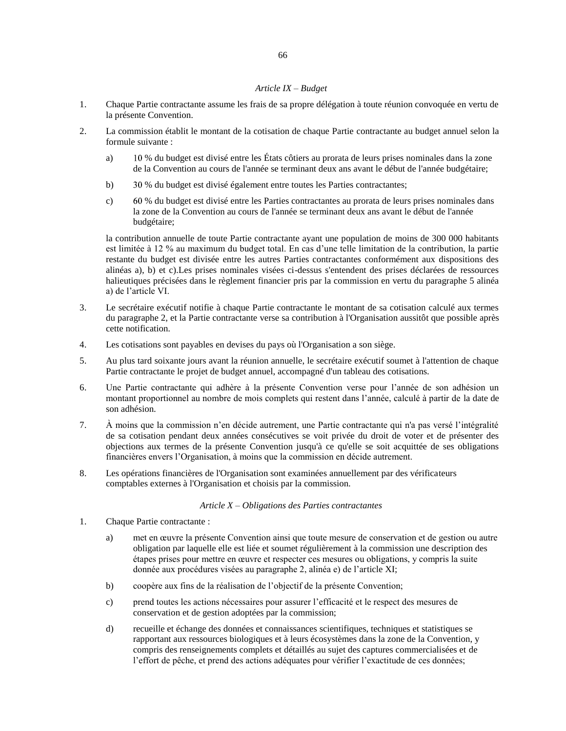*Article IX – Budget*

1. Chaque Partie contractante assume les frais de sa propre délégation à toute réunion convoquée en vertu de la présente Convention.

2. La commission établit le montant de la cotisation de chaque Partie contractante au budget annuel selon la formule suivante :

   a) 10 % du budget est divisé entre les États côtiers au prorata de leurs prises nominales dans la zone de la Convention au cours de l'année se terminant deux ans avant le début de l'année budgétaire;

   b) 30 % du budget est divisé également entre toutes les Parties contractantes;

   c) 60 % du budget est divisé entre les Parties contractantes au prorata de leurs prises nominales dans la zone de la Convention au cours de l'année se terminant deux ans avant le début de l'année budgétaire;

   la contribution annuelle de toute Partie contractante ayant une population de moins de 300 000 habitants est limitée à 12 % au maximum du budget total. En cas d'une telle limitation de la contribution, la partie restante du budget est divisée entre les autres Parties contractantes conformément aux dispositions des alinéas a), b) et c).Les prises nominales visées ci-dessus s'entendent des prises déclarées de ressources halieutiques précisées dans le règlement financier pris par la commission en vertu du paragraphe 5 alinéa a) de l'article VI.

3. Le secrétaire exécutif notifie à chaque Partie contractante le montant de sa cotisation calculé aux termes du paragraphe 2, et la Partie contractante verse sa contribution à l'Organisation aussitôt que possible après cette notification.

4. Les cotisations sont payables en devises du pays où l'Organisation a son siège.

5. Au plus tard soixante jours avant la réunion annuelle, le secrétaire exécutif soumet à l'attention de chaque Partie contractante le projet de budget annuel, accompagné d'un tableau des cotisations.

6. Une Partie contractante qui adhère à la présente Convention verse pour l'année de son adhésion un montant proportionnel au nombre de mois complets qui restent dans l'année, calculé à partir de la date de son adhésion.

7. À moins que la commission n'en décide autrement, une Partie contractante qui n'a pas versé l'intégralité de sa cotisation pendant deux années consécutives se voit privée du droit de voter et de présenter des objections aux termes de la présente Convention jusqu'à ce qu'elle se soit acquittée de ses obligations financières envers l'Organisation, à moins que la commission en décide autrement.

8. Les opérations financières de l'Organisation sont examinées annuellement par des vérificateurs comptables externes à l'Organisation et choisis par la commission.

*Article X – Obligations des Parties contractantes*

1. Chaque Partie contractante :

   a) met en œuvre la présente Convention ainsi que toute mesure de conservation et de gestion ou autre obligation par laquelle elle est liée et soumet régulièrement à la commission une description des étapes prises pour mettre en œuvre et respecter ces mesures ou obligations, y compris la suite donnée aux procédures visées au paragraphe 2, alinéa e) de l'article XI;

   b) coopère aux fins de la réalisation de l'objectif de la présente Convention;

   c) prend toutes les actions nécessaires pour assurer l'efficacité et le respect des mesures de conservation et de gestion adoptées par la commission;

   d) recueille et échange des données et connaissances scientifiques, techniques et statistiques se rapportant aux ressources biologiques et à leurs écosystèmes dans la zone de la Convention, y compris des renseignements complets et détaillés au sujet des captures commercialisées et de l'effort de pêche, et prend des actions adéquates pour vérifier l'exactitude de ces données;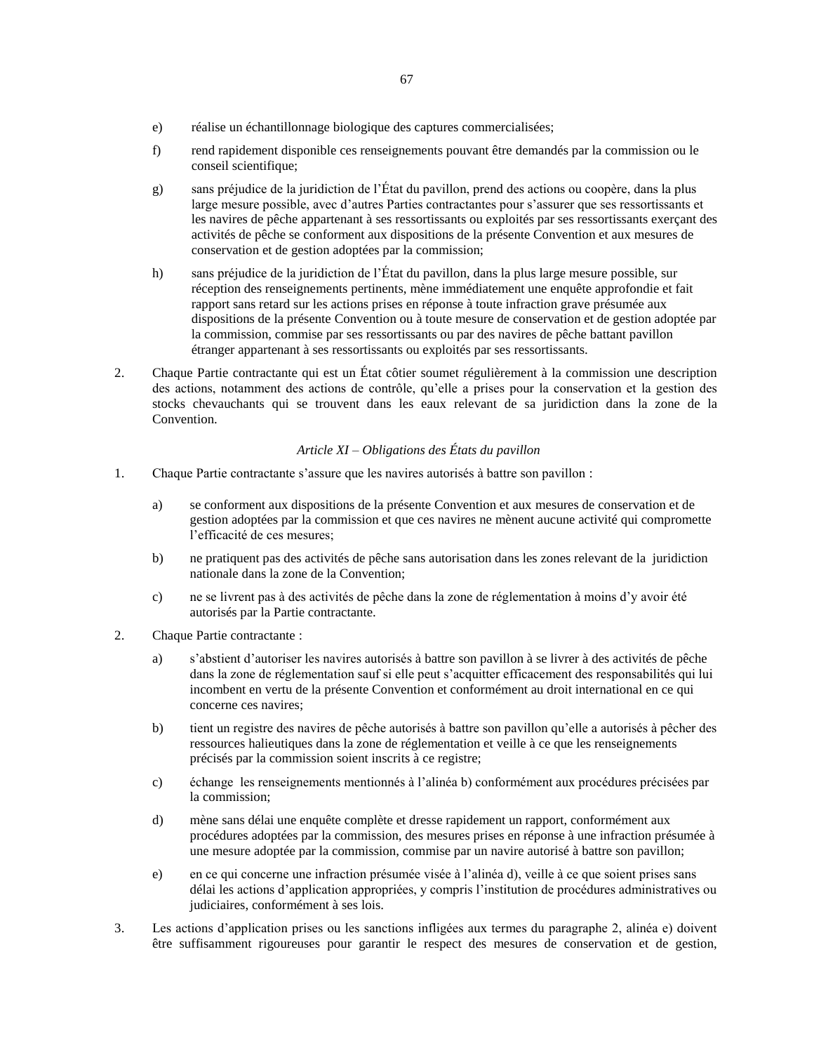e) réalise un échantillonnage biologique des captures commercialisées;

f) rend rapidement disponible ces renseignements pouvant être demandés par la commission ou le conseil scientifique;

g) sans préjudice de la juridiction de l'État du pavillon, prend des actions ou coopère, dans la plus large mesure possible, avec d'autres Parties contractantes pour s'assurer que ses ressortissants et les navires de pêche appartenant à ses ressortissants ou exploités par ses ressortissants exerçant des activités de pêche se conforment aux dispositions de la présente Convention et aux mesures de conservation et de gestion adoptées par la commission;

h) sans préjudice de la juridiction de l'État du pavillon, dans la plus large mesure possible, sur réception des renseignements pertinents, mène immédiatement une enquête approfondie et fait rapport sans retard sur les actions prises en réponse à toute infraction grave présumée aux dispositions de la présente Convention ou à toute mesure de conservation et de gestion adoptée par la commission, commise par ses ressortissants ou par des navires de pêche battant pavillon étranger appartenant à ses ressortissants ou exploités par ses ressortissants.

2. Chaque Partie contractante qui est un État côtier soumet régulièrement à la commission une description des actions, notamment des actions de contrôle, qu'elle a prises pour la conservation et la gestion des stocks chevauchants qui se trouvent dans les eaux relevant de sa juridiction dans la zone de la Convention.

*Article XI – Obligations des États du pavillon*

1. Chaque Partie contractante s'assure que les navires autorisés à battre son pavillon :

   a) se conforment aux dispositions de la présente Convention et aux mesures de conservation et de gestion adoptées par la commission et que ces navires ne mènent aucune activité qui compromette l'efficacité de ces mesures;

   b) ne pratiquent pas des activités de pêche sans autorisation dans les zones relevant de la juridiction nationale dans la zone de la Convention;

   c) ne se livrent pas à des activités de pêche dans la zone de réglementation à moins d'y avoir été autorisés par la Partie contractante.

2. Chaque Partie contractante :

   a) s'abstient d'autoriser les navires autorisés à battre son pavillon à se livrer à des activités de pêche dans la zone de réglementation sauf si elle peut s'acquitter efficacement des responsabilités qui lui incombent en vertu de la présente Convention et conformément au droit international en ce qui concerne ces navires;

   b) tient un registre des navires de pêche autorisés à battre son pavillon qu'elle a autorisés à pêcher des ressources halieutiques dans la zone de réglementation et veille à ce que les renseignements précisés par la commission soient inscrits à ce registre;

   c) échange les renseignements mentionnés à l'alinéa b) conformément aux procédures précisées par la commission;

   d) mène sans délai une enquête complète et dresse rapidement un rapport, conformément aux procédures adoptées par la commission, des mesures prises en réponse à une infraction présumée à une mesure adoptée par la commission, commise par un navire autorisé à battre son pavillon;

   e) en ce qui concerne une infraction présumée visée à l'alinéa d), veille à ce que soient prises sans délai les actions d'application appropriées, y compris l'institution de procédures administratives ou judiciaires, conformément à ses lois.

3. Les actions d'application prises ou les sanctions infligées aux termes du paragraphe 2, alinéa e) doivent être suffisamment rigoureuses pour garantir le respect des mesures de conservation et de gestion,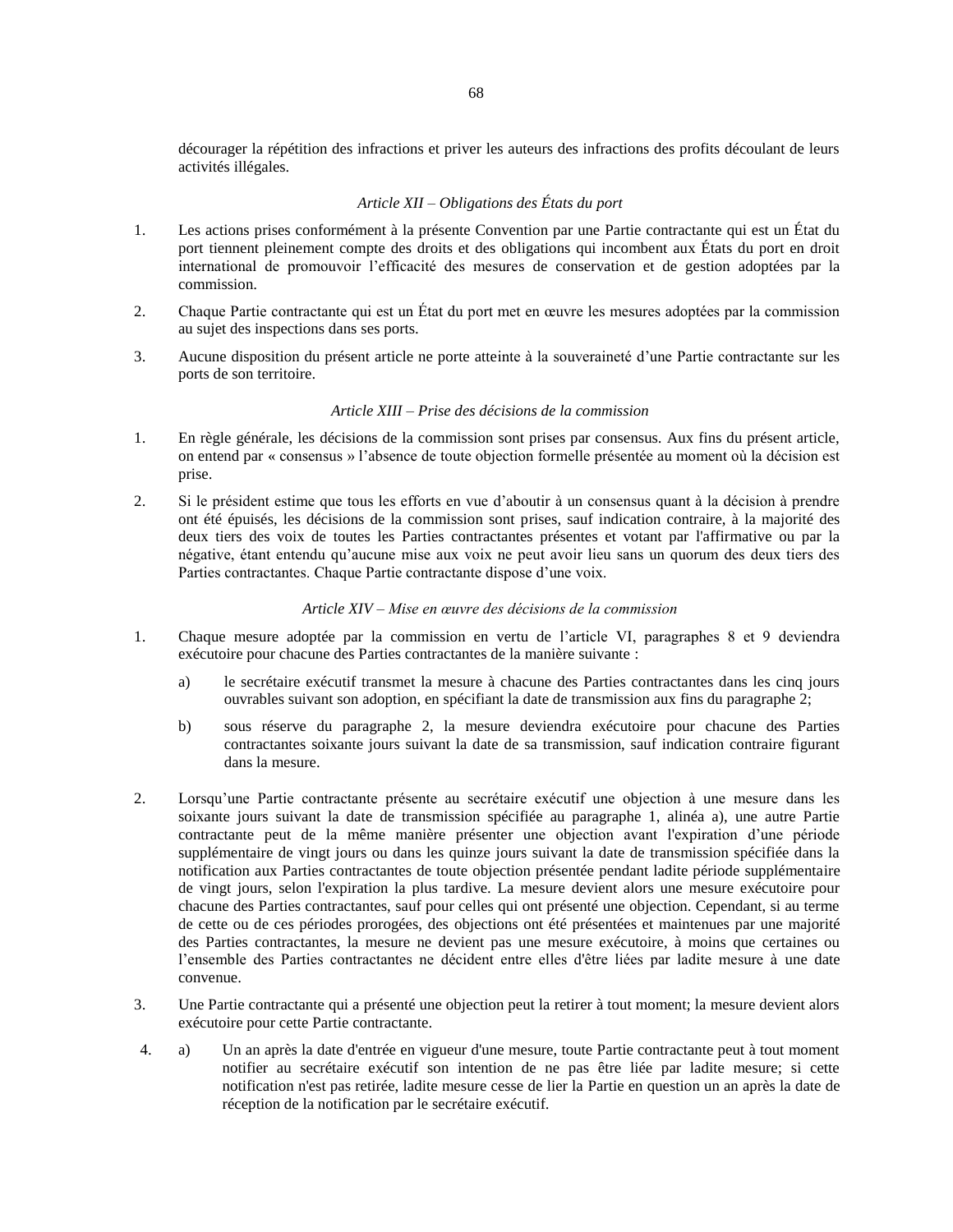décourager la répétition des infractions et priver les auteurs des infractions des profits découlant de leurs activités illégales.

*Article XII – Obligations des États du port*

1. Les actions prises conformément à la présente Convention par une Partie contractante qui est un État du port tiennent pleinement compte des droits et des obligations qui incombent aux États du port en droit international de promouvoir l'efficacité des mesures de conservation et de gestion adoptées par la commission.

2. Chaque Partie contractante qui est un État du port met en œuvre les mesures adoptées par la commission au sujet des inspections dans ses ports.

3. Aucune disposition du présent article ne porte atteinte à la souveraineté d'une Partie contractante sur les ports de son territoire.

*Article XIII – Prise des décisions de la commission*

1. En règle générale, les décisions de la commission sont prises par consensus. Aux fins du présent article, on entend par « consensus » l'absence de toute objection formelle présentée au moment où la décision est prise.

2. Si le président estime que tous les efforts en vue d'aboutir à un consensus quant à la décision à prendre ont été épuisés, les décisions de la commission sont prises, sauf indication contraire, à la majorité des deux tiers des voix de toutes les Parties contractantes présentes et votant par l'affirmative ou par la négative, étant entendu qu'aucune mise aux voix ne peut avoir lieu sans un quorum des deux tiers des Parties contractantes. Chaque Partie contractante dispose d'une voix.

*Article XIV – Mise en œuvre des décisions de la commission*

1. Chaque mesure adoptée par la commission en vertu de l'article VI, paragraphes 8 et 9 deviendra exécutoire pour chacune des Parties contractantes de la manière suivante :

   a) le secrétaire exécutif transmet la mesure à chacune des Parties contractantes dans les cinq jours ouvrables suivant son adoption, en spécifiant la date de transmission aux fins du paragraphe 2;

   b) sous réserve du paragraphe 2, la mesure deviendra exécutoire pour chacune des Parties contractantes soixante jours suivant la date de sa transmission, sauf indication contraire figurant dans la mesure.

2. Lorsqu'une Partie contractante présente au secrétaire exécutif une objection à une mesure dans les soixante jours suivant la date de transmission spécifiée au paragraphe 1, alinéa a), une autre Partie contractante peut de la même manière présenter une objection avant l'expiration d'une période supplémentaire de vingt jours ou dans les quinze jours suivant la date de transmission spécifiée dans la notification aux Parties contractantes de toute objection présentée pendant ladite période supplémentaire de vingt jours, selon l'expiration la plus tardive. La mesure devient alors une mesure exécutoire pour chacune des Parties contractantes, sauf pour celles qui ont présenté une objection. Cependant, si au terme de cette ou de ces périodes prorogées, des objections ont été présentées et maintenues par une majorité des Parties contractantes, la mesure ne devient pas une mesure exécutoire, à moins que certaines ou l'ensemble des Parties contractantes ne décident entre elles d'être liées par ladite mesure à une date convenue.

3. Une Partie contractante qui a présenté une objection peut la retirer à tout moment; la mesure devient alors exécutoire pour cette Partie contractante.

4. a) Un an après la date d'entrée en vigueur d'une mesure, toute Partie contractante peut à tout moment notifier au secrétaire exécutif son intention de ne pas être liée par ladite mesure; si cette notification n'est pas retirée, ladite mesure cesse de lier la Partie en question un an après la date de réception de la notification par le secrétaire exécutif.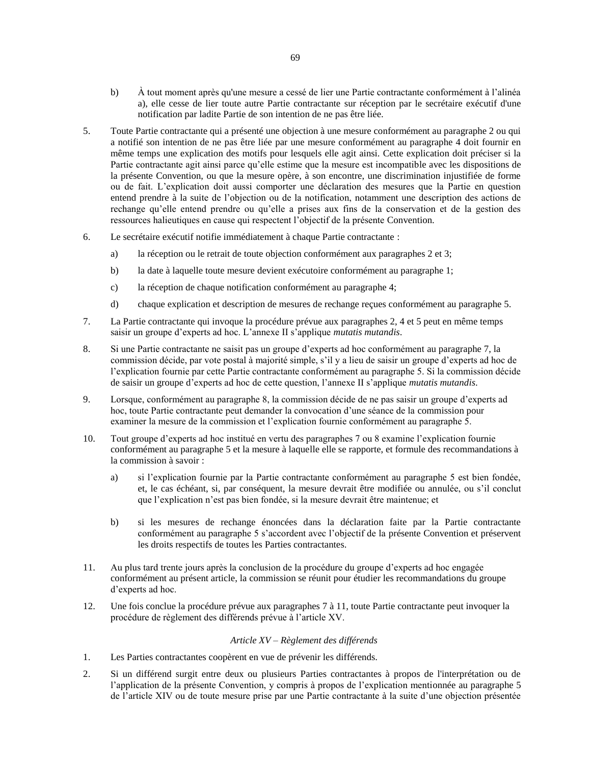b) À tout moment après qu'une mesure a cessé de lier une Partie contractante conformément à l'alinéa a), elle cesse de lier toute autre Partie contractante sur réception par le secrétaire exécutif d'une notification par ladite Partie de son intention de ne pas être liée.

5. Toute Partie contractante qui a présenté une objection à une mesure conformément au paragraphe 2 ou qui a notifié son intention de ne pas être liée par une mesure conformément au paragraphe 4 doit fournir en même temps une explication des motifs pour lesquels elle agit ainsi. Cette explication doit préciser si la Partie contractante agit ainsi parce qu'elle estime que la mesure est incompatible avec les dispositions de la présente Convention, ou que la mesure opère, à son encontre, une discrimination injustifiée de forme ou de fait. L'explication doit aussi comporter une déclaration des mesures que la Partie en question entend prendre à la suite de l'objection ou de la notification, notamment une description des actions de rechange qu'elle entend prendre ou qu'elle a prises aux fins de la conservation et de la gestion des ressources halieutiques en cause qui respectent l'objectif de la présente Convention.

6. Le secrétaire exécutif notifie immédiatement à chaque Partie contractante :

   a) la réception ou le retrait de toute objection conformément aux paragraphes 2 et 3;

   b) la date à laquelle toute mesure devient exécutoire conformément au paragraphe 1;

   c) la réception de chaque notification conformément au paragraphe 4;

   d) chaque explication et description de mesures de rechange reçues conformément au paragraphe 5.

7. La Partie contractante qui invoque la procédure prévue aux paragraphes 2, 4 et 5 peut en même temps saisir un groupe d'experts ad hoc. L'annexe II s'applique *mutatis mutandis*.

8. Si une Partie contractante ne saisit pas un groupe d'experts ad hoc conformément au paragraphe 7, la commission décide, par vote postal à majorité simple, s'il y a lieu de saisir un groupe d'experts ad hoc de l'explication fournie par cette Partie contractante conformément au paragraphe 5. Si la commission décide de saisir un groupe d'experts ad hoc de cette question, l'annexe II s'applique *mutatis mutandis*.

9. Lorsque, conformément au paragraphe 8, la commission décide de ne pas saisir un groupe d'experts ad hoc, toute Partie contractante peut demander la convocation d'une séance de la commission pour examiner la mesure de la commission et l'explication fournie conformément au paragraphe 5.

10. Tout groupe d'experts ad hoc institué en vertu des paragraphes 7 ou 8 examine l'explication fournie conformément au paragraphe 5 et la mesure à laquelle elle se rapporte, et formule des recommandations à la commission à savoir :

    a) si l'explication fournie par la Partie contractante conformément au paragraphe 5 est bien fondée, et, le cas échéant, si, par conséquent, la mesure devrait être modifiée ou annulée, ou s'il conclut que l'explication n'est pas bien fondée, si la mesure devrait être maintenue; et

    b) si les mesures de rechange énoncées dans la déclaration faite par la Partie contractante conformément au paragraphe 5 s'accordent avec l'objectif de la présente Convention et préservent les droits respectifs de toutes les Parties contractantes.

11. Au plus tard trente jours après la conclusion de la procédure du groupe d'experts ad hoc engagée conformément au présent article, la commission se réunit pour étudier les recommandations du groupe d'experts ad hoc.

12. Une fois conclue la procédure prévue aux paragraphes 7 à 11, toute Partie contractante peut invoquer la procédure de règlement des différends prévue à l'article XV.

### *Article XV – Règlement des différends*

1. Les Parties contractantes coopèrent en vue de prévenir les différends.

2. Si un différend surgit entre deux ou plusieurs Parties contractantes à propos de l'interprétation ou de l'application de la présente Convention, y compris à propos de l'explication mentionnée au paragraphe 5 de l'article XIV ou de toute mesure prise par une Partie contractante à la suite d'une objection présentée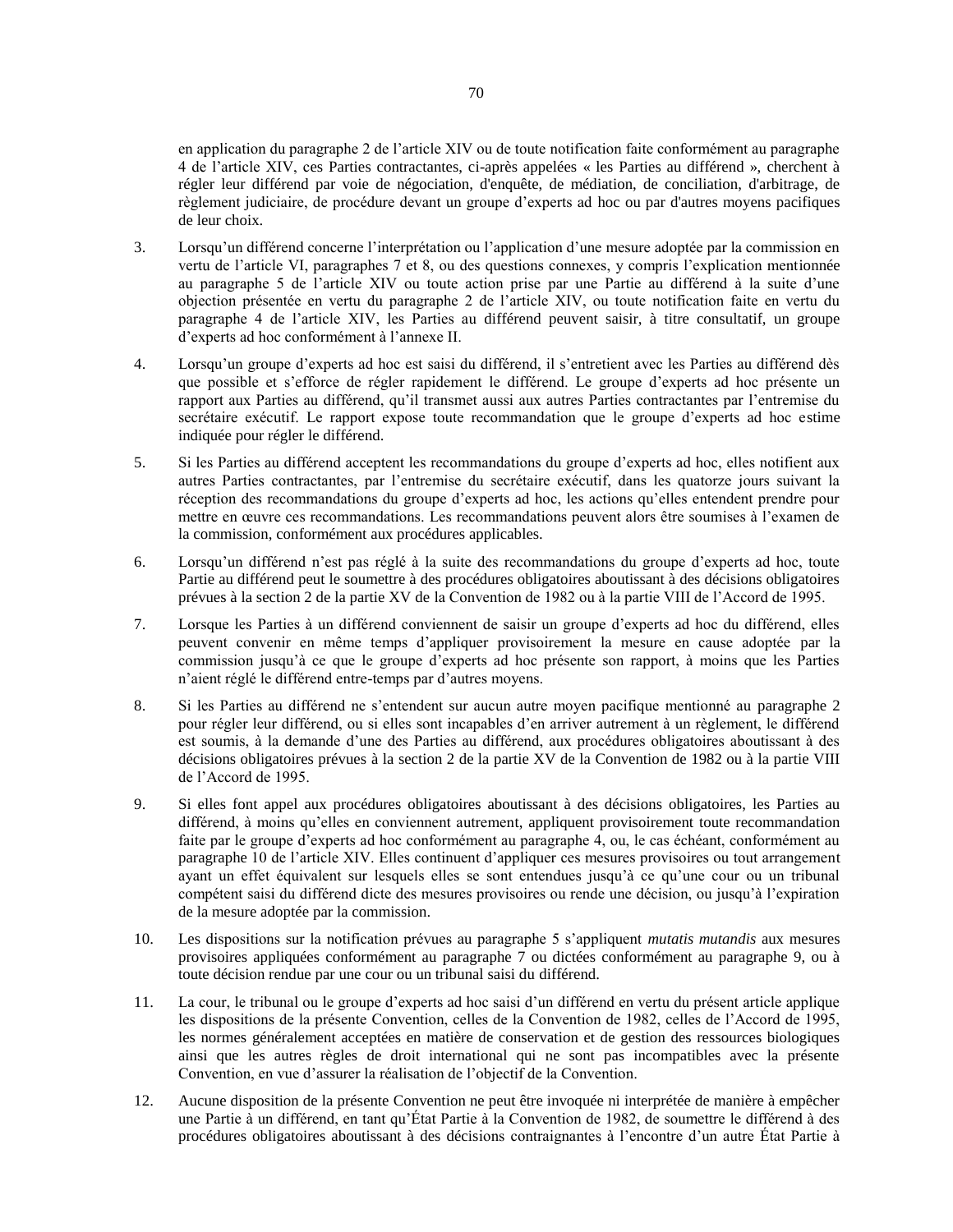en application du paragraphe 2 de l'article XIV ou de toute notification faite conformément au paragraphe 4 de l'article XIV, ces Parties contractantes, ci-après appelées « les Parties au différend », cherchent à régler leur différend par voie de négociation, d'enquête, de médiation, de conciliation, d'arbitrage, de règlement judiciaire, de procédure devant un groupe d'experts ad hoc ou par d'autres moyens pacifiques de leur choix.

3. Lorsqu'un différend concerne l'interprétation ou l'application d'une mesure adoptée par la commission en vertu de l'article VI, paragraphes 7 et 8, ou des questions connexes, y compris l'explication mentionnée au paragraphe 5 de l'article XIV ou toute action prise par une Partie au différend à la suite d'une objection présentée en vertu du paragraphe 2 de l'article XIV, ou toute notification faite en vertu du paragraphe 4 de l'article XIV, les Parties au différend peuvent saisir, à titre consultatif, un groupe d'experts ad hoc conformément à l'annexe II.

4. Lorsqu'un groupe d'experts ad hoc est saisi du différend, il s'entretient avec les Parties au différend dès que possible et s'efforce de régler rapidement le différend. Le groupe d'experts ad hoc présente un rapport aux Parties au différend, qu'il transmet aussi aux autres Parties contractantes par l'entremise du secrétaire exécutif. Le rapport expose toute recommandation que le groupe d'experts ad hoc estime indiquée pour régler le différend.

5. Si les Parties au différend acceptent les recommandations du groupe d'experts ad hoc, elles notifient aux autres Parties contractantes, par l'entremise du secrétaire exécutif, dans les quatorze jours suivant la réception des recommandations du groupe d'experts ad hoc, les actions qu'elles entendent prendre pour mettre en œuvre ces recommandations. Les recommandations peuvent alors être soumises à l'examen de la commission, conformément aux procédures applicables.

6. Lorsqu'un différend n'est pas réglé à la suite des recommandations du groupe d'experts ad hoc, toute Partie au différend peut le soumettre à des procédures obligatoires aboutissant à des décisions obligatoires prévues à la section 2 de la partie XV de la Convention de 1982 ou à la partie VIII de l'Accord de 1995.

7. Lorsque les Parties à un différend conviennent de saisir un groupe d'experts ad hoc du différend, elles peuvent convenir en même temps d'appliquer provisoirement la mesure en cause adoptée par la commission jusqu'à ce que le groupe d'experts ad hoc présente son rapport, à moins que les Parties n'aient réglé le différend entre-temps par d'autres moyens.

8. Si les Parties au différend ne s'entendent sur aucun autre moyen pacifique mentionné au paragraphe 2 pour régler leur différend, ou si elles sont incapables d'en arriver autrement à un règlement, le différend est soumis, à la demande d'une des Parties au différend, aux procédures obligatoires aboutissant à des décisions obligatoires prévues à la section 2 de la partie XV de la Convention de 1982 ou à la partie VIII de l'Accord de 1995.

9. Si elles font appel aux procédures obligatoires aboutissant à des décisions obligatoires, les Parties au différend, à moins qu'elles en conviennent autrement, appliquent provisoirement toute recommandation faite par le groupe d'experts ad hoc conformément au paragraphe 4, ou, le cas échéant, conformément au paragraphe 10 de l'article XIV. Elles continuent d'appliquer ces mesures provisoires ou tout arrangement ayant un effet équivalent sur lesquels elles se sont entendues jusqu'à ce qu'une cour ou un tribunal compétent saisi du différend dicte des mesures provisoires ou rende une décision, ou jusqu'à l'expiration de la mesure adoptée par la commission.

10. Les dispositions sur la notification prévues au paragraphe 5 s'appliquent *mutatis mutandis* aux mesures provisoires appliquées conformément au paragraphe 7 ou dictées conformément au paragraphe 9, ou à toute décision rendue par une cour ou un tribunal saisi du différend.

11. La cour, le tribunal ou le groupe d'experts ad hoc saisi d'un différend en vertu du présent article applique les dispositions de la présente Convention, celles de la Convention de 1982, celles de l'Accord de 1995, les normes généralement acceptées en matière de conservation et de gestion des ressources biologiques ainsi que les autres règles de droit international qui ne sont pas incompatibles avec la présente Convention, en vue d'assurer la réalisation de l'objectif de la Convention.

12. Aucune disposition de la présente Convention ne peut être invoquée ni interprétée de manière à empêcher une Partie à un différend, en tant qu'État Partie à la Convention de 1982, de soumettre le différend à des procédures obligatoires aboutissant à des décisions contraignantes à l'encontre d'un autre État Partie à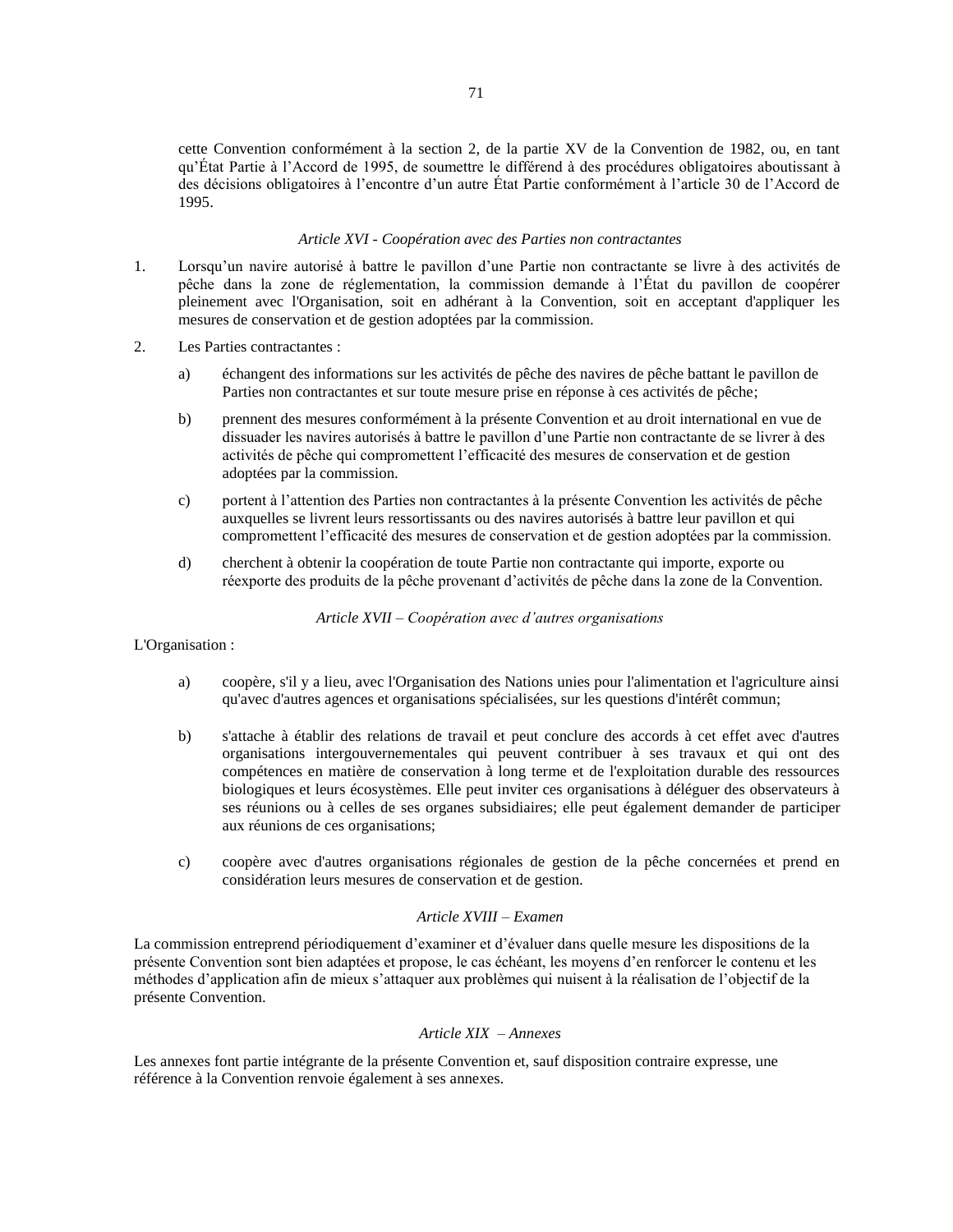cette Convention conformément à la section 2, de la partie XV de la Convention de 1982, ou, en tant qu'État Partie à l'Accord de 1995, de soumettre le différend à des procédures obligatoires aboutissant à des décisions obligatoires à l'encontre d'un autre État Partie conformément à l'article 30 de l'Accord de 1995.

*Article XVI - Coopération avec des Parties non contractantes*

1. Lorsqu'un navire autorisé à battre le pavillon d'une Partie non contractante se livre à des activités de pêche dans la zone de réglementation, la commission demande à l'État du pavillon de coopérer pleinement avec l'Organisation, soit en adhérant à la Convention, soit en acceptant d'appliquer les mesures de conservation et de gestion adoptées par la commission.

2. Les Parties contractantes :

   a) échangent des informations sur les activités de pêche des navires de pêche battant le pavillon de Parties non contractantes et sur toute mesure prise en réponse à ces activités de pêche;

   b) prennent des mesures conformément à la présente Convention et au droit international en vue de dissuader les navires autorisés à battre le pavillon d'une Partie non contractante de se livrer à des activités de pêche qui compromettent l'efficacité des mesures de conservation et de gestion adoptées par la commission.

   c) portent à l'attention des Parties non contractantes à la présente Convention les activités de pêche auxquelles se livrent leurs ressortissants ou des navires autorisés à battre leur pavillon et qui compromettent l'efficacité des mesures de conservation et de gestion adoptées par la commission.

   d) cherchent à obtenir la coopération de toute Partie non contractante qui importe, exporte ou réexporte des produits de la pêche provenant d'activités de pêche dans la zone de la Convention.

*Article XVII – Coopération avec d'autres organisations*

L'Organisation :

a) coopère, s'il y a lieu, avec l'Organisation des Nations unies pour l'alimentation et l'agriculture ainsi qu'avec d'autres agences et organisations spécialisées, sur les questions d'intérêt commun;

b) s'attache à établir des relations de travail et peut conclure des accords à cet effet avec d'autres organisations intergouvernementales qui peuvent contribuer à ses travaux et qui ont des compétences en matière de conservation à long terme et de l'exploitation durable des ressources biologiques et leurs écosystèmes. Elle peut inviter ces organisations à déléguer des observateurs à ses réunions ou à celles de ses organes subsidiaires; elle peut également demander de participer aux réunions de ces organisations;

c) coopère avec d'autres organisations régionales de gestion de la pêche concernées et prend en considération leurs mesures de conservation et de gestion.

*Article XVIII – Examen*

La commission entreprend périodiquement d'examiner et d'évaluer dans quelle mesure les dispositions de la présente Convention sont bien adaptées et propose, le cas échéant, les moyens d'en renforcer le contenu et les méthodes d'application afin de mieux s'attaquer aux problèmes qui nuisent à la réalisation de l'objectif de la présente Convention.

*Article XIX – Annexes*

Les annexes font partie intégrante de la présente Convention et, sauf disposition contraire expresse, une référence à la Convention renvoie également à ses annexes.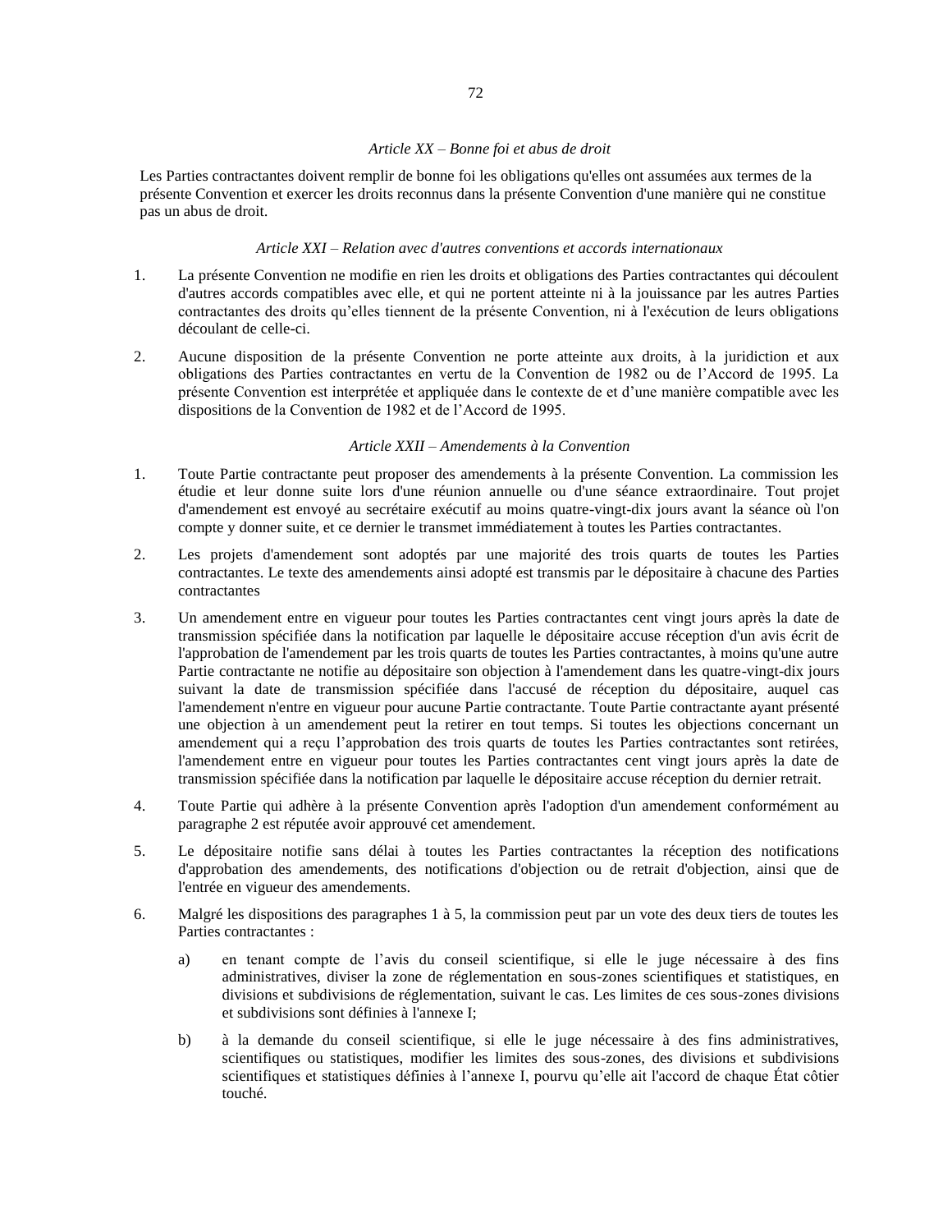*Article XX – Bonne foi et abus de droit*

Les Parties contractantes doivent remplir de bonne foi les obligations qu'elles ont assumées aux termes de la présente Convention et exercer les droits reconnus dans la présente Convention d'une manière qui ne constitue pas un abus de droit.

*Article XXI – Relation avec d'autres conventions et accords internationaux*

1. La présente Convention ne modifie en rien les droits et obligations des Parties contractantes qui découlent d'autres accords compatibles avec elle, et qui ne portent atteinte ni à la jouissance par les autres Parties contractantes des droits qu'elles tiennent de la présente Convention, ni à l'exécution de leurs obligations découlant de celle-ci.

2. Aucune disposition de la présente Convention ne porte atteinte aux droits, à la juridiction et aux obligations des Parties contractantes en vertu de la Convention de 1982 ou de l'Accord de 1995. La présente Convention est interprétée et appliquée dans le contexte de et d'une manière compatible avec les dispositions de la Convention de 1982 et de l'Accord de 1995.

*Article XXII – Amendements à la Convention*

1. Toute Partie contractante peut proposer des amendements à la présente Convention. La commission les étudie et leur donne suite lors d'une réunion annuelle ou d'une séance extraordinaire. Tout projet d'amendement est envoyé au secrétaire exécutif au moins quatre-vingt-dix jours avant la séance où l'on compte y donner suite, et ce dernier le transmet immédiatement à toutes les Parties contractantes.

2. Les projets d'amendement sont adoptés par une majorité des trois quarts de toutes les Parties contractantes. Le texte des amendements ainsi adopté est transmis par le dépositaire à chacune des Parties contractantes

3. Un amendement entre en vigueur pour toutes les Parties contractantes cent vingt jours après la date de transmission spécifiée dans la notification par laquelle le dépositaire accuse réception d'un avis écrit de l'approbation de l'amendement par les trois quarts de toutes les Parties contractantes, à moins qu'une autre Partie contractante ne notifie au dépositaire son objection à l'amendement dans les quatre-vingt-dix jours suivant la date de transmission spécifiée dans l'accusé de réception du dépositaire, auquel cas l'amendement n'entre en vigueur pour aucune Partie contractante. Toute Partie contractante ayant présenté une objection à un amendement peut la retirer en tout temps. Si toutes les objections concernant un amendement qui a reçu l'approbation des trois quarts de toutes les Parties contractantes sont retirées, l'amendement entre en vigueur pour toutes les Parties contractantes cent vingt jours après la date de transmission spécifiée dans la notification par laquelle le dépositaire accuse réception du dernier retrait.

4. Toute Partie qui adhère à la présente Convention après l'adoption d'un amendement conformément au paragraphe 2 est réputée avoir approuvé cet amendement.

5. Le dépositaire notifie sans délai à toutes les Parties contractantes la réception des notifications d'approbation des amendements, des notifications d'objection ou de retrait d'objection, ainsi que de l'entrée en vigueur des amendements.

6. Malgré les dispositions des paragraphes 1 à 5, la commission peut par un vote des deux tiers de toutes les Parties contractantes :

   a) en tenant compte de l'avis du conseil scientifique, si elle le juge nécessaire à des fins administratives, diviser la zone de réglementation en sous-zones scientifiques et statistiques, en divisions et subdivisions de réglementation, suivant le cas. Les limites de ces sous-zones divisions et subdivisions sont définies à l'annexe I;

   b) à la demande du conseil scientifique, si elle le juge nécessaire à des fins administratives, scientifiques ou statistiques, modifier les limites des sous-zones, des divisions et subdivisions scientifiques et statistiques définies à l'annexe I, pourvu qu'elle ait l'accord de chaque État côtier touché.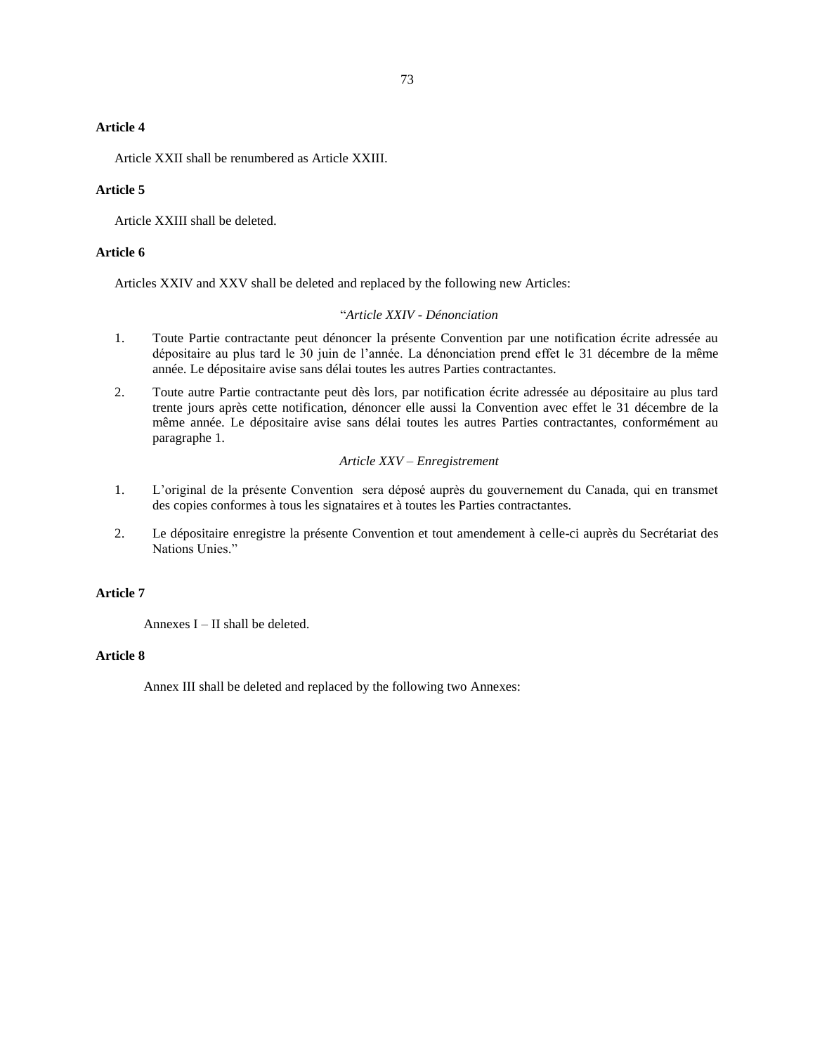**Article 4**

Article XXII shall be renumbered as Article XXIII.

**Article 5**

Article XXIII shall be deleted.

**Article 6**

Articles XXIV and XXV shall be deleted and replaced by the following new Articles:

"*Article XXIV - Dénonciation*

1. Toute Partie contractante peut dénoncer la présente Convention par une notification écrite adressée au dépositaire au plus tard le 30 juin de l'année. La dénonciation prend effet le 31 décembre de la même année. Le dépositaire avise sans délai toutes les autres Parties contractantes.

2. Toute autre Partie contractante peut dès lors, par notification écrite adressée au dépositaire au plus tard trente jours après cette notification, dénoncer elle aussi la Convention avec effet le 31 décembre de la même année. Le dépositaire avise sans délai toutes les autres Parties contractantes, conformément au paragraphe 1.

*Article XXV – Enregistrement*

1. L'original de la présente Convention sera déposé auprès du gouvernement du Canada, qui en transmet des copies conformes à tous les signataires et à toutes les Parties contractantes.

2. Le dépositaire enregistre la présente Convention et tout amendement à celle-ci auprès du Secrétariat des Nations Unies."

**Article 7**

Annexes I – II shall be deleted.

**Article 8**

Annex III shall be deleted and replaced by the following two Annexes: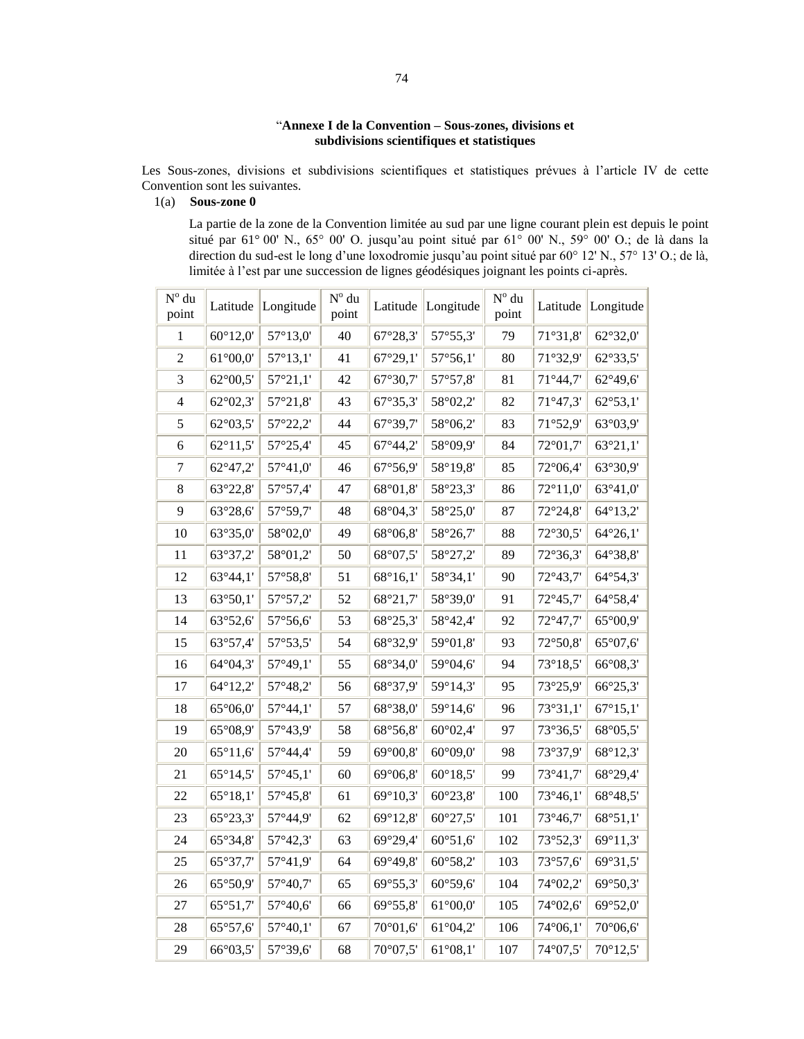“**Annexe I de la Convention – Sous-zones, divisions et subdivisions scientifiques et statistiques**

Les Sous-zones, divisions et subdivisions scientifiques et statistiques prévues à l’article IV de cette Convention sont les suivantes.

1(a) **Sous-zone 0**

La partie de la zone de la Convention limitée au sud par une ligne courant plein est depuis le point situé par 61° 00' N., 65° 00' O. jusqu’au point situé par 61° 00' N., 59° 00' O.; de là dans la direction du sud-est le long d’une loxodromie jusqu’au point situé par 60° 12' N., 57° 13' O.; de là, limitée à l’est par une succession de lignes géodésiques joignant les points ci-après.

| N° du point | Latitude | Longitude | N° du point | Latitude | Longitude | N° du point | Latitude | Longitude |
|---|---|---|---|---|---|---|---|---|
| 1 | 60°12,0' | 57°13,0' | 40 | 67°28,3' | 57°55,3' | 79 | 71°31,8' | 62°32,0' |
| 2 | 61°00,0' | 57°13,1' | 41 | 67°29,1' | 57°56,1' | 80 | 71°32,9' | 62°33,5' |
| 3 | 62°00,5' | 57°21,1' | 42 | 67°30,7' | 57°57,8' | 81 | 71°44,7' | 62°49,6' |
| 4 | 62°02,3' | 57°21,8' | 43 | 67°35,3' | 58°02,2' | 82 | 71°47,3' | 62°53,1' |
| 5 | 62°03,5' | 57°22,2' | 44 | 67°39,7' | 58°06,2' | 83 | 71°52,9' | 63°03,9' |
| 6 | 62°11,5' | 57°25,4' | 45 | 67°44,2' | 58°09,9' | 84 | 72°01,7' | 63°21,1' |
| 7 | 62°47,2' | 57°41,0' | 46 | 67°56,9' | 58°19,8' | 85 | 72°06,4' | 63°30,9' |
| 8 | 63°22,8' | 57°57,4' | 47 | 68°01,8' | 58°23,3' | 86 | 72°11,0' | 63°41,0' |
| 9 | 63°28,6' | 57°59,7' | 48 | 68°04,3' | 58°25,0' | 87 | 72°24,8' | 64°13,2' |
| 10 | 63°35,0' | 58°02,0' | 49 | 68°06,8' | 58°26,7' | 88 | 72°30,5' | 64°26,1' |
| 11 | 63°37,2' | 58°01,2' | 50 | 68°07,5' | 58°27,2' | 89 | 72°36,3' | 64°38,8' |
| 12 | 63°44,1' | 57°58,8' | 51 | 68°16,1' | 58°34,1' | 90 | 72°43,7' | 64°54,3' |
| 13 | 63°50,1' | 57°57,2' | 52 | 68°21,7' | 58°39,0' | 91 | 72°45,7' | 64°58,4' |
| 14 | 63°52,6' | 57°56,6' | 53 | 68°25,3' | 58°42,4' | 92 | 72°47,7' | 65°00,9' |
| 15 | 63°57,4' | 57°53,5' | 54 | 68°32,9' | 59°01,8' | 93 | 72°50,8' | 65°07,6' |
| 16 | 64°04,3' | 57°49,1' | 55 | 68°34,0' | 59°04,6' | 94 | 73°18,5' | 66°08,3' |
| 17 | 64°12,2' | 57°48,2' | 56 | 68°37,9' | 59°14,3' | 95 | 73°25,9' | 66°25,3' |
| 18 | 65°06,0' | 57°44,1' | 57 | 68°38,0' | 59°14,6' | 96 | 73°31,1' | 67°15,1' |
| 19 | 65°08,9' | 57°43,9' | 58 | 68°56,8' | 60°02,4' | 97 | 73°36,5' | 68°05,5' |
| 20 | 65°11,6' | 57°44,4' | 59 | 69°00,8' | 60°09,0' | 98 | 73°37,9' | 68°12,3' |
| 21 | 65°14,5' | 57°45,1' | 60 | 69°06,8' | 60°18,5' | 99 | 73°41,7' | 68°29,4' |
| 22 | 65°18,1' | 57°45,8' | 61 | 69°10,3' | 60°23,8' | 100 | 73°46,1' | 68°48,5' |
| 23 | 65°23,3' | 57°44,9' | 62 | 69°12,8' | 60°27,5' | 101 | 73°46,7' | 68°51,1' |
| 24 | 65°34,8' | 57°42,3' | 63 | 69°29,4' | 60°51,6' | 102 | 73°52,3' | 69°11,3' |
| 25 | 65°37,7' | 57°41,9' | 64 | 69°49,8' | 60°58,2' | 103 | 73°57,6' | 69°31,5' |
| 26 | 65°50,9' | 57°40,7' | 65 | 69°55,3' | 60°59,6' | 104 | 74°02,2' | 69°50,3' |
| 27 | 65°51,7' | 57°40,6' | 66 | 69°55,8' | 61°00,0' | 105 | 74°02,6' | 69°52,0' |
| 28 | 65°57,6' | 57°40,1' | 67 | 70°01,6' | 61°04,2' | 106 | 74°06,1' | 70°06,6' |
| 29 | 66°03,5' | 57°39,6' | 68 | 70°07,5' | 61°08,1' | 107 | 74°07,5' | 70°12,5' |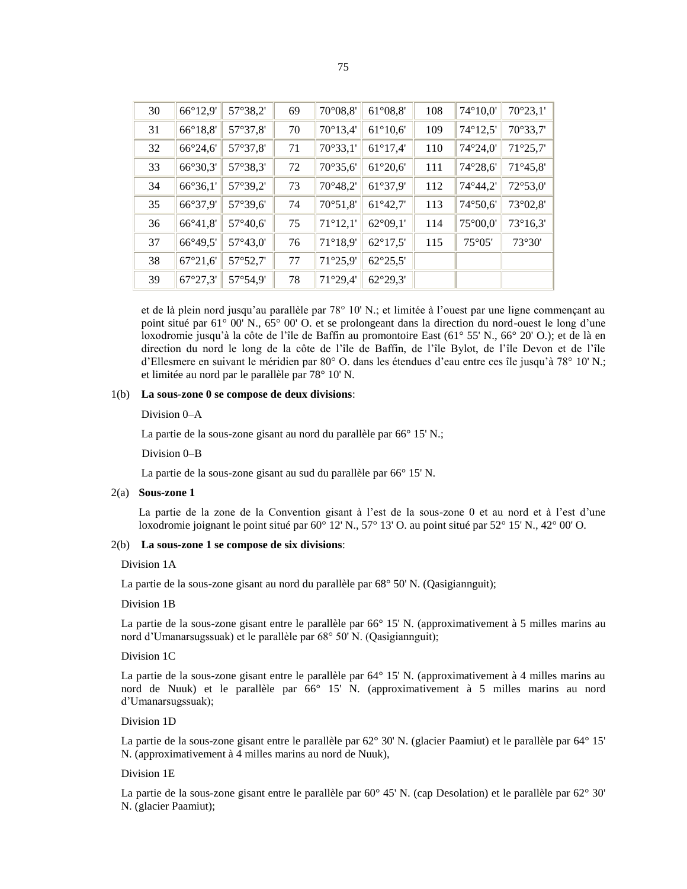| 30 | 66°12,9' | 57°38,2' | 69 | 70°08,8' | 61°08,8' | 108 | 74°10,0' | 70°23,1' |
|---|---|---|---|---|---|---|---|---|
| 31 | 66°18,8' | 57°37,8' | 70 | 70°13,4' | 61°10,6' | 109 | 74°12,5' | 70°33,7' |
| 32 | 66°24,6' | 57°37,8' | 71 | 70°33,1' | 61°17,4' | 110 | 74°24,0' | 71°25,7' |
| 33 | 66°30,3' | 57°38,3' | 72 | 70°35,6' | 61°20,6' | 111 | 74°28,6' | 71°45,8' |
| 34 | 66°36,1' | 57°39,2' | 73 | 70°48,2' | 61°37,9' | 112 | 74°44,2' | 72°53,0' |
| 35 | 66°37,9' | 57°39,6' | 74 | 70°51,8' | 61°42,7' | 113 | 74°50,6' | 73°02,8' |
| 36 | 66°41,8' | 57°40,6' | 75 | 71°12,1' | 62°09,1' | 114 | 75°00,0' | 73°16,3' |
| 37 | 66°49,5' | 57°43,0' | 76 | 71°18,9' | 62°17,5' | 115 | 75°05' | 73°30' |
| 38 | 67°21,6' | 57°52,7' | 77 | 71°25,9' | 62°25,5' | | | |
| 39 | 67°27,3' | 57°54,9' | 78 | 71°29,4' | 62°29,3' | | | |

et de là plein nord jusqu'au parallèle par 78° 10' N.; et limitée à l'ouest par une ligne commençant au point situé par 61° 00' N., 65° 00' O. et se prolongeant dans la direction du nord-ouest le long d'une loxodromie jusqu'à la côte de l'île de Baffin au promontoire East (61° 55' N., 66° 20' O.); et de là en direction du nord le long de la côte de l'île de Baffin, de l'île Bylot, de l'île Devon et de l'île d'Ellesmere en suivant le méridien par 80° O. dans les étendues d'eau entre ces île jusqu'à 78° 10' N.; et limitée au nord par le parallèle par 78° 10' N.

1(b) **La sous-zone 0 se compose de deux divisions**:

Division 0–A

La partie de la sous-zone gisant au nord du parallèle par 66° 15' N.;

Division 0–B

La partie de la sous-zone gisant au sud du parallèle par 66° 15' N.

2(a) **Sous-zone 1**

La partie de la zone de la Convention gisant à l'est de la sous-zone 0 et au nord et à l'est d'une loxodromie joignant le point situé par 60° 12' N., 57° 13' O. au point situé par 52° 15' N., 42° 00' O.

2(b) **La sous-zone 1 se compose de six divisions**:

Division 1A

La partie de la sous-zone gisant au nord du parallèle par 68° 50' N. (Qasigiannguit);

Division 1B

La partie de la sous-zone gisant entre le parallèle par 66° 15' N. (approximativement à 5 milles marins au nord d'Umanarsugssuak) et le parallèle par 68° 50' N. (Qasigiannguit);

Division 1C

La partie de la sous-zone gisant entre le parallèle par 64° 15' N. (approximativement à 4 milles marins au nord de Nuuk) et le parallèle par 66° 15' N. (approximativement à 5 milles marins au nord d'Umanarsugssuak);

Division 1D

La partie de la sous-zone gisant entre le parallèle par 62° 30' N. (glacier Paamiut) et le parallèle par 64° 15' N. (approximativement à 4 milles marins au nord de Nuuk),

Division 1E

La partie de la sous-zone gisant entre le parallèle par 60° 45' N. (cap Desolation) et le parallèle par 62° 30' N. (glacier Paamiut);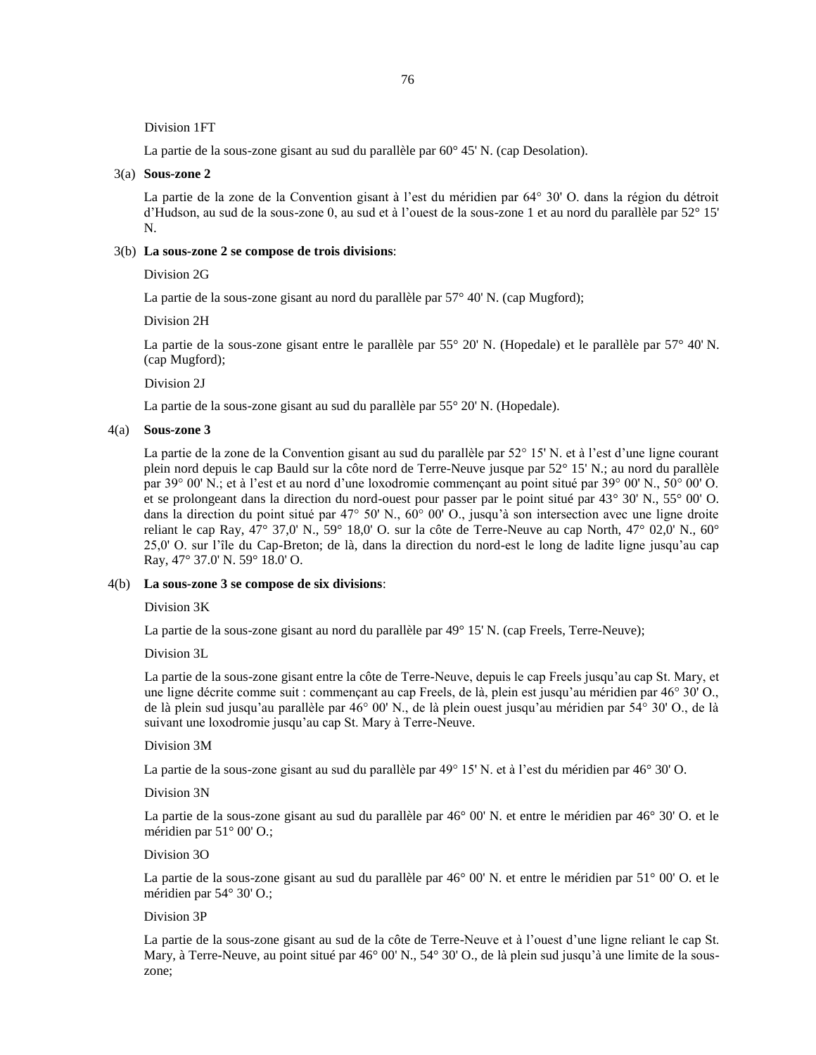Division 1FT

La partie de la sous-zone gisant au sud du parallèle par 60° 45' N. (cap Desolation).

3(a) **Sous-zone 2**

La partie de la zone de la Convention gisant à l'est du méridien par 64° 30' O. dans la région du détroit d'Hudson, au sud de la sous-zone 0, au sud et à l'ouest de la sous-zone 1 et au nord du parallèle par 52° 15' N.

3(b) **La sous-zone 2 se compose de trois divisions**:

Division 2G

La partie de la sous-zone gisant au nord du parallèle par 57° 40' N. (cap Mugford);

Division 2H

La partie de la sous-zone gisant entre le parallèle par 55° 20' N. (Hopedale) et le parallèle par 57° 40' N. (cap Mugford);

Division 2J

La partie de la sous-zone gisant au sud du parallèle par 55° 20' N. (Hopedale).

4(a) **Sous-zone 3**

La partie de la zone de la Convention gisant au sud du parallèle par 52° 15' N. et à l'est d'une ligne courant plein nord depuis le cap Bauld sur la côte nord de Terre-Neuve jusque par 52° 15' N.; au nord du parallèle par 39° 00' N.; et à l'est et au nord d'une loxodromie commençant au point situé par 39° 00' N., 50° 00' O. et se prolongeant dans la direction du nord-ouest pour passer par le point situé par 43° 30' N., 55° 00' O. dans la direction du point situé par 47° 50' N., 60° 00' O., jusqu'à son intersection avec une ligne droite reliant le cap Ray, 47° 37,0' N., 59° 18,0' O. sur la côte de Terre-Neuve au cap North, 47° 02,0' N., 60° 25,0' O. sur l'île du Cap-Breton; de là, dans la direction du nord-est le long de ladite ligne jusqu'au cap Ray, 47° 37.0' N. 59° 18.0' O.

4(b) **La sous-zone 3 se compose de six divisions**:

Division 3K

La partie de la sous-zone gisant au nord du parallèle par 49° 15' N. (cap Freels, Terre-Neuve);

Division 3L

La partie de la sous-zone gisant entre la côte de Terre-Neuve, depuis le cap Freels jusqu'au cap St. Mary, et une ligne décrite comme suit : commençant au cap Freels, de là, plein est jusqu'au méridien par 46° 30' O., de là plein sud jusqu'au parallèle par 46° 00' N., de là plein ouest jusqu'au méridien par 54° 30' O., de là suivant une loxodromie jusqu'au cap St. Mary à Terre-Neuve.

Division 3M

La partie de la sous-zone gisant au sud du parallèle par 49° 15' N. et à l'est du méridien par 46° 30' O.

Division 3N

La partie de la sous-zone gisant au sud du parallèle par 46° 00' N. et entre le méridien par 46° 30' O. et le méridien par 51° 00' O.;

Division 3O

La partie de la sous-zone gisant au sud du parallèle par 46° 00' N. et entre le méridien par 51° 00' O. et le méridien par 54° 30' O.;

Division 3P

La partie de la sous-zone gisant au sud de la côte de Terre-Neuve et à l'ouest d'une ligne reliant le cap St. Mary, à Terre-Neuve, au point situé par 46° 00' N., 54° 30' O., de là plein sud jusqu'à une limite de la sous-zone;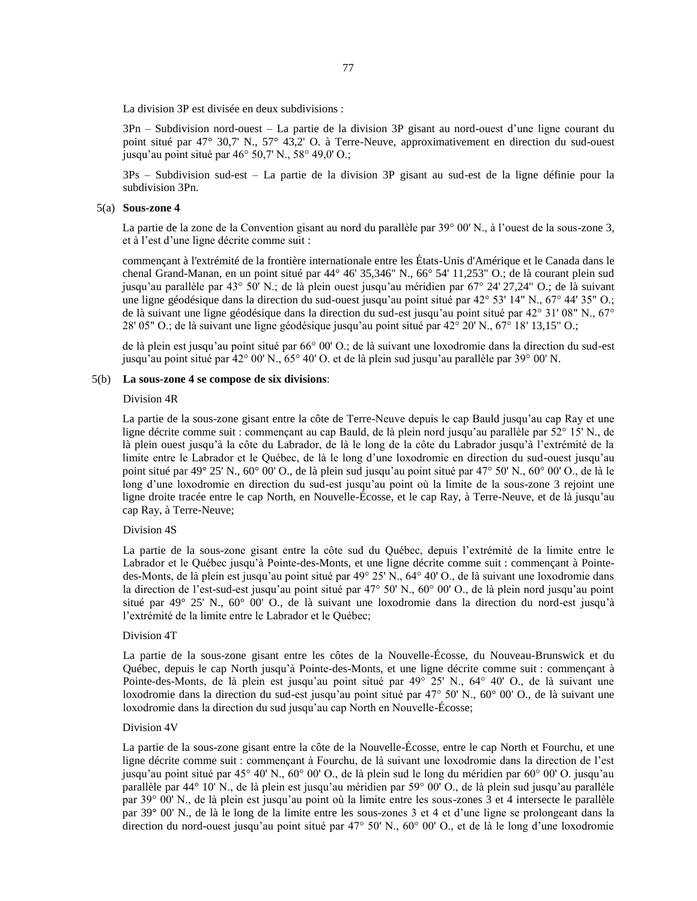La division 3P est divisée en deux subdivisions :

3Pn – Subdivision nord-ouest – La partie de la division 3P gisant au nord-ouest d'une ligne courant du point situé par 47° 30,7' N., 57° 43,2' O. à Terre-Neuve, approximativement en direction du sud-ouest jusqu'au point situé par 46° 50,7' N., 58° 49,0' O.;

3Ps – Subdivision sud-est – La partie de la division 3P gisant au sud-est de la ligne définie pour la subdivision 3Pn.

5(a) **Sous-zone 4**

La partie de la zone de la Convention gisant au nord du parallèle par 39° 00' N., à l'ouest de la sous-zone 3, et à l'est d'une ligne décrite comme suit :

commençant à l'extrémité de la frontière internationale entre les États-Unis d'Amérique et le Canada dans le chenal Grand-Manan, en un point situé par 44° 46' 35,346" N., 66° 54' 11,253" O.; de là courant plein sud jusqu'au parallèle par 43° 50' N.; de là plein ouest jusqu'au méridien par 67° 24' 27,24" O.; de là suivant une ligne géodésique dans la direction du sud-ouest jusqu'au point situé par 42° 53' 14" N., 67° 44' 35" O.; de là suivant une ligne géodésique dans la direction du sud-est jusqu'au point situé par 42° 31' 08" N., 67° 28' 05" O.; de là suivant une ligne géodésique jusqu'au point situé par 42° 20' N., 67° 18' 13,15" O.;

de là plein est jusqu'au point situé par 66° 00' O.; de là suivant une loxodromie dans la direction du sud-est jusqu'au point situé par 42° 00' N., 65° 40' O. et de là plein sud jusqu'au parallèle par 39° 00' N.

5(b) **La sous-zone 4 se compose de six divisions**:

Division 4R

La partie de la sous-zone gisant entre la côte de Terre-Neuve depuis le cap Bauld jusqu'au cap Ray et une ligne décrite comme suit : commençant au cap Bauld, de là plein nord jusqu'au parallèle par 52° 15' N., de là plein ouest jusqu'à la côte du Labrador, de là le long de la côte du Labrador jusqu'à l'extrémité de la limite entre le Labrador et le Québec, de là le long d'une loxodromie en direction du sud-ouest jusqu'au point situé par 49° 25' N., 60° 00' O., de là plein sud jusqu'au point situé par 47° 50' N., 60° 00' O., de là le long d'une loxodromie en direction du sud-est jusqu'au point où la limite de la sous-zone 3 rejoint une ligne droite tracée entre le cap North, en Nouvelle-Écosse, et le cap Ray, à Terre-Neuve, et de là jusqu'au cap Ray, à Terre-Neuve;

Division 4S

La partie de la sous-zone gisant entre la côte sud du Québec, depuis l'extrémité de la limite entre le Labrador et le Québec jusqu'à Pointe-des-Monts, et une ligne décrite comme suit : commençant à Pointe-des-Monts, de là plein est jusqu'au point situé par 49° 25' N., 64° 40' O., de là suivant une loxodromie dans la direction de l'est-sud-est jusqu'au point situé par 47° 50' N., 60° 00' O., de là plein nord jusqu'au point situé par 49° 25' N., 60° 00' O., de là suivant une loxodromie dans la direction du nord-est jusqu'à l'extrémité de la limite entre le Labrador et le Québec;

Division 4T

La partie de la sous-zone gisant entre les côtes de la Nouvelle-Écosse, du Nouveau-Brunswick et du Québec, depuis le cap North jusqu'à Pointe-des-Monts, et une ligne décrite comme suit : commençant à Pointe-des-Monts, de là plein est jusqu'au point situé par 49° 25' N., 64° 40' O., de là suivant une loxodromie dans la direction du sud-est jusqu'au point situé par 47° 50' N., 60° 00' O., de là suivant une loxodromie dans la direction du sud jusqu'au cap North en Nouvelle-Écosse;

Division 4V

La partie de la sous-zone gisant entre la côte de la Nouvelle-Écosse, entre le cap North et Fourchu, et une ligne décrite comme suit : commençant à Fourchu, de là suivant une loxodromie dans la direction de l'est jusqu'au point situé par 45° 40' N., 60° 00' O., de là plein sud le long du méridien par 60° 00' O. jusqu'au parallèle par 44° 10' N., de là plein est jusqu'au méridien par 59° 00' O., de là plein sud jusqu'au parallèle par 39° 00' N., de là plein est jusqu'au point où la limite entre les sous-zones 3 et 4 intersecte le parallèle par 39° 00' N., de là le long de la limite entre les sous-zones 3 et 4 et d'une ligne se prolongeant dans la direction du nord-ouest jusqu'au point situé par 47° 50' N., 60° 00' O., et de là le long d'une loxodromie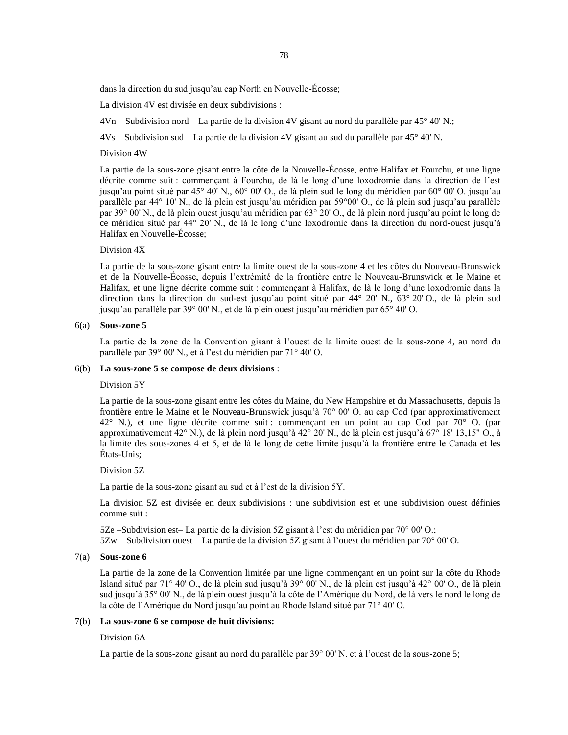dans la direction du sud jusqu'au cap North en Nouvelle-Écosse;

La division 4V est divisée en deux subdivisions :

4Vn – Subdivision nord – La partie de la division 4V gisant au nord du parallèle par 45° 40' N.;

4Vs – Subdivision sud – La partie de la division 4V gisant au sud du parallèle par 45° 40' N.

Division 4W

La partie de la sous-zone gisant entre la côte de la Nouvelle-Écosse, entre Halifax et Fourchu, et une ligne décrite comme suit : commençant à Fourchu, de là le long d'une loxodromie dans la direction de l'est jusqu'au point situé par 45° 40' N., 60° 00' O., de là plein sud le long du méridien par 60° 00' O. jusqu'au parallèle par 44° 10' N., de là plein est jusqu'au méridien par 59°00' O., de là plein sud jusqu'au parallèle par 39° 00' N., de là plein ouest jusqu'au méridien par 63° 20' O., de là plein nord jusqu'au point le long de ce méridien situé par 44° 20' N., de là le long d'une loxodromie dans la direction du nord-ouest jusqu'à Halifax en Nouvelle-Écosse;

Division 4X

La partie de la sous-zone gisant entre la limite ouest de la sous-zone 4 et les côtes du Nouveau-Brunswick et de la Nouvelle-Écosse, depuis l'extrémité de la frontière entre le Nouveau-Brunswick et le Maine et Halifax, et une ligne décrite comme suit : commençant à Halifax, de là le long d'une loxodromie dans la direction dans la direction du sud-est jusqu'au point situé par 44° 20' N., 63° 20' O., de là plein sud jusqu'au parallèle par 39° 00' N., et de là plein ouest jusqu'au méridien par 65° 40' O.

6(a) **Sous-zone 5**

La partie de la zone de la Convention gisant à l'ouest de la limite ouest de la sous-zone 4, au nord du parallèle par 39° 00' N., et à l'est du méridien par 71° 40' O.

6(b) **La sous-zone 5 se compose de deux divisions** :

Division 5Y

La partie de la sous-zone gisant entre les côtes du Maine, du New Hampshire et du Massachusetts, depuis la frontière entre le Maine et le Nouveau-Brunswick jusqu'à 70° 00' O. au cap Cod (par approximativement 42° N.), et une ligne décrite comme suit : commençant en un point au cap Cod par 70° O. (par approximativement 42° N.), de là plein nord jusqu'à 42° 20' N., de là plein est jusqu'à 67° 18' 13,15" O., à la limite des sous-zones 4 et 5, et de là le long de cette limite jusqu'à la frontière entre le Canada et les États-Unis;

Division 5Z

La partie de la sous-zone gisant au sud et à l'est de la division 5Y.

La division 5Z est divisée en deux subdivisions : une subdivision est et une subdivision ouest définies comme suit :

5Ze –Subdivision est– La partie de la division 5Z gisant à l'est du méridien par 70° 00' O.;
5Zw – Subdivision ouest – La partie de la division 5Z gisant à l'ouest du méridien par 70° 00' O.

7(a) **Sous-zone 6**

La partie de la zone de la Convention limitée par une ligne commençant en un point sur la côte du Rhode Island situé par 71° 40' O., de là plein sud jusqu'à 39° 00' N., de là plein est jusqu'à 42° 00' O., de là plein sud jusqu'à 35° 00' N., de là plein ouest jusqu'à la côte de l'Amérique du Nord, de là vers le nord le long de la côte de l'Amérique du Nord jusqu'au point au Rhode Island situé par 71° 40' O.

7(b) **La sous-zone 6 se compose de huit divisions:**

Division 6A

La partie de la sous-zone gisant au nord du parallèle par 39° 00' N. et à l'ouest de la sous-zone 5;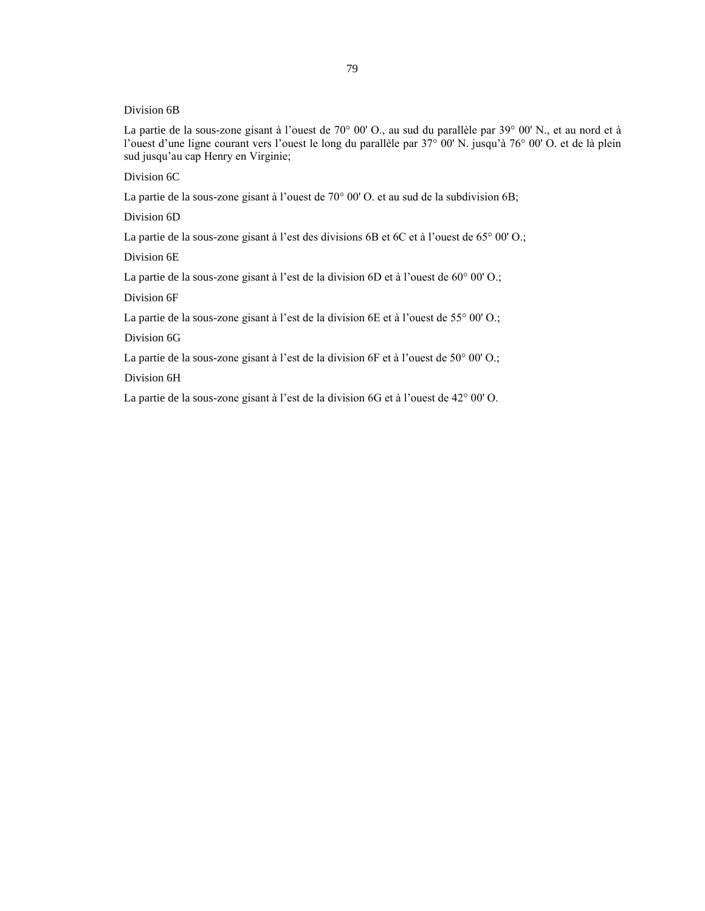Division 6B

La partie de la sous-zone gisant à l'ouest de 70° 00' O., au sud du parallèle par 39° 00' N., et au nord et à l'ouest d'une ligne courant vers l'ouest le long du parallèle par 37° 00' N. jusqu'à 76° 00' O. et de là plein sud jusqu'au cap Henry en Virginie;

Division 6C

La partie de la sous-zone gisant à l'ouest de 70° 00' O. et au sud de la subdivision 6B;

Division 6D

La partie de la sous-zone gisant à l'est des divisions 6B et 6C et à l'ouest de 65° 00' O.;

Division 6E

La partie de la sous-zone gisant à l'est de la division 6D et à l'ouest de 60° 00' O.;

Division 6F

La partie de la sous-zone gisant à l'est de la division 6E et à l'ouest de 55° 00' O.;

Division 6G

La partie de la sous-zone gisant à l'est de la division 6F et à l'ouest de 50° 00' O.;

Division 6H

La partie de la sous-zone gisant à l'est de la division 6G et à l'ouest de 42° 00' O.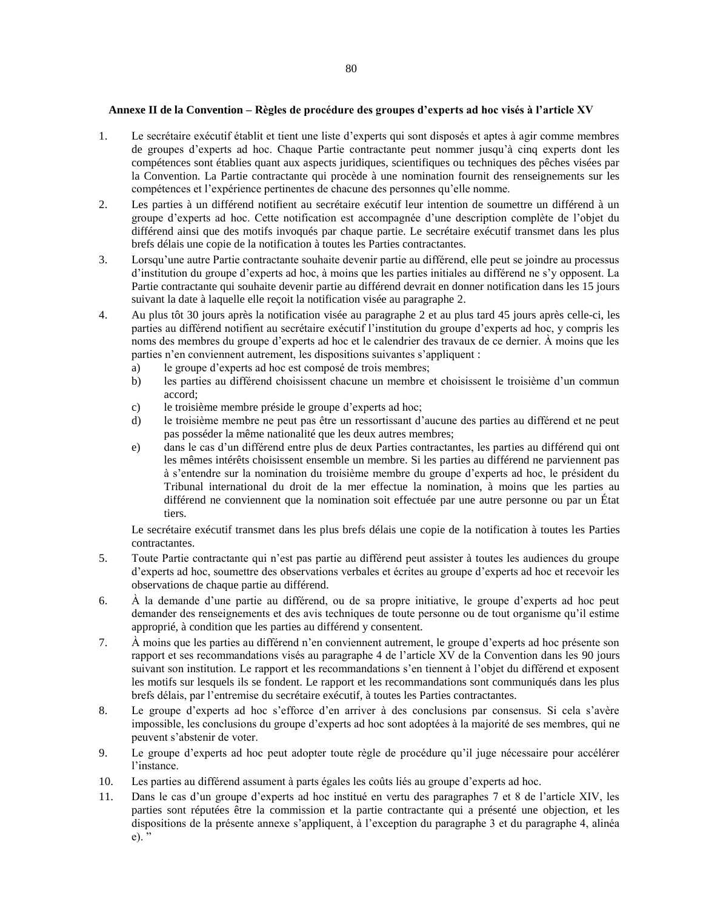**Annexe II de la Convention – Règles de procédure des groupes d'experts ad hoc visés à l'article XV**

1. Le secrétaire exécutif établit et tient une liste d'experts qui sont disposés et aptes à agir comme membres de groupes d'experts ad hoc. Chaque Partie contractante peut nommer jusqu'à cinq experts dont les compétences sont établies quant aux aspects juridiques, scientifiques ou techniques des pêches visées par la Convention. La Partie contractante qui procède à une nomination fournit des renseignements sur les compétences et l'expérience pertinentes de chacune des personnes qu'elle nomme.
2. Les parties à un différend notifient au secrétaire exécutif leur intention de soumettre un différend à un groupe d'experts ad hoc. Cette notification est accompagnée d'une description complète de l'objet du différend ainsi que des motifs invoqués par chaque partie. Le secrétaire exécutif transmet dans les plus brefs délais une copie de la notification à toutes les Parties contractantes.
3. Lorsqu'une autre Partie contractante souhaite devenir partie au différend, elle peut se joindre au processus d'institution du groupe d'experts ad hoc, à moins que les parties initiales au différend ne s'y opposent. La Partie contractante qui souhaite devenir partie au différend devrait en donner notification dans les 15 jours suivant la date à laquelle elle reçoit la notification visée au paragraphe 2.
4. Au plus tôt 30 jours après la notification visée au paragraphe 2 et au plus tard 45 jours après celle-ci, les parties au différend notifient au secrétaire exécutif l'institution du groupe d'experts ad hoc, y compris les noms des membres du groupe d'experts ad hoc et le calendrier des travaux de ce dernier. À moins que les parties n'en conviennent autrement, les dispositions suivantes s'appliquent :
   a) le groupe d'experts ad hoc est composé de trois membres;
   b) les parties au différend choisissent chacune un membre et choisissent le troisième d'un commun accord;
   c) le troisième membre préside le groupe d'experts ad hoc;
   d) le troisième membre ne peut pas être un ressortissant d'aucune des parties au différend et ne peut pas posséder la même nationalité que les deux autres membres;
   e) dans le cas d'un différend entre plus de deux Parties contractantes, les parties au différend qui ont les mêmes intérêts choisissent ensemble un membre. Si les parties au différend ne parviennent pas à s'entendre sur la nomination du troisième membre du groupe d'experts ad hoc, le président du Tribunal international du droit de la mer effectue la nomination, à moins que les parties au différend ne conviennent que la nomination soit effectuée par une autre personne ou par un État tiers.

   Le secrétaire exécutif transmet dans les plus brefs délais une copie de la notification à toutes les Parties contractantes.
5. Toute Partie contractante qui n'est pas partie au différend peut assister à toutes les audiences du groupe d'experts ad hoc, soumettre des observations verbales et écrites au groupe d'experts ad hoc et recevoir les observations de chaque partie au différend.
6. À la demande d'une partie au différend, ou de sa propre initiative, le groupe d'experts ad hoc peut demander des renseignements et des avis techniques de toute personne ou de tout organisme qu'il estime approprié, à condition que les parties au différend y consentent.
7. À moins que les parties au différend n'en conviennent autrement, le groupe d'experts ad hoc présente son rapport et ses recommandations visés au paragraphe 4 de l'article XV de la Convention dans les 90 jours suivant son institution. Le rapport et les recommandations s'en tiennent à l'objet du différend et exposent les motifs sur lesquels ils se fondent. Le rapport et les recommandations sont communiqués dans les plus brefs délais, par l'entremise du secrétaire exécutif, à toutes les Parties contractantes.
8. Le groupe d'experts ad hoc s'efforce d'en arriver à des conclusions par consensus. Si cela s'avère impossible, les conclusions du groupe d'experts ad hoc sont adoptées à la majorité de ses membres, qui ne peuvent s'abstenir de voter.
9. Le groupe d'experts ad hoc peut adopter toute règle de procédure qu'il juge nécessaire pour accélérer l'instance.
10. Les parties au différend assument à parts égales les coûts liés au groupe d'experts ad hoc.
11. Dans le cas d'un groupe d'experts ad hoc institué en vertu des paragraphes 7 et 8 de l'article XIV, les parties sont réputées être la commission et la partie contractante qui a présenté une objection, et les dispositions de la présente annexe s'appliquent, à l'exception du paragraphe 3 et du paragraphe 4, alinéa e). "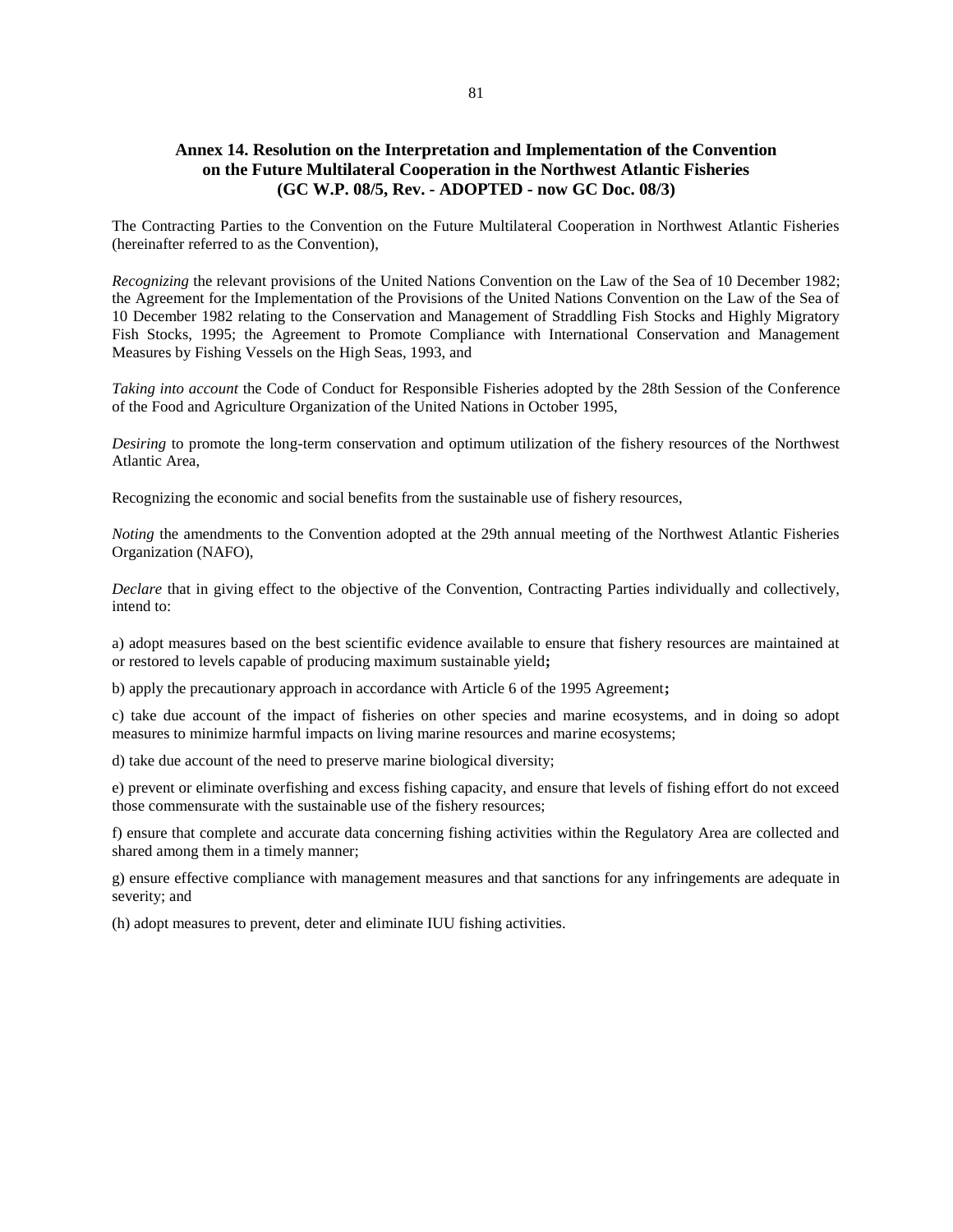## Annex 14. Resolution on the Interpretation and Implementation of the Convention on the Future Multilateral Cooperation in the Northwest Atlantic Fisheries (GC W.P. 08/5, Rev. - ADOPTED - now GC Doc. 08/3)

The Contracting Parties to the Convention on the Future Multilateral Cooperation in Northwest Atlantic Fisheries (hereinafter referred to as the Convention),

*Recognizing* the relevant provisions of the United Nations Convention on the Law of the Sea of 10 December 1982; the Agreement for the Implementation of the Provisions of the United Nations Convention on the Law of the Sea of 10 December 1982 relating to the Conservation and Management of Straddling Fish Stocks and Highly Migratory Fish Stocks, 1995; the Agreement to Promote Compliance with International Conservation and Management Measures by Fishing Vessels on the High Seas, 1993, and

*Taking into account* the Code of Conduct for Responsible Fisheries adopted by the 28th Session of the Conference of the Food and Agriculture Organization of the United Nations in October 1995,

*Desiring* to promote the long-term conservation and optimum utilization of the fishery resources of the Northwest Atlantic Area,

Recognizing the economic and social benefits from the sustainable use of fishery resources,

*Noting* the amendments to the Convention adopted at the 29th annual meeting of the Northwest Atlantic Fisheries Organization (NAFO),

*Declare* that in giving effect to the objective of the Convention, Contracting Parties individually and collectively, intend to:

a) adopt measures based on the best scientific evidence available to ensure that fishery resources are maintained at or restored to levels capable of producing maximum sustainable yield**;**

b) apply the precautionary approach in accordance with Article 6 of the 1995 Agreement**;**

c) take due account of the impact of fisheries on other species and marine ecosystems, and in doing so adopt measures to minimize harmful impacts on living marine resources and marine ecosystems;

d) take due account of the need to preserve marine biological diversity;

e) prevent or eliminate overfishing and excess fishing capacity, and ensure that levels of fishing effort do not exceed those commensurate with the sustainable use of the fishery resources;

f) ensure that complete and accurate data concerning fishing activities within the Regulatory Area are collected and shared among them in a timely manner;

g) ensure effective compliance with management measures and that sanctions for any infringements are adequate in severity; and

(h) adopt measures to prevent, deter and eliminate IUU fishing activities.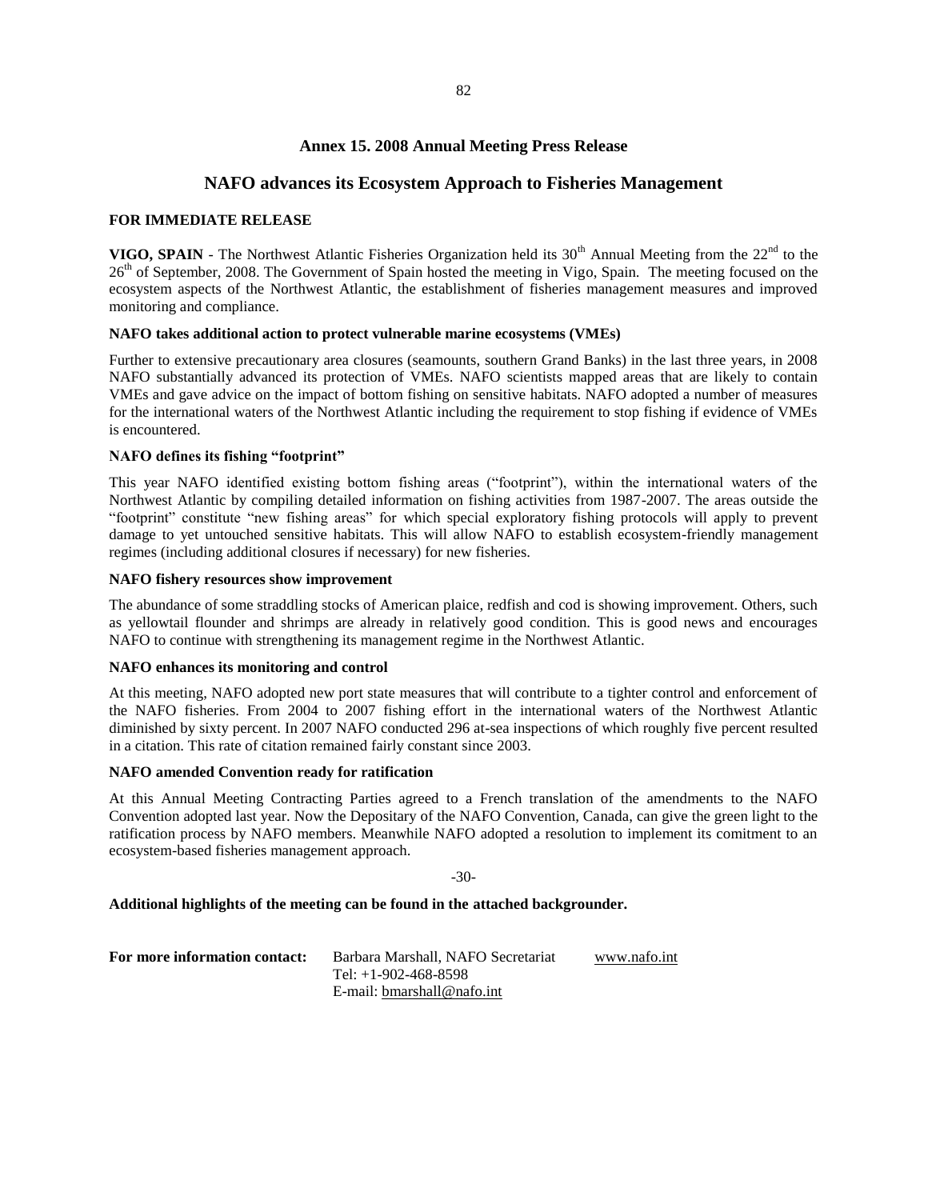## Annex 15. 2008 Annual Meeting Press Release

# NAFO advances its Ecosystem Approach to Fisheries Management

**FOR IMMEDIATE RELEASE**

**VIGO, SPAIN** - The Northwest Atlantic Fisheries Organization held its 30th Annual Meeting from the 22nd to the 26th of September, 2008. The Government of Spain hosted the meeting in Vigo, Spain. The meeting focused on the ecosystem aspects of the Northwest Atlantic, the establishment of fisheries management measures and improved monitoring and compliance.

**NAFO takes additional action to protect vulnerable marine ecosystems (VMEs)**

Further to extensive precautionary area closures (seamounts, southern Grand Banks) in the last three years, in 2008 NAFO substantially advanced its protection of VMEs. NAFO scientists mapped areas that are likely to contain VMEs and gave advice on the impact of bottom fishing on sensitive habitats. NAFO adopted a number of measures for the international waters of the Northwest Atlantic including the requirement to stop fishing if evidence of VMEs is encountered.

**NAFO defines its fishing "footprint"**

This year NAFO identified existing bottom fishing areas ("footprint"), within the international waters of the Northwest Atlantic by compiling detailed information on fishing activities from 1987-2007. The areas outside the "footprint" constitute "new fishing areas" for which special exploratory fishing protocols will apply to prevent damage to yet untouched sensitive habitats. This will allow NAFO to establish ecosystem-friendly management regimes (including additional closures if necessary) for new fisheries.

**NAFO fishery resources show improvement**

The abundance of some straddling stocks of American plaice, redfish and cod is showing improvement. Others, such as yellowtail flounder and shrimps are already in relatively good condition. This is good news and encourages NAFO to continue with strengthening its management regime in the Northwest Atlantic.

**NAFO enhances its monitoring and control**

At this meeting, NAFO adopted new port state measures that will contribute to a tighter control and enforcement of the NAFO fisheries. From 2004 to 2007 fishing effort in the international waters of the Northwest Atlantic diminished by sixty percent. In 2007 NAFO conducted 296 at-sea inspections of which roughly five percent resulted in a citation. This rate of citation remained fairly constant since 2003.

**NAFO amended Convention ready for ratification**

At this Annual Meeting Contracting Parties agreed to a French translation of the amendments to the NAFO Convention adopted last year. Now the Depositary of the NAFO Convention, Canada, can give the green light to the ratification process by NAFO members. Meanwhile NAFO adopted a resolution to implement its comitment to an ecosystem-based fisheries management approach.

-30-

**Additional highlights of the meeting can be found in the attached backgrounder.**

**For more information contact:** Barbara Marshall, NAFO Secretariat www.nafo.int
Tel: +1-902-468-8598
E-mail: bmarshall@nafo.int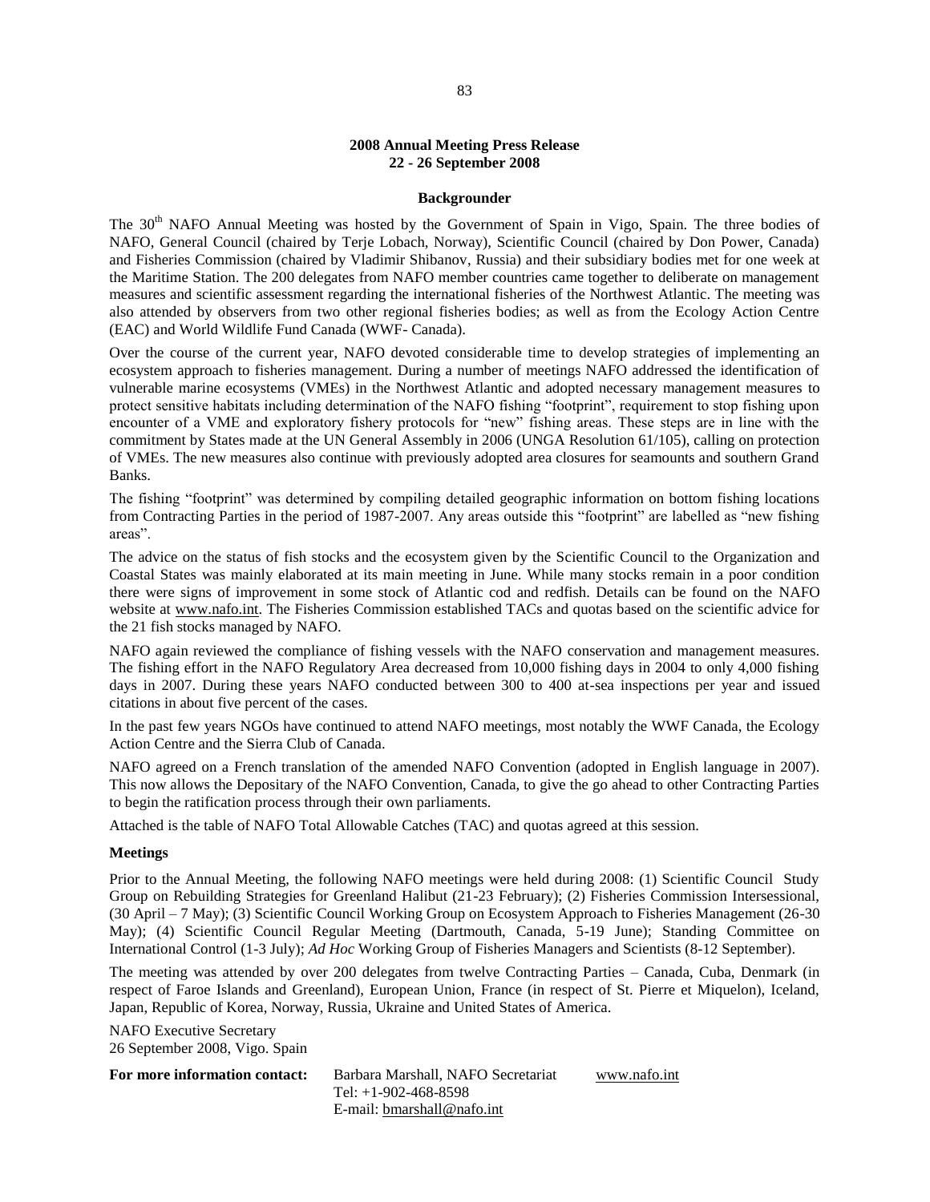**2008 Annual Meeting Press Release**
**22 - 26 September 2008**

**Backgrounder**

The 30th NAFO Annual Meeting was hosted by the Government of Spain in Vigo, Spain. The three bodies of NAFO, General Council (chaired by Terje Lobach, Norway), Scientific Council (chaired by Don Power, Canada) and Fisheries Commission (chaired by Vladimir Shibanov, Russia) and their subsidiary bodies met for one week at the Maritime Station. The 200 delegates from NAFO member countries came together to deliberate on management measures and scientific assessment regarding the international fisheries of the Northwest Atlantic. The meeting was also attended by observers from two other regional fisheries bodies; as well as from the Ecology Action Centre (EAC) and World Wildlife Fund Canada (WWF- Canada).

Over the course of the current year, NAFO devoted considerable time to develop strategies of implementing an ecosystem approach to fisheries management. During a number of meetings NAFO addressed the identification of vulnerable marine ecosystems (VMEs) in the Northwest Atlantic and adopted necessary management measures to protect sensitive habitats including determination of the NAFO fishing "footprint", requirement to stop fishing upon encounter of a VME and exploratory fishery protocols for "new" fishing areas. These steps are in line with the commitment by States made at the UN General Assembly in 2006 (UNGA Resolution 61/105), calling on protection of VMEs. The new measures also continue with previously adopted area closures for seamounts and southern Grand Banks.

The fishing "footprint" was determined by compiling detailed geographic information on bottom fishing locations from Contracting Parties in the period of 1987-2007. Any areas outside this "footprint" are labelled as "new fishing areas".

The advice on the status of fish stocks and the ecosystem given by the Scientific Council to the Organization and Coastal States was mainly elaborated at its main meeting in June. While many stocks remain in a poor condition there were signs of improvement in some stock of Atlantic cod and redfish. Details can be found on the NAFO website at www.nafo.int. The Fisheries Commission established TACs and quotas based on the scientific advice for the 21 fish stocks managed by NAFO.

NAFO again reviewed the compliance of fishing vessels with the NAFO conservation and management measures. The fishing effort in the NAFO Regulatory Area decreased from 10,000 fishing days in 2004 to only 4,000 fishing days in 2007. During these years NAFO conducted between 300 to 400 at-sea inspections per year and issued citations in about five percent of the cases.

In the past few years NGOs have continued to attend NAFO meetings, most notably the WWF Canada, the Ecology Action Centre and the Sierra Club of Canada.

NAFO agreed on a French translation of the amended NAFO Convention (adopted in English language in 2007). This now allows the Depositary of the NAFO Convention, Canada, to give the go ahead to other Contracting Parties to begin the ratification process through their own parliaments.

Attached is the table of NAFO Total Allowable Catches (TAC) and quotas agreed at this session.

**Meetings**

Prior to the Annual Meeting, the following NAFO meetings were held during 2008: (1) Scientific Council Study Group on Rebuilding Strategies for Greenland Halibut (21-23 February); (2) Fisheries Commission Intersessional, (30 April – 7 May); (3) Scientific Council Working Group on Ecosystem Approach to Fisheries Management (26-30 May); (4) Scientific Council Regular Meeting (Dartmouth, Canada, 5-19 June); Standing Committee on International Control (1-3 July); *Ad Hoc* Working Group of Fisheries Managers and Scientists (8-12 September).

The meeting was attended by over 200 delegates from twelve Contracting Parties – Canada, Cuba, Denmark (in respect of Faroe Islands and Greenland), European Union, France (in respect of St. Pierre et Miquelon), Iceland, Japan, Republic of Korea, Norway, Russia, Ukraine and United States of America.

NAFO Executive Secretary
26 September 2008, Vigo. Spain

**For more information contact:** Barbara Marshall, NAFO Secretariat www.nafo.int
Tel: +1-902-468-8598
E-mail: bmarshall@nafo.int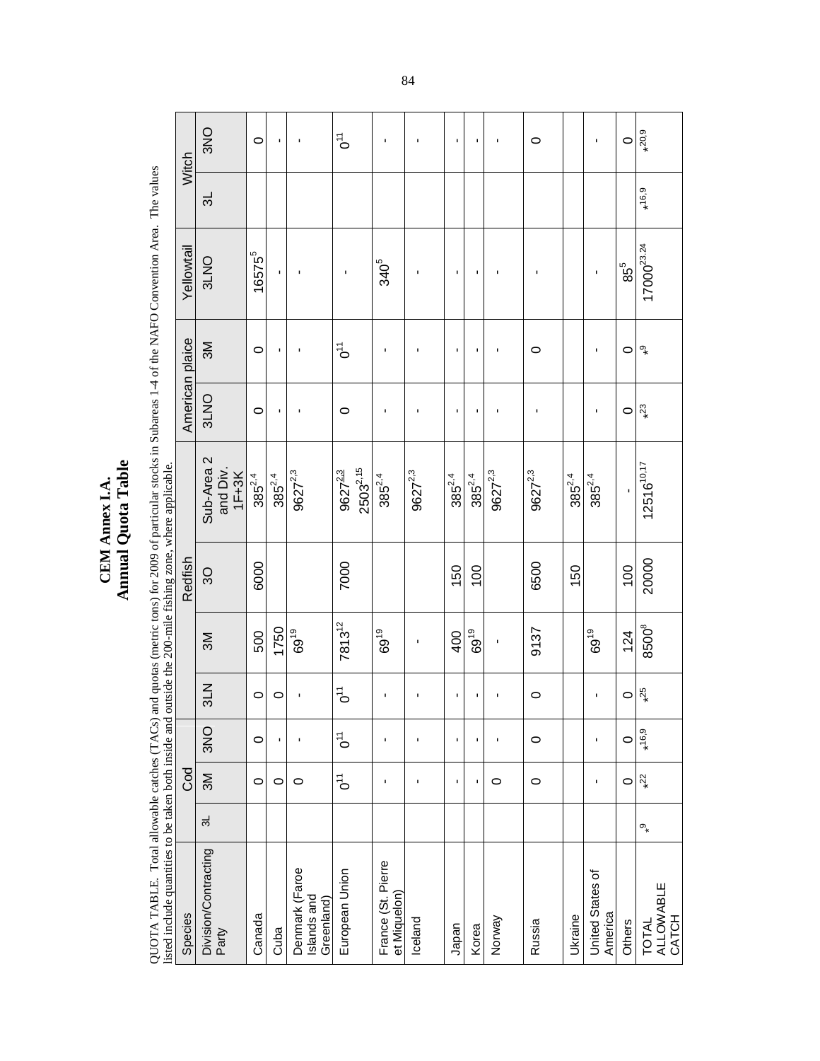# CEM Annex I.A.

## Annual Quota Table

QUOTA TABLE. Total allowable catches (TACs) and quotas (metric tons) for 2009 of particular stocks in Subareas 1-4 of the NAFO Convention Area. The values listed include quantities to be taken both inside and outside the 200-mile fishing zone, where applicable.

| Species | Cod | | | Redfish | | | | American plaice | | Yellowtail | Witch | |
|---|---|---|---|---|---|---|---|---|---|---|---|---|
| Division/Contracting Party | 3L | 3M | 3NO | 3LN | 3M | 3O | Sub-Area 2 and Div. 1F+3K | 3LNO | 3M | 3LNO | 3L | 3NO |
| Canada | | 0 | 0 | 0 | 500 | 6000 | 385[2,4] | 0 | 0 | 16575[5] | | 0 |
| Cuba | | 0 | - | 0 | 1750 | | 385[2,4] | - | - | - | | - |
| Denmark (Faroe Islands and Greenland) | | 0 | - | - | 69[19] | | 9627[2,3] | - | - | - | | - |
| European Union | | 0[11] | 0[11] | 0[11] | 7813[12] | 7000 | 9627[2,3] 2503[2,15] | 0 | 0[11] | - | | 0[11] |
| France (St. Pierre et Miquelon) | | - | - | - | 69[19] | | 385[2,4] | - | - | 340[5] | | - |
| Iceland | | - | - | - | - | | 9627[2,3] | - | - | - | | - |
| Japan | | - | - | - | 400 | 150 | 385[2,4] | - | - | - | | - |
| Korea | | - | - | - | 69[19] | 100 | 385[2,4] | - | - | - | | - |
| Norway | | 0 | - | - | - | | 9627[2,3] | - | - | - | | - |
| Russia | | 0 | 0 | 0 | 9137 | 6500 | 9627[2,3] | - | 0 | - | | 0 |
| Ukraine | | | | | | 150 | 385[2,4] | | | | | |
| United States of America | | - | - | - | 69[19] | | 385[2,4] | - | - | - | | - |
| Others | | 0 | 0 | 0 | 124 | 100 | - | 0 | 0 | 85[5] | | 0 |
| TOTAL ALLOWABLE CATCH | *[9] | *[22] | *[16,9] | *[25] | 8500[8] | 20000 | 12516[10,17] | *[23] | *[9] | 17000[23,24] | *[16,9] | *[20,9] |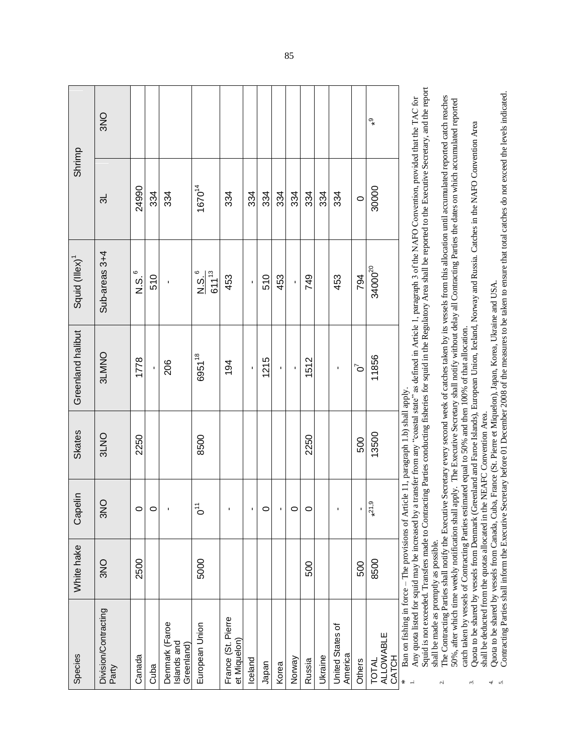| Species | White hake | Capelin | Skates | Greenland halibut | Squid (Illex)[1] | Shrimp | |
|---|---|---|---|---|---|---|---|
| Division/Contracting Party | 3NO | 3NO | 3LNO | 3LMNO | Sub-areas 3+4 | 3L | 3NO |
| Canada | 2500 | 0 | 2250 | 1778 | N.S.[6] | 24990 | |
| Cuba | | 0 | | - | 510 | 334 | |
| Denmark (Faroe Islands and Greenland) | | - | | 206 | - | 334 | |
| European Union | 5000 | 0[11] | 8500 | 6951[18] | N.S.[6] 611[13] | 1670[14] | |
| France (St. Pierre et Miquelon) | | - | | 194 | 453 | 334 | |
| Iceland | | - | | - | - | 334 | |
| Japan | | 0 | | 1215 | 510 | 334 | |
| Korea | | - | | - | 453 | 334 | |
| Norway | | 0 | | - | - | 334 | |
| Russia | 500 | 0 | 2250 | 1512 | 749 | 334 | |
| Ukraine | | | | | | 334 | |
| United States of America | | - | | - | 453 | 334 | |
| Others | 500 | - | 500 | 0[7] | 794 | 0 | |
| TOTAL ALLOWABLE CATCH | 8500 | *[21,9] | 13500 | 11856 | 34000[20] | 30000 | *[9] |

\* Ban on fishing in force – The provisions of Article 11, paragraph 1.b) shall apply.

1. Any quota listed for squid may be increased by a transfer from any "coastal state" as defined in Article 1, paragraph 3 of the NAFO Convention, provided that the TAC for Squid is not exceeded. Transfers made to Contracting Parties conducting fisheries for squid in the Regulatory Area shall be reported to the Executive Secretary, and the report shall be made as promptly as possible.
2. The Contracting Parties shall notify the Executive Secretary every second week of catches taken by its vessels from this allocation until accumulated reported catch reaches 50%, after which time weekly notification shall apply. The Executive Secretary shall notify without delay all Contracting Parties the dates on which accumulated reported catch taken by vessels of Contracting Parties estimated equal to 50% and then 100% of that allocation.
3. Quota to be shared by vessels from Denmark (Greenland and Faroe Islands), European Union, Iceland, Norway and Russia. Catches in the NAFO Convention Area shall be deducted from the quotas allocated in the NEAFC Convention Area.
4. Quota to be shared by vessels from Canada, Cuba, France (St. Pierre et Miquelon), Japan, Korea, Ukraine and USA.
5. Contracting Parties shall inform the Executive Secretary before 01 December 2008 of the measures to be taken to ensure that total catches do not exceed the levels indicated.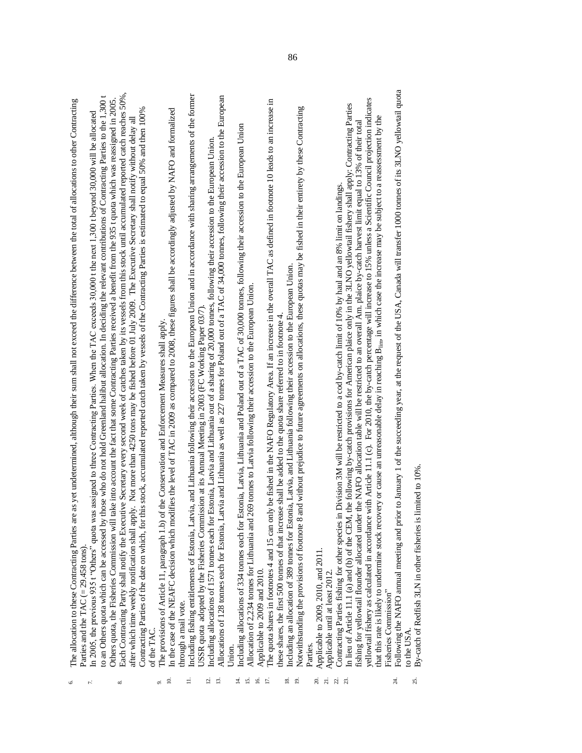6. The allocation to these Contracting Parties are as yet undetermined, although their sum shall not exceed the difference between the total of allocations to other Contracting Parties and the TAC (= 29.458 tons).
7. In 2005, the previous 935 t "Others" quota was assigned to three Contracting Parties. When the TAC exceeds 30,000 t the next 1,300 t beyond 30,000 will be allocated to an Others quota which can be accessed by those who do not hold Greenland halibut allocation. In deciding the relevant contributions of Contracting Parties to the 1,300 t Others quota, the Fisheries Commission will take into account the fact that some Contracting Parties received a benefit from the 935 t quota which was reassigned in 2005.
8. Each Contracting Party shall notify the Executive Secretary every second week of catches taken by its vessels from this stock until accumulated reported catch reaches 50%, after which time weekly notification shall apply. Not more than 4250 tons may be fished before 01 July 2009. The Executive Secretary shall notify without delay all Contracting Parties of the date on which, for this stock, accumulated reported catch taken by vessels of the Contracting Parties is estimated to equal 50% and then 100% of the TAC.
9. The provisions of Article 11, paragraph 1.b) of the Conservation and Enforcement Measures shall apply.
10. In the case of the NEAFC decision which modifies the level of TAC in 2009 as compared to 2008, these figures shall be accordingly adjusted by NAFO and formalized through a mail vote.
11. Including fishing entitlements of Estonia, Latvia, and Lithuania following their accession to the European Union and in accordance with sharing arrangements of the former USSR quota adopted by the Fisheries Commission at its Annual Meeting in 2003 (FC Working Paper 03/7).
12. Including allocations of 1571 tonnes each for Estonia, Latvia and Lithuania out of a sharing of 20,000 tonnes, following their accession to the European Union.
13. Allocations of 128 tonnes each for Estonia, Latvia and Lithuania as well as 227 tonnes for Poland out of a TAC of 34,000 tonnes, following their accession to the European Union.
14. Including allocations of 334 tonnes each for Estonia, Latvia, Lithuania and Poland out of a TAC of 30,000 tonnes, following their accession to the European Union
15. Allocation of 2,234 tonnes for Lithuania and 269 tonnes to Latvia following their accession to the European Union.
16. Applicable to 2009 and 2010.
17. The quota shares in footnotes 4 and 15 can only be fished in the NAFO Regulatory Area. If an increase in the overall TAC as defined in footnote 10 leads to an increase in these shares, the first 500 tonnes of that increase shall be added to the quota share referred to in footnote 4.
18. Including an allocation of 389 tonnes for Estonia, Latvia, and Lithuania following their accession to the European Union.
19. Notwithstanding the provisions of footnote 8 and without prejudice to future agreements on allocations, these quotas may be fished in their entirety by these Contracting Parties.
20. Applicable to 2009, 2010, and 2011.
21. Applicable until at least 2012.
22. Contracting Parties fishing for other species in Division 3M will be restricted to a cod by-catch limit of 10% by haul and an 8% limit on landings.
23. In lieu of Article 11.1 (a) and (b) of the CEM, the following by-catch provisions for American plaice only in the 3LNO yellowtail fishery shall apply: Contracting Parties fishing for yellowtail flounder allocated under the NAFO allocation table will be restricted to an overall Am. plaice by-catch harvest limit equal to 13% of their total yellowtail fishery as calculated in accordance with Article 11.1 (c). For 2010, the by-catch percentage will increase to 15% unless a Scientific Council projection indicates that this rate is likely to undermine stock recovery or cause an unreasonable delay in reaching $B_{lim}$, in which case the increase may be subject to a reassessment by the Fisheries Commission"
24. Following the NAFO annual meeting and prior to January 1 of the succeeding year, at the request of the USA, Canada will transfer 1000 tonnes of its 3LNO yellowtail quota to the USA.
25. By-catch of Redfish 3LN in other fisheries is limited to 10%.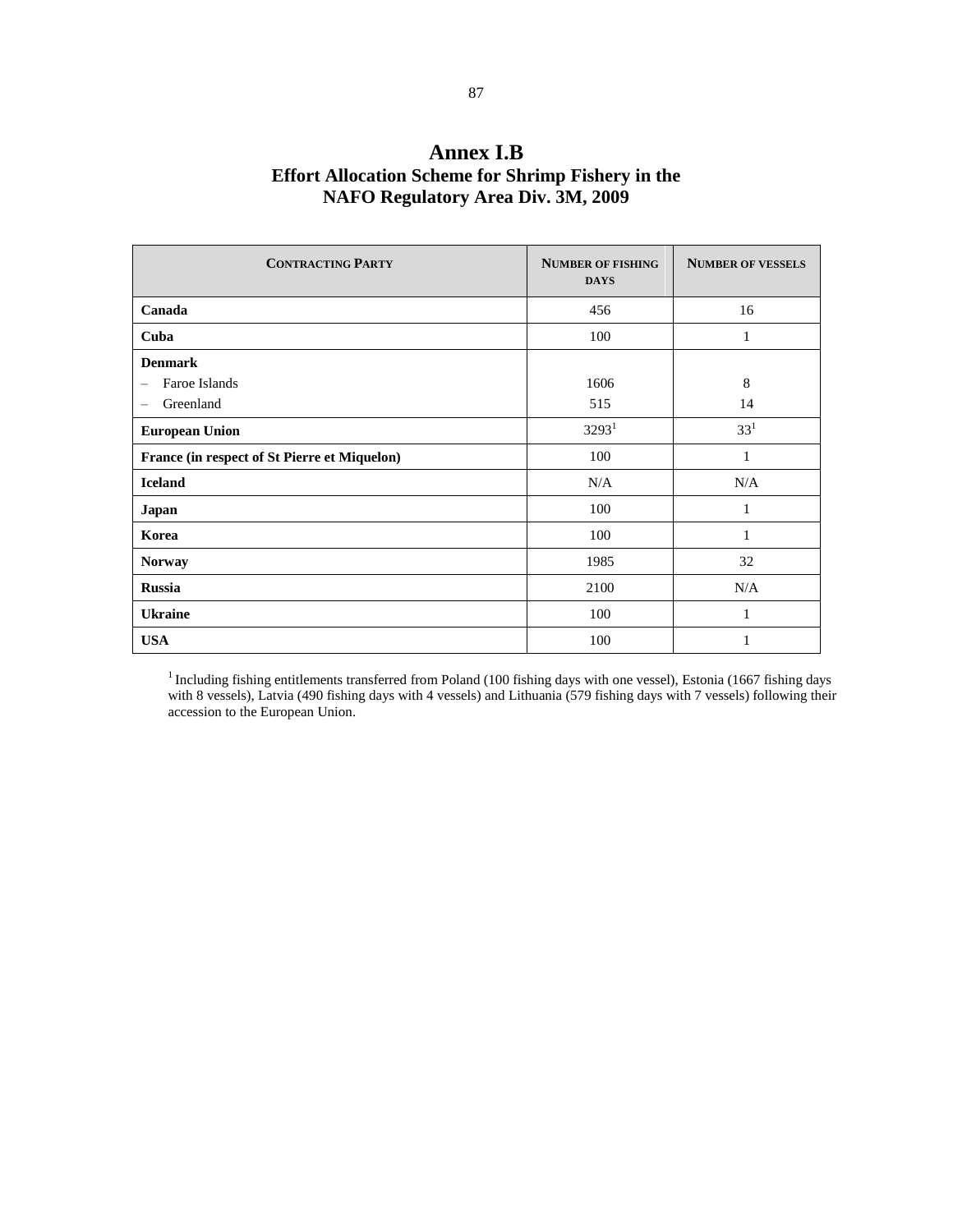# Annex I.B

## Effort Allocation Scheme for Shrimp Fishery in the NAFO Regulatory Area Div. 3M, 2009

| CONTRACTING PARTY | NUMBER OF FISHING DAYS | NUMBER OF VESSELS |
|---|---|---|
| **Canada** | 456 | 16 |
| **Cuba** | 100 | 1 |
| **Denmark** | | |
| – Faroe Islands | 1606 | 8 |
| – Greenland | 515 | 14 |
| **European Union** | 3293[1] | 33[1] |
| **France (in respect of St Pierre et Miquelon)** | 100 | 1 |
| **Iceland** | N/A | N/A |
| **Japan** | 100 | 1 |
| **Korea** | 100 | 1 |
| **Norway** | 1985 | 32 |
| **Russia** | 2100 | N/A |
| **Ukraine** | 100 | 1 |
| **USA** | 100 | 1 |

[1] Including fishing entitlements transferred from Poland (100 fishing days with one vessel), Estonia (1667 fishing days with 8 vessels), Latvia (490 fishing days with 4 vessels) and Lithuania (579 fishing days with 7 vessels) following their accession to the European Union.